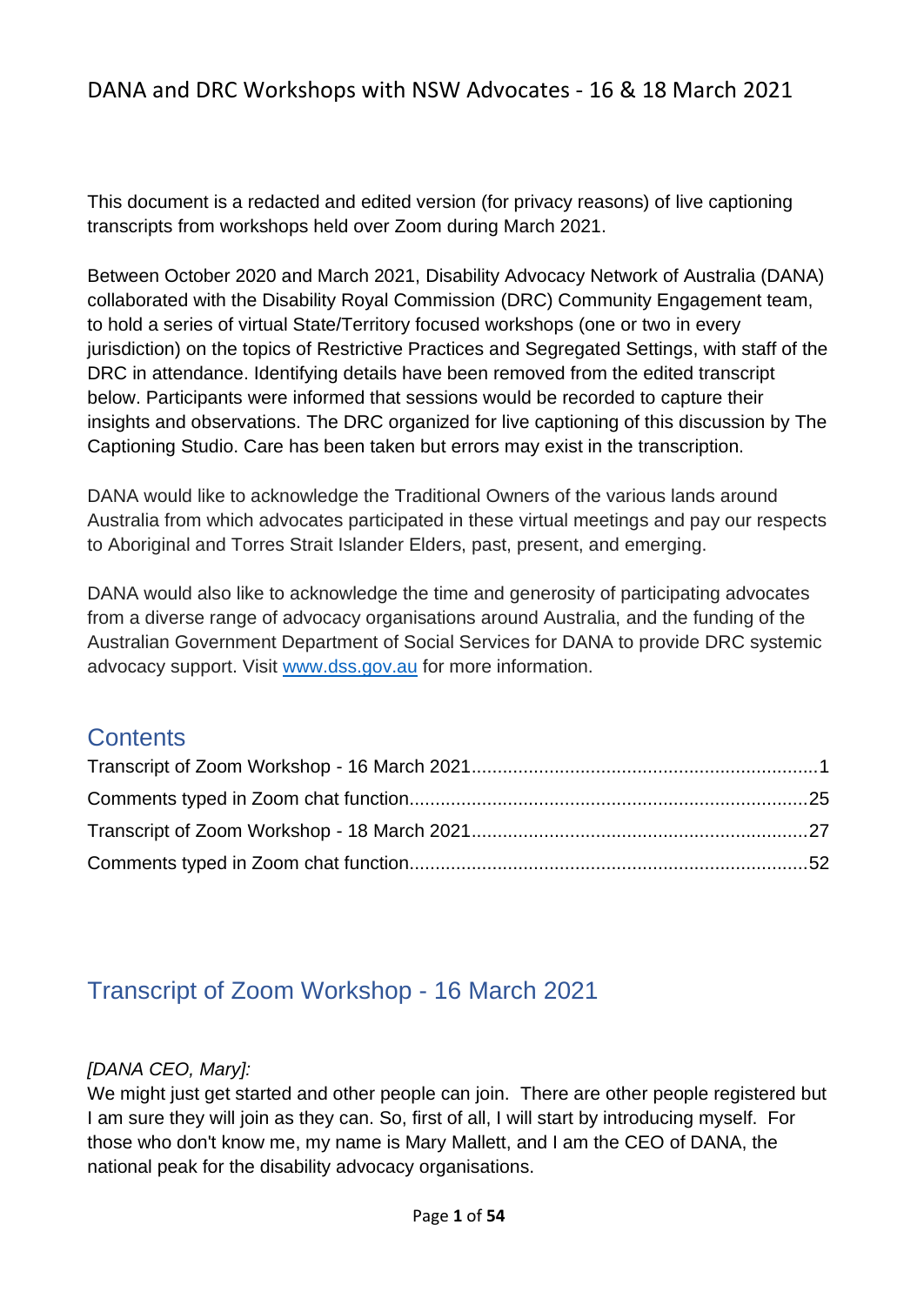# DANA and DRC Workshops with NSW Advocates - 16 & 18 March 2021

This document is a redacted and edited version (for privacy reasons) of live captioning transcripts from workshops held over Zoom during March 2021.

Between October 2020 and March 2021, Disability Advocacy Network of Australia (DANA) collaborated with the Disability Royal Commission (DRC) Community Engagement team, to hold a series of virtual State/Territory focused workshops (one or two in every jurisdiction) on the topics of Restrictive Practices and Segregated Settings, with staff of the DRC in attendance. Identifying details have been removed from the edited transcript below. Participants were informed that sessions would be recorded to capture their insights and observations. The DRC organized for live captioning of this discussion by The Captioning Studio. Care has been taken but errors may exist in the transcription.

DANA would like to acknowledge the Traditional Owners of the various lands around Australia from which advocates participated in these virtual meetings and pay our respects to Aboriginal and Torres Strait Islander Elders, past, present, and emerging.

DANA would also like to acknowledge the time and generosity of participating advocates from a diverse range of advocacy organisations around Australia, and the funding of the Australian Government Department of Social Services for DANA to provide DRC systemic advocacy support. Visit www.dss.gov.au for more information.

## Contents

- Transcript of Zoom Workshop - 16 March 2021 ........ 1
- Comments typed in Zoom chat function ........ 25
- Transcript of Zoom Workshop - 18 March 2021 ........ 27
- Comments typed in Zoom chat function ........ 52

## Transcript of Zoom Workshop - 16 March 2021

*[DANA CEO, Mary]:*

We might just get started and other people can join. There are other people registered but I am sure they will join as they can. So, first of all, I will start by introducing myself. For those who don't know me, my name is Mary Mallett, and I am the CEO of DANA, the national peak for the disability advocacy organisations.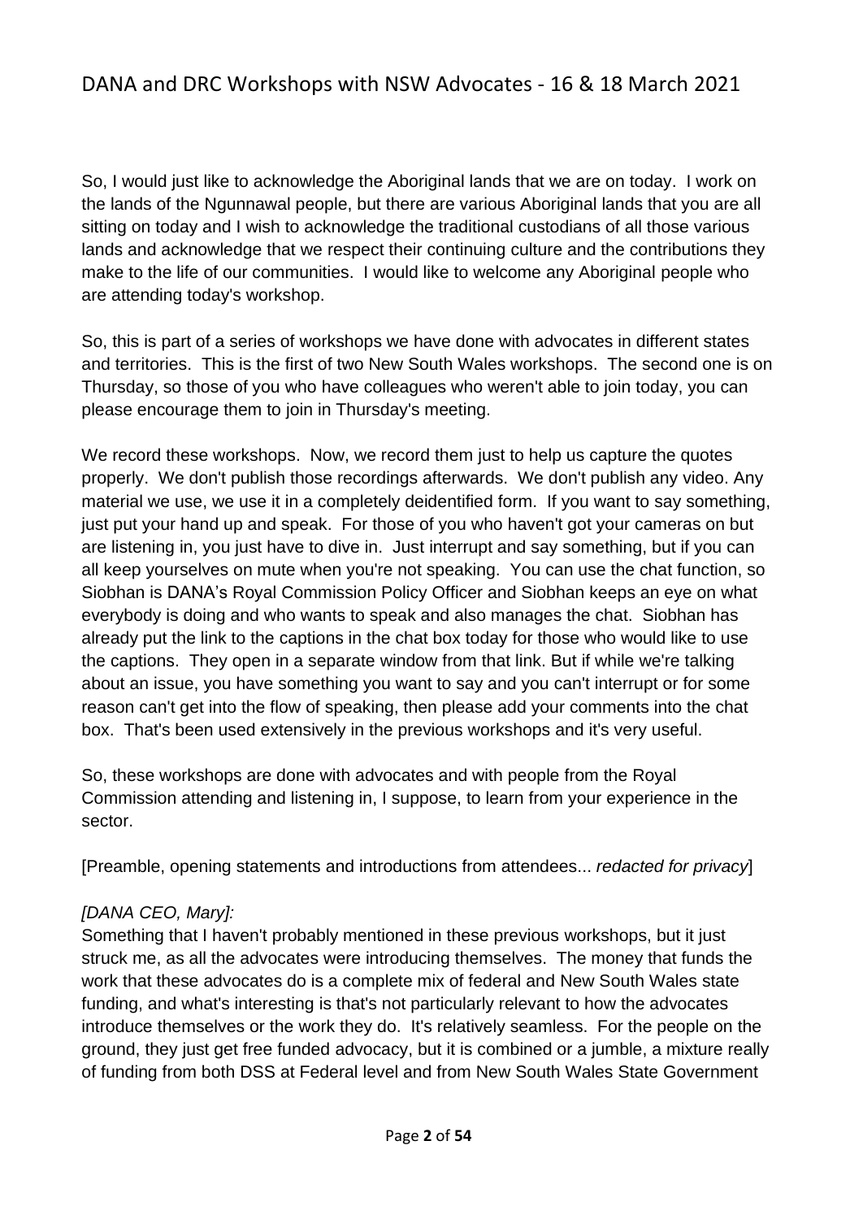So, I would just like to acknowledge the Aboriginal lands that we are on today. I work on the lands of the Ngunnawal people, but there are various Aboriginal lands that you are all sitting on today and I wish to acknowledge the traditional custodians of all those various lands and acknowledge that we respect their continuing culture and the contributions they make to the life of our communities. I would like to welcome any Aboriginal people who are attending today's workshop.

So, this is part of a series of workshops we have done with advocates in different states and territories. This is the first of two New South Wales workshops. The second one is on Thursday, so those of you who have colleagues who weren't able to join today, you can please encourage them to join in Thursday's meeting.

We record these workshops. Now, we record them just to help us capture the quotes properly. We don't publish those recordings afterwards. We don't publish any video. Any material we use, we use it in a completely deidentified form. If you want to say something, just put your hand up and speak. For those of you who haven't got your cameras on but are listening in, you just have to dive in. Just interrupt and say something, but if you can all keep yourselves on mute when you're not speaking. You can use the chat function, so Siobhan is DANA's Royal Commission Policy Officer and Siobhan keeps an eye on what everybody is doing and who wants to speak and also manages the chat. Siobhan has already put the link to the captions in the chat box today for those who would like to use the captions. They open in a separate window from that link. But if while we're talking about an issue, you have something you want to say and you can't interrupt or for some reason can't get into the flow of speaking, then please add your comments into the chat box. That's been used extensively in the previous workshops and it's very useful.

So, these workshops are done with advocates and with people from the Royal Commission attending and listening in, I suppose, to learn from your experience in the sector.

[Preamble, opening statements and introductions from attendees... *redacted for privacy*]

*[DANA CEO, Mary]:*
Something that I haven't probably mentioned in these previous workshops, but it just struck me, as all the advocates were introducing themselves. The money that funds the work that these advocates do is a complete mix of federal and New South Wales state funding, and what's interesting is that's not particularly relevant to how the advocates introduce themselves or the work they do. It's relatively seamless. For the people on the ground, they just get free funded advocacy, but it is combined or a jumble, a mixture really of funding from both DSS at Federal level and from New South Wales State Government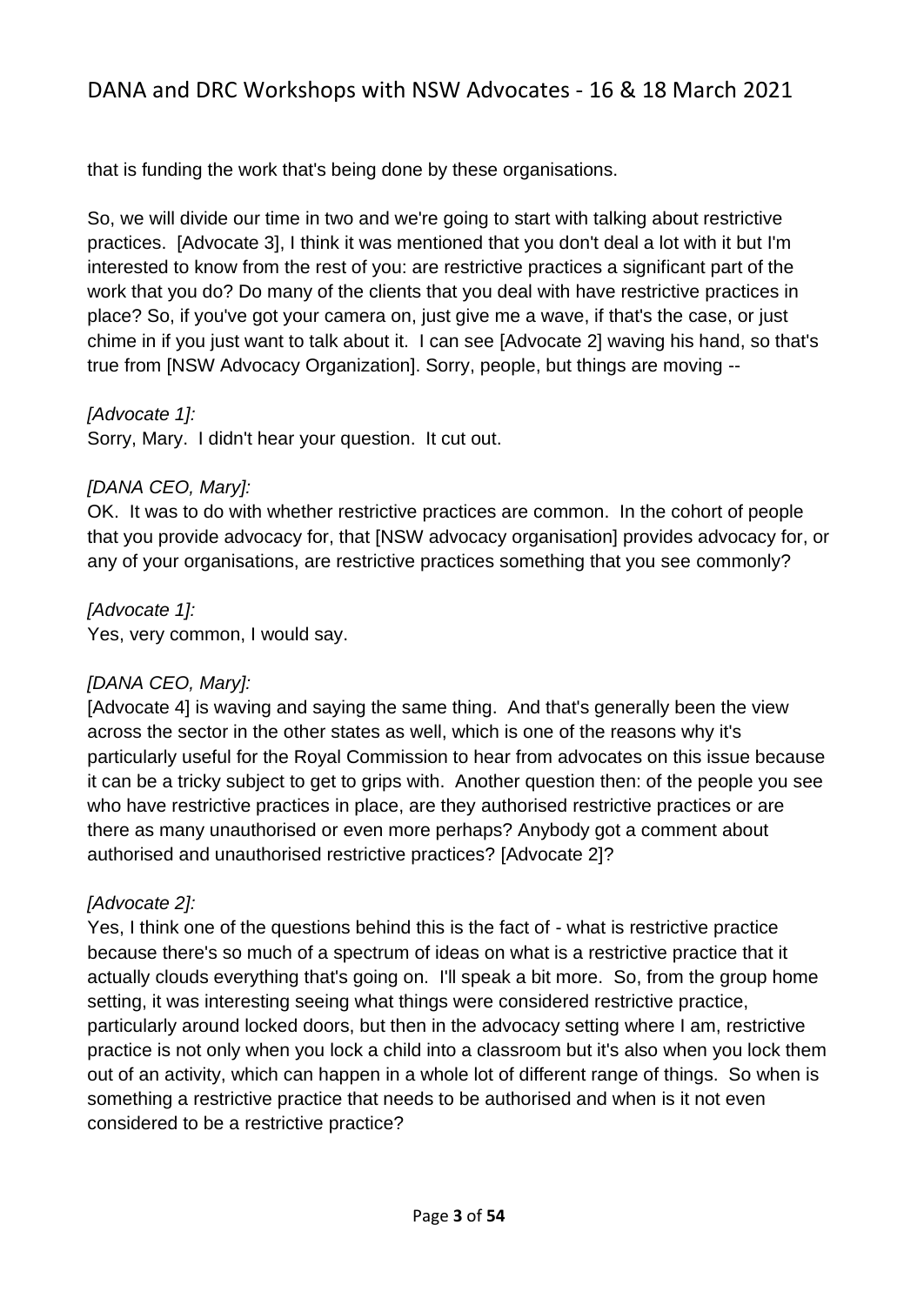that is funding the work that's being done by these organisations.

So, we will divide our time in two and we're going to start with talking about restrictive practices. [Advocate 3], I think it was mentioned that you don't deal a lot with it but I'm interested to know from the rest of you: are restrictive practices a significant part of the work that you do? Do many of the clients that you deal with have restrictive practices in place? So, if you've got your camera on, just give me a wave, if that's the case, or just chime in if you just want to talk about it. I can see [Advocate 2] waving his hand, so that's true from [NSW Advocacy Organization]. Sorry, people, but things are moving --

*[Advocate 1]:*
Sorry, Mary. I didn't hear your question. It cut out.

*[DANA CEO, Mary]:*
OK. It was to do with whether restrictive practices are common. In the cohort of people that you provide advocacy for, that [NSW advocacy organisation] provides advocacy for, or any of your organisations, are restrictive practices something that you see commonly?

*[Advocate 1]:*
Yes, very common, I would say.

*[DANA CEO, Mary]:*
[Advocate 4] is waving and saying the same thing. And that's generally been the view across the sector in the other states as well, which is one of the reasons why it's particularly useful for the Royal Commission to hear from advocates on this issue because it can be a tricky subject to get to grips with. Another question then: of the people you see who have restrictive practices in place, are they authorised restrictive practices or are there as many unauthorised or even more perhaps? Anybody got a comment about authorised and unauthorised restrictive practices? [Advocate 2]?

*[Advocate 2]:*
Yes, I think one of the questions behind this is the fact of - what is restrictive practice because there's so much of a spectrum of ideas on what is a restrictive practice that it actually clouds everything that's going on. I'll speak a bit more. So, from the group home setting, it was interesting seeing what things were considered restrictive practice, particularly around locked doors, but then in the advocacy setting where I am, restrictive practice is not only when you lock a child into a classroom but it's also when you lock them out of an activity, which can happen in a whole lot of different range of things. So when is something a restrictive practice that needs to be authorised and when is it not even considered to be a restrictive practice?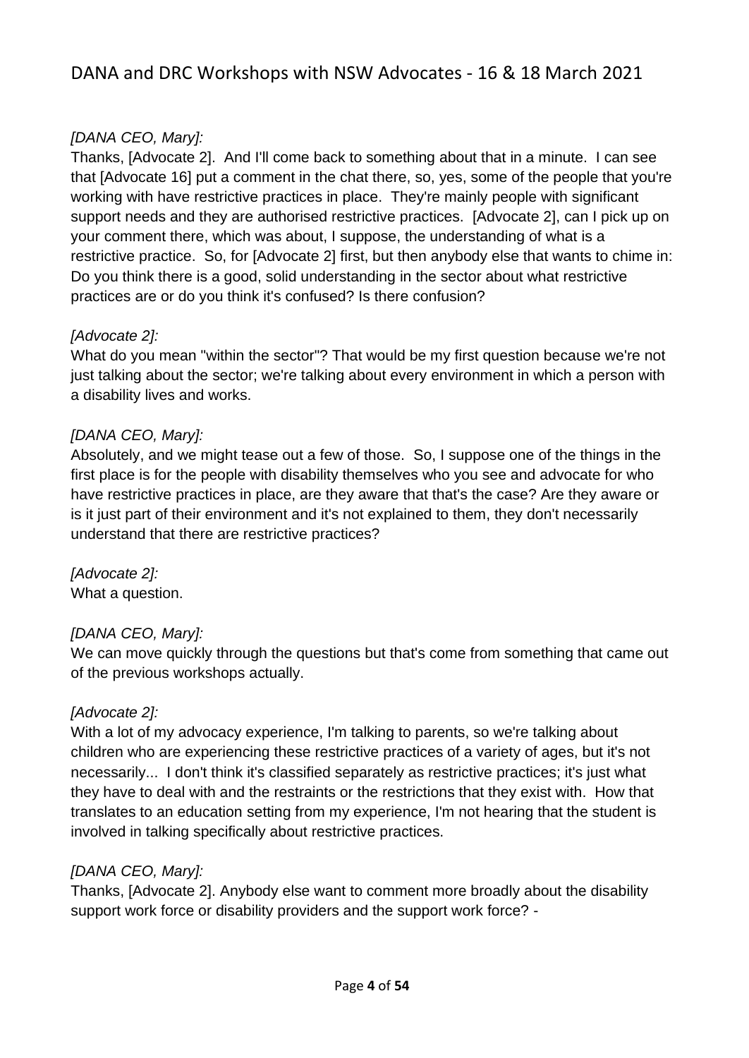*[DANA CEO, Mary]:*
Thanks, [Advocate 2]. And I'll come back to something about that in a minute. I can see that [Advocate 16] put a comment in the chat there, so, yes, some of the people that you're working with have restrictive practices in place. They're mainly people with significant support needs and they are authorised restrictive practices. [Advocate 2], can I pick up on your comment there, which was about, I suppose, the understanding of what is a restrictive practice. So, for [Advocate 2] first, but then anybody else that wants to chime in: Do you think there is a good, solid understanding in the sector about what restrictive practices are or do you think it's confused? Is there confusion?

*[Advocate 2]:*
What do you mean "within the sector"? That would be my first question because we're not just talking about the sector; we're talking about every environment in which a person with a disability lives and works.

*[DANA CEO, Mary]:*
Absolutely, and we might tease out a few of those. So, I suppose one of the things in the first place is for the people with disability themselves who you see and advocate for who have restrictive practices in place, are they aware that that's the case? Are they aware or is it just part of their environment and it's not explained to them, they don't necessarily understand that there are restrictive practices?

*[Advocate 2]:*
What a question.

*[DANA CEO, Mary]:*
We can move quickly through the questions but that's come from something that came out of the previous workshops actually.

*[Advocate 2]:*
With a lot of my advocacy experience, I'm talking to parents, so we're talking about children who are experiencing these restrictive practices of a variety of ages, but it's not necessarily... I don't think it's classified separately as restrictive practices; it's just what they have to deal with and the restraints or the restrictions that they exist with. How that translates to an education setting from my experience, I'm not hearing that the student is involved in talking specifically about restrictive practices.

*[DANA CEO, Mary]:*
Thanks, [Advocate 2]. Anybody else want to comment more broadly about the disability support work force or disability providers and the support work force? -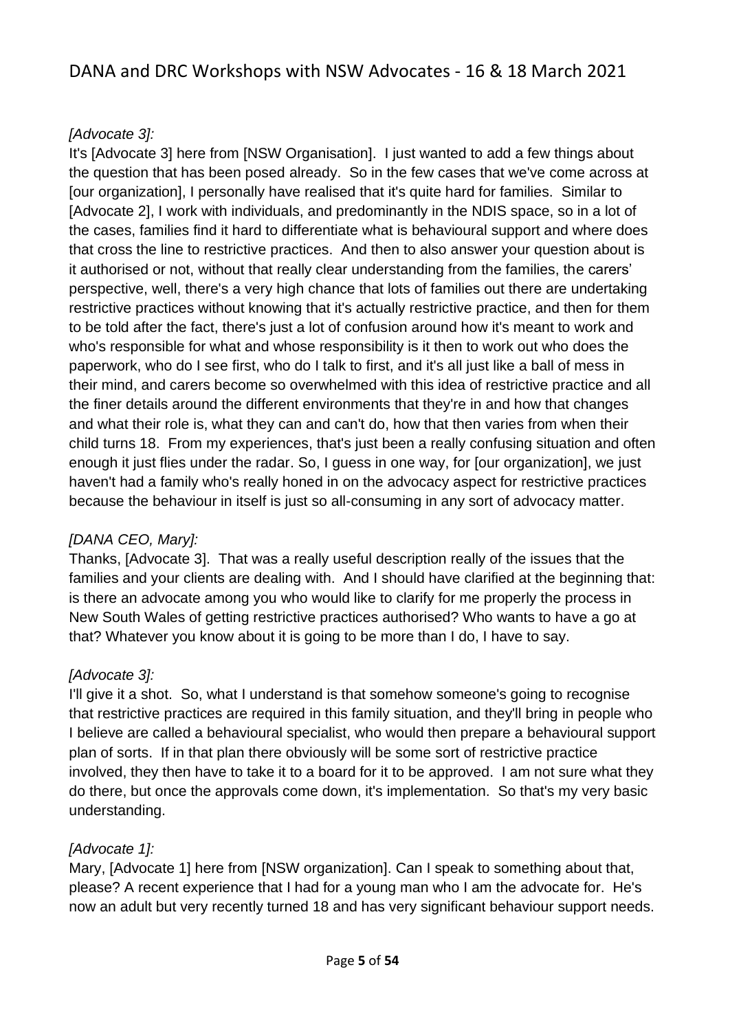*[Advocate 3]:*

It's [Advocate 3] here from [NSW Organisation]. I just wanted to add a few things about the question that has been posed already. So in the few cases that we've come across at [our organization], I personally have realised that it's quite hard for families. Similar to [Advocate 2], I work with individuals, and predominantly in the NDIS space, so in a lot of the cases, families find it hard to differentiate what is behavioural support and where does that cross the line to restrictive practices. And then to also answer your question about is it authorised or not, without that really clear understanding from the families, the carers' perspective, well, there's a very high chance that lots of families out there are undertaking restrictive practices without knowing that it's actually restrictive practice, and then for them to be told after the fact, there's just a lot of confusion around how it's meant to work and who's responsible for what and whose responsibility is it then to work out who does the paperwork, who do I see first, who do I talk to first, and it's all just like a ball of mess in their mind, and carers become so overwhelmed with this idea of restrictive practice and all the finer details around the different environments that they're in and how that changes and what their role is, what they can and can't do, how that then varies from when their child turns 18. From my experiences, that's just been a really confusing situation and often enough it just flies under the radar. So, I guess in one way, for [our organization], we just haven't had a family who's really honed in on the advocacy aspect for restrictive practices because the behaviour in itself is just so all-consuming in any sort of advocacy matter.

*[DANA CEO, Mary]:*

Thanks, [Advocate 3]. That was a really useful description really of the issues that the families and your clients are dealing with. And I should have clarified at the beginning that: is there an advocate among you who would like to clarify for me properly the process in New South Wales of getting restrictive practices authorised? Who wants to have a go at that? Whatever you know about it is going to be more than I do, I have to say.

*[Advocate 3]:*

I'll give it a shot. So, what I understand is that somehow someone's going to recognise that restrictive practices are required in this family situation, and they'll bring in people who I believe are called a behavioural specialist, who would then prepare a behavioural support plan of sorts. If in that plan there obviously will be some sort of restrictive practice involved, they then have to take it to a board for it to be approved. I am not sure what they do there, but once the approvals come down, it's implementation. So that's my very basic understanding.

*[Advocate 1]:*

Mary, [Advocate 1] here from [NSW organization]. Can I speak to something about that, please? A recent experience that I had for a young man who I am the advocate for. He's now an adult but very recently turned 18 and has very significant behaviour support needs.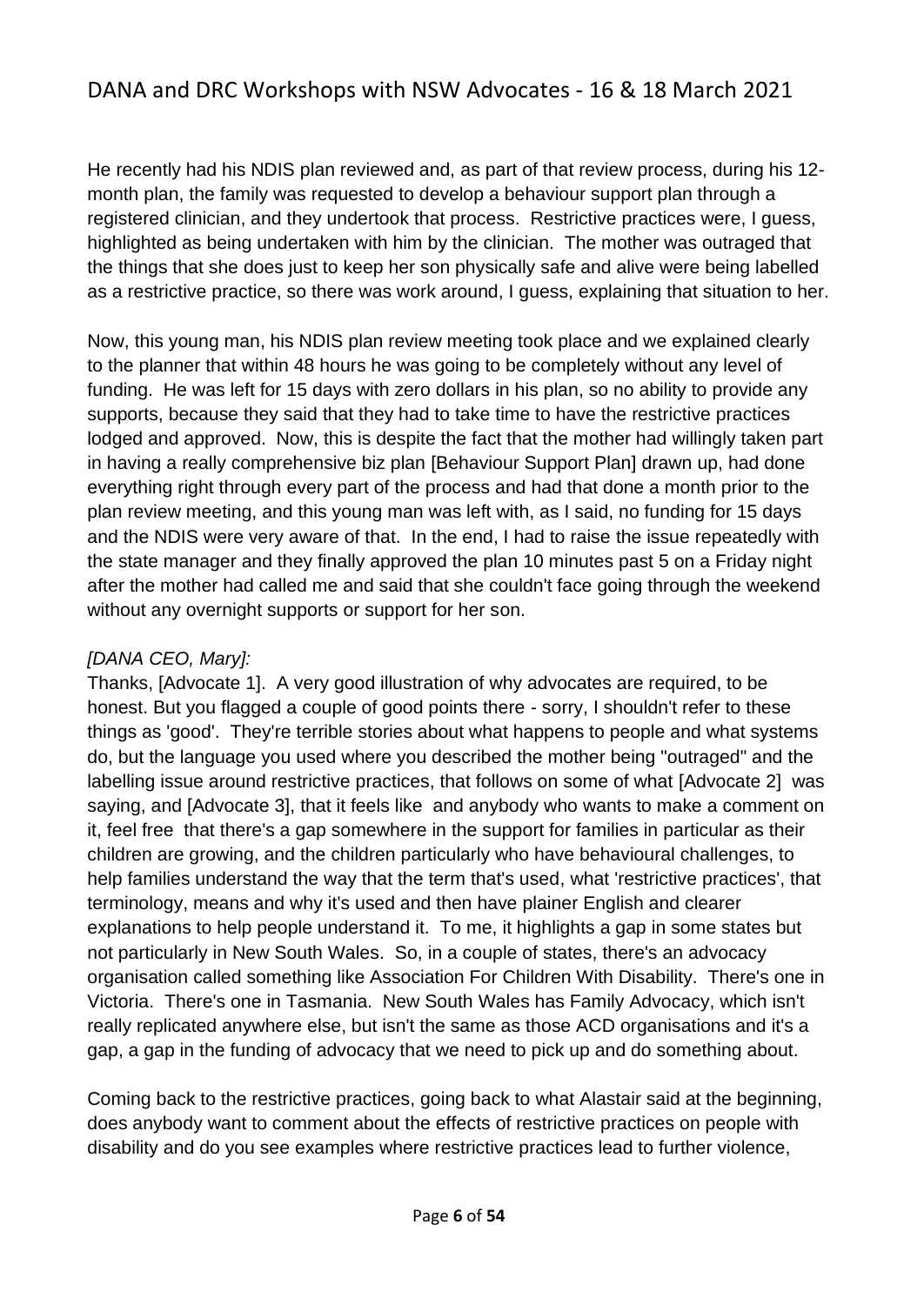He recently had his NDIS plan reviewed and, as part of that review process, during his 12-month plan, the family was requested to develop a behaviour support plan through a registered clinician, and they undertook that process. Restrictive practices were, I guess, highlighted as being undertaken with him by the clinician. The mother was outraged that the things that she does just to keep her son physically safe and alive were being labelled as a restrictive practice, so there was work around, I guess, explaining that situation to her.

Now, this young man, his NDIS plan review meeting took place and we explained clearly to the planner that within 48 hours he was going to be completely without any level of funding. He was left for 15 days with zero dollars in his plan, so no ability to provide any supports, because they said that they had to take time to have the restrictive practices lodged and approved. Now, this is despite the fact that the mother had willingly taken part in having a really comprehensive biz plan [Behaviour Support Plan] drawn up, had done everything right through every part of the process and had that done a month prior to the plan review meeting, and this young man was left with, as I said, no funding for 15 days and the NDIS were very aware of that. In the end, I had to raise the issue repeatedly with the state manager and they finally approved the plan 10 minutes past 5 on a Friday night after the mother had called me and said that she couldn't face going through the weekend without any overnight supports or support for her son.

*[DANA CEO, Mary]:*

Thanks, [Advocate 1]. A very good illustration of why advocates are required, to be honest. But you flagged a couple of good points there - sorry, I shouldn't refer to these things as 'good'. They're terrible stories about what happens to people and what systems do, but the language you used where you described the mother being "outraged" and the labelling issue around restrictive practices, that follows on some of what [Advocate 2] was saying, and [Advocate 3], that it feels like and anybody who wants to make a comment on it, feel free that there's a gap somewhere in the support for families in particular as their children are growing, and the children particularly who have behavioural challenges, to help families understand the way that the term that's used, what 'restrictive practices', that terminology, means and why it's used and then have plainer English and clearer explanations to help people understand it. To me, it highlights a gap in some states but not particularly in New South Wales. So, in a couple of states, there's an advocacy organisation called something like Association For Children With Disability. There's one in Victoria. There's one in Tasmania. New South Wales has Family Advocacy, which isn't really replicated anywhere else, but isn't the same as those ACD organisations and it's a gap, a gap in the funding of advocacy that we need to pick up and do something about.

Coming back to the restrictive practices, going back to what Alastair said at the beginning, does anybody want to comment about the effects of restrictive practices on people with disability and do you see examples where restrictive practices lead to further violence,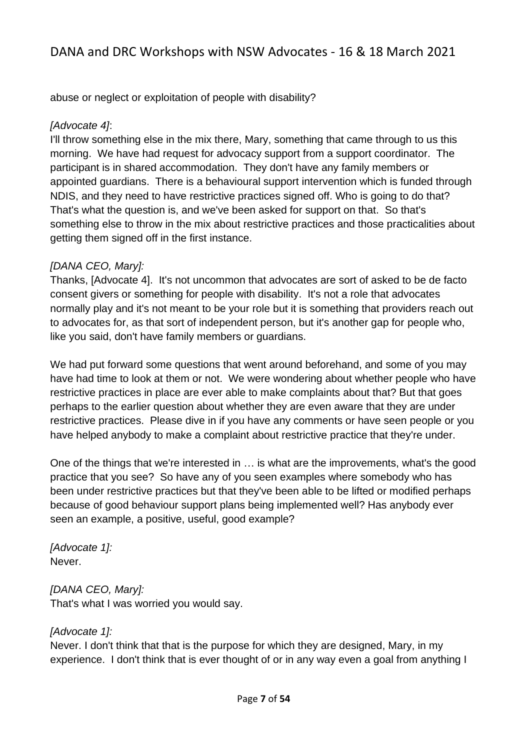abuse or neglect or exploitation of people with disability?

*[Advocate 4]*:
I'll throw something else in the mix there, Mary, something that came through to us this morning. We have had request for advocacy support from a support coordinator. The participant is in shared accommodation. They don't have any family members or appointed guardians. There is a behavioural support intervention which is funded through NDIS, and they need to have restrictive practices signed off. Who is going to do that? That's what the question is, and we've been asked for support on that. So that's something else to throw in the mix about restrictive practices and those practicalities about getting them signed off in the first instance.

*[DANA CEO, Mary]:*
Thanks, [Advocate 4]. It's not uncommon that advocates are sort of asked to be de facto consent givers or something for people with disability. It's not a role that advocates normally play and it's not meant to be your role but it is something that providers reach out to advocates for, as that sort of independent person, but it's another gap for people who, like you said, don't have family members or guardians.

We had put forward some questions that went around beforehand, and some of you may have had time to look at them or not. We were wondering about whether people who have restrictive practices in place are ever able to make complaints about that? But that goes perhaps to the earlier question about whether they are even aware that they are under restrictive practices. Please dive in if you have any comments or have seen people or you have helped anybody to make a complaint about restrictive practice that they're under.

One of the things that we're interested in … is what are the improvements, what's the good practice that you see? So have any of you seen examples where somebody who has been under restrictive practices but that they've been able to be lifted or modified perhaps because of good behaviour support plans being implemented well? Has anybody ever seen an example, a positive, useful, good example?

*[Advocate 1]:*
Never.

*[DANA CEO, Mary]:*
That's what I was worried you would say.

*[Advocate 1]:*
Never. I don't think that that is the purpose for which they are designed, Mary, in my experience. I don't think that is ever thought of or in any way even a goal from anything I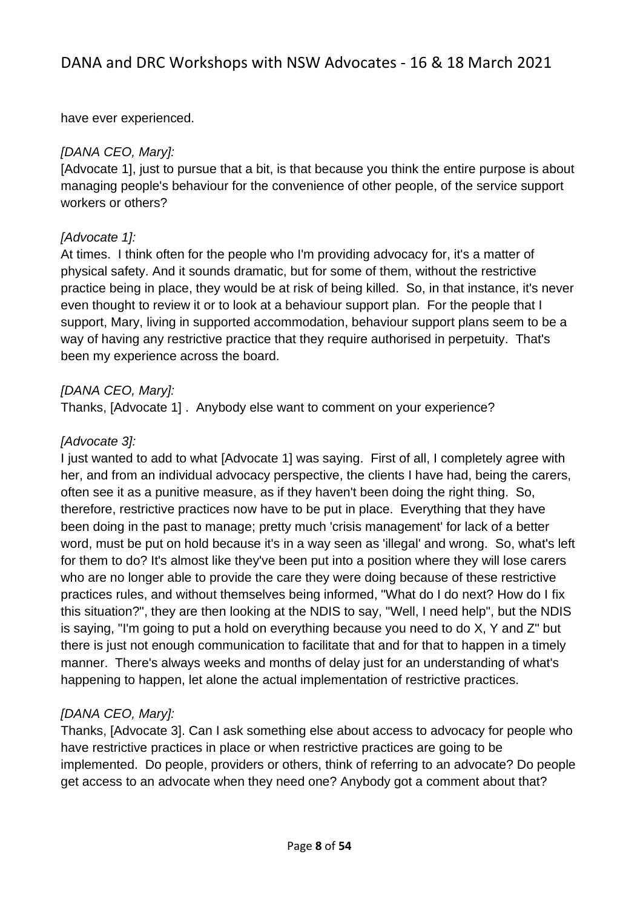have ever experienced.

*[DANA CEO, Mary]:*

[Advocate 1], just to pursue that a bit, is that because you think the entire purpose is about managing people's behaviour for the convenience of other people, of the service support workers or others?

*[Advocate 1]:*

At times. I think often for the people who I'm providing advocacy for, it's a matter of physical safety. And it sounds dramatic, but for some of them, without the restrictive practice being in place, they would be at risk of being killed. So, in that instance, it's never even thought to review it or to look at a behaviour support plan. For the people that I support, Mary, living in supported accommodation, behaviour support plans seem to be a way of having any restrictive practice that they require authorised in perpetuity. That's been my experience across the board.

*[DANA CEO, Mary]:*

Thanks, [Advocate 1] . Anybody else want to comment on your experience?

*[Advocate 3]:*

I just wanted to add to what [Advocate 1] was saying. First of all, I completely agree with her, and from an individual advocacy perspective, the clients I have had, being the carers, often see it as a punitive measure, as if they haven't been doing the right thing. So, therefore, restrictive practices now have to be put in place. Everything that they have been doing in the past to manage; pretty much 'crisis management' for lack of a better word, must be put on hold because it's in a way seen as 'illegal' and wrong. So, what's left for them to do? It's almost like they've been put into a position where they will lose carers who are no longer able to provide the care they were doing because of these restrictive practices rules, and without themselves being informed, "What do I do next? How do I fix this situation?", they are then looking at the NDIS to say, "Well, I need help", but the NDIS is saying, "I'm going to put a hold on everything because you need to do X, Y and Z" but there is just not enough communication to facilitate that and for that to happen in a timely manner. There's always weeks and months of delay just for an understanding of what's happening to happen, let alone the actual implementation of restrictive practices.

*[DANA CEO, Mary]:*

Thanks, [Advocate 3]. Can I ask something else about access to advocacy for people who have restrictive practices in place or when restrictive practices are going to be implemented. Do people, providers or others, think of referring to an advocate? Do people get access to an advocate when they need one? Anybody got a comment about that?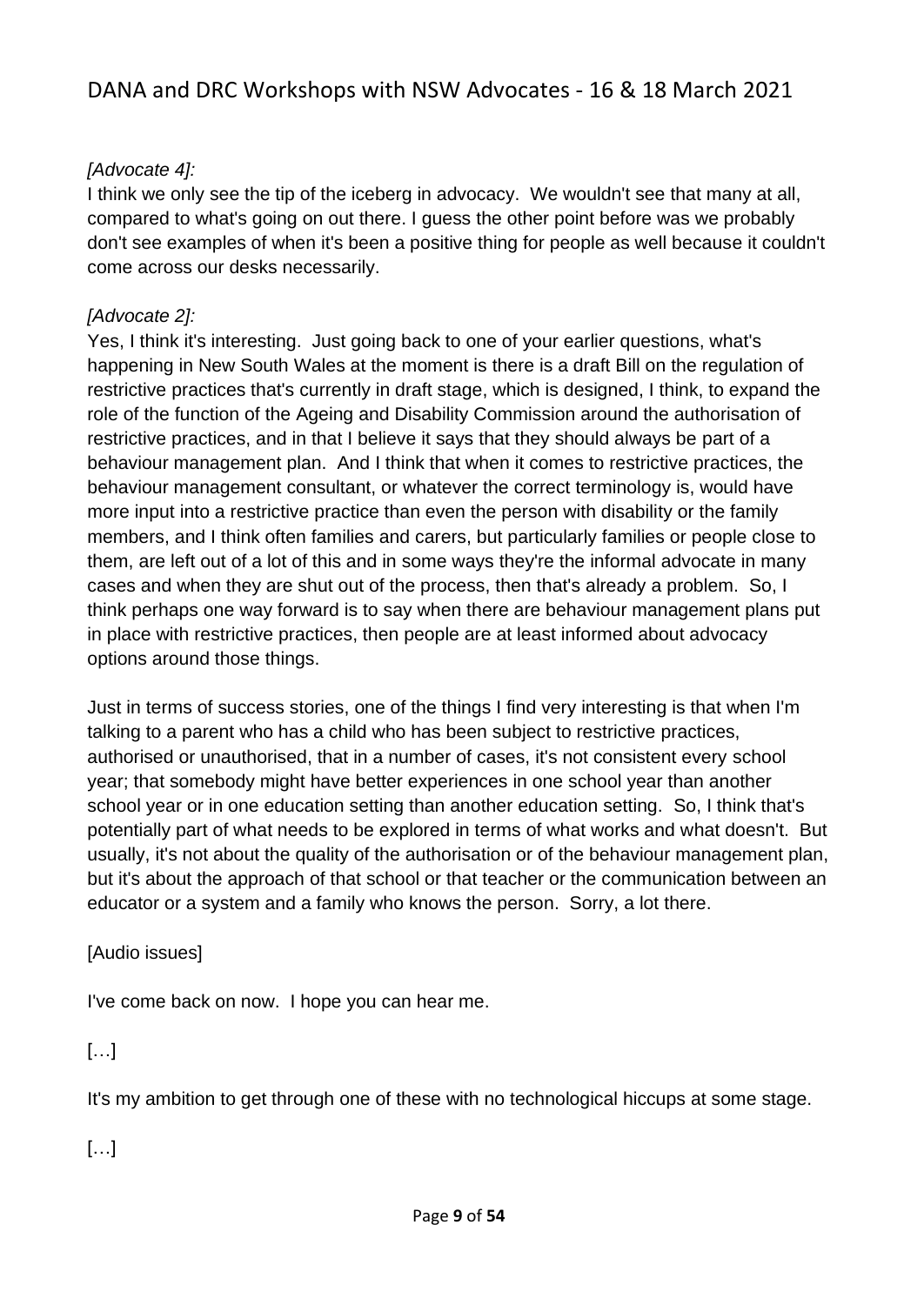*[Advocate 4]:*
I think we only see the tip of the iceberg in advocacy. We wouldn't see that many at all, compared to what's going on out there. I guess the other point before was we probably don't see examples of when it's been a positive thing for people as well because it couldn't come across our desks necessarily.

*[Advocate 2]:*
Yes, I think it's interesting. Just going back to one of your earlier questions, what's happening in New South Wales at the moment is there is a draft Bill on the regulation of restrictive practices that's currently in draft stage, which is designed, I think, to expand the role of the function of the Ageing and Disability Commission around the authorisation of restrictive practices, and in that I believe it says that they should always be part of a behaviour management plan. And I think that when it comes to restrictive practices, the behaviour management consultant, or whatever the correct terminology is, would have more input into a restrictive practice than even the person with disability or the family members, and I think often families and carers, but particularly families or people close to them, are left out of a lot of this and in some ways they're the informal advocate in many cases and when they are shut out of the process, then that's already a problem. So, I think perhaps one way forward is to say when there are behaviour management plans put in place with restrictive practices, then people are at least informed about advocacy options around those things.

Just in terms of success stories, one of the things I find very interesting is that when I'm talking to a parent who has a child who has been subject to restrictive practices, authorised or unauthorised, that in a number of cases, it's not consistent every school year; that somebody might have better experiences in one school year than another school year or in one education setting than another education setting. So, I think that's potentially part of what needs to be explored in terms of what works and what doesn't. But usually, it's not about the quality of the authorisation or of the behaviour management plan, but it's about the approach of that school or that teacher or the communication between an educator or a system and a family who knows the person. Sorry, a lot there.

[Audio issues]

I've come back on now. I hope you can hear me.

[…]

It's my ambition to get through one of these with no technological hiccups at some stage.

[…]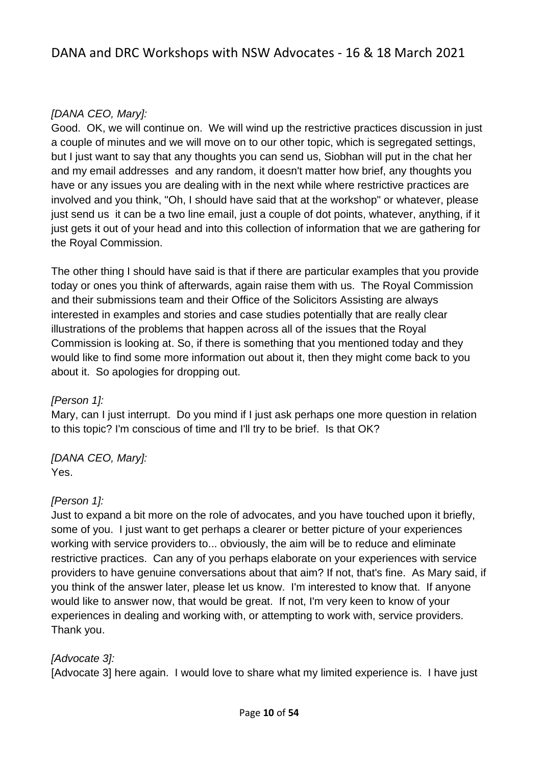*[DANA CEO, Mary]:*
Good. OK, we will continue on. We will wind up the restrictive practices discussion in just a couple of minutes and we will move on to our other topic, which is segregated settings, but I just want to say that any thoughts you can send us, Siobhan will put in the chat her and my email addresses and any random, it doesn't matter how brief, any thoughts you have or any issues you are dealing with in the next while where restrictive practices are involved and you think, "Oh, I should have said that at the workshop" or whatever, please just send us it can be a two line email, just a couple of dot points, whatever, anything, if it just gets it out of your head and into this collection of information that we are gathering for the Royal Commission.

The other thing I should have said is that if there are particular examples that you provide today or ones you think of afterwards, again raise them with us. The Royal Commission and their submissions team and their Office of the Solicitors Assisting are always interested in examples and stories and case studies potentially that are really clear illustrations of the problems that happen across all of the issues that the Royal Commission is looking at. So, if there is something that you mentioned today and they would like to find some more information out about it, then they might come back to you about it. So apologies for dropping out.

*[Person 1]:*
Mary, can I just interrupt. Do you mind if I just ask perhaps one more question in relation to this topic? I'm conscious of time and I'll try to be brief. Is that OK?

*[DANA CEO, Mary]:*
Yes.

*[Person 1]:*
Just to expand a bit more on the role of advocates, and you have touched upon it briefly, some of you. I just want to get perhaps a clearer or better picture of your experiences working with service providers to... obviously, the aim will be to reduce and eliminate restrictive practices. Can any of you perhaps elaborate on your experiences with service providers to have genuine conversations about that aim? If not, that's fine. As Mary said, if you think of the answer later, please let us know. I'm interested to know that. If anyone would like to answer now, that would be great. If not, I'm very keen to know of your experiences in dealing and working with, or attempting to work with, service providers. Thank you.

*[Advocate 3]:*
[Advocate 3] here again. I would love to share what my limited experience is. I have just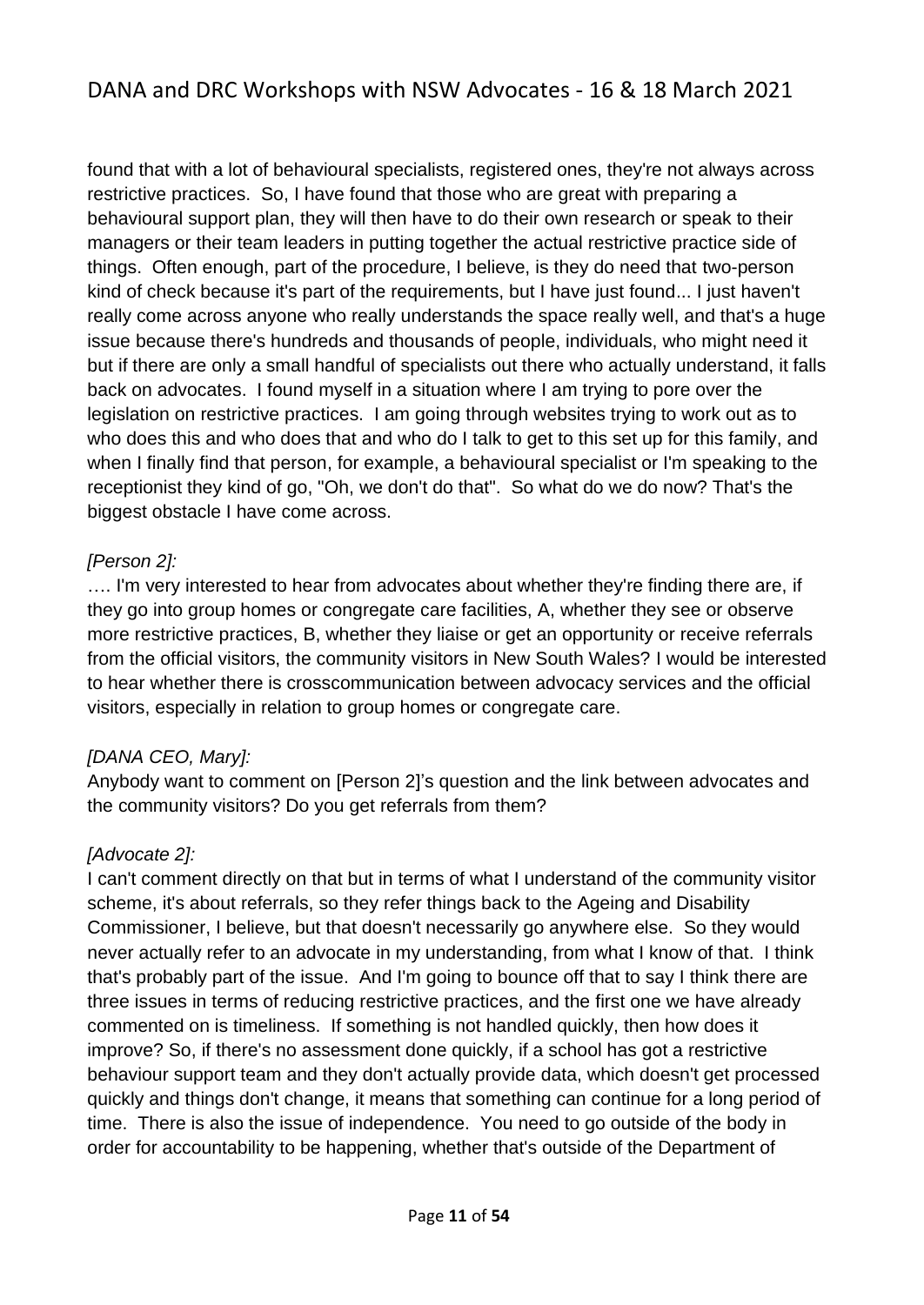found that with a lot of behavioural specialists, registered ones, they're not always across restrictive practices. So, I have found that those who are great with preparing a behavioural support plan, they will then have to do their own research or speak to their managers or their team leaders in putting together the actual restrictive practice side of things. Often enough, part of the procedure, I believe, is they do need that two-person kind of check because it's part of the requirements, but I have just found... I just haven't really come across anyone who really understands the space really well, and that's a huge issue because there's hundreds and thousands of people, individuals, who might need it but if there are only a small handful of specialists out there who actually understand, it falls back on advocates. I found myself in a situation where I am trying to pore over the legislation on restrictive practices. I am going through websites trying to work out as to who does this and who does that and who do I talk to get to this set up for this family, and when I finally find that person, for example, a behavioural specialist or I'm speaking to the receptionist they kind of go, "Oh, we don't do that". So what do we do now? That's the biggest obstacle I have come across.

*[Person 2]:*

…. I'm very interested to hear from advocates about whether they're finding there are, if they go into group homes or congregate care facilities, A, whether they see or observe more restrictive practices, B, whether they liaise or get an opportunity or receive referrals from the official visitors, the community visitors in New South Wales? I would be interested to hear whether there is crosscommunication between advocacy services and the official visitors, especially in relation to group homes or congregate care.

*[DANA CEO, Mary]:*

Anybody want to comment on [Person 2]'s question and the link between advocates and the community visitors? Do you get referrals from them?

*[Advocate 2]:*

I can't comment directly on that but in terms of what I understand of the community visitor scheme, it's about referrals, so they refer things back to the Ageing and Disability Commissioner, I believe, but that doesn't necessarily go anywhere else. So they would never actually refer to an advocate in my understanding, from what I know of that. I think that's probably part of the issue. And I'm going to bounce off that to say I think there are three issues in terms of reducing restrictive practices, and the first one we have already commented on is timeliness. If something is not handled quickly, then how does it improve? So, if there's no assessment done quickly, if a school has got a restrictive behaviour support team and they don't actually provide data, which doesn't get processed quickly and things don't change, it means that something can continue for a long period of time. There is also the issue of independence. You need to go outside of the body in order for accountability to be happening, whether that's outside of the Department of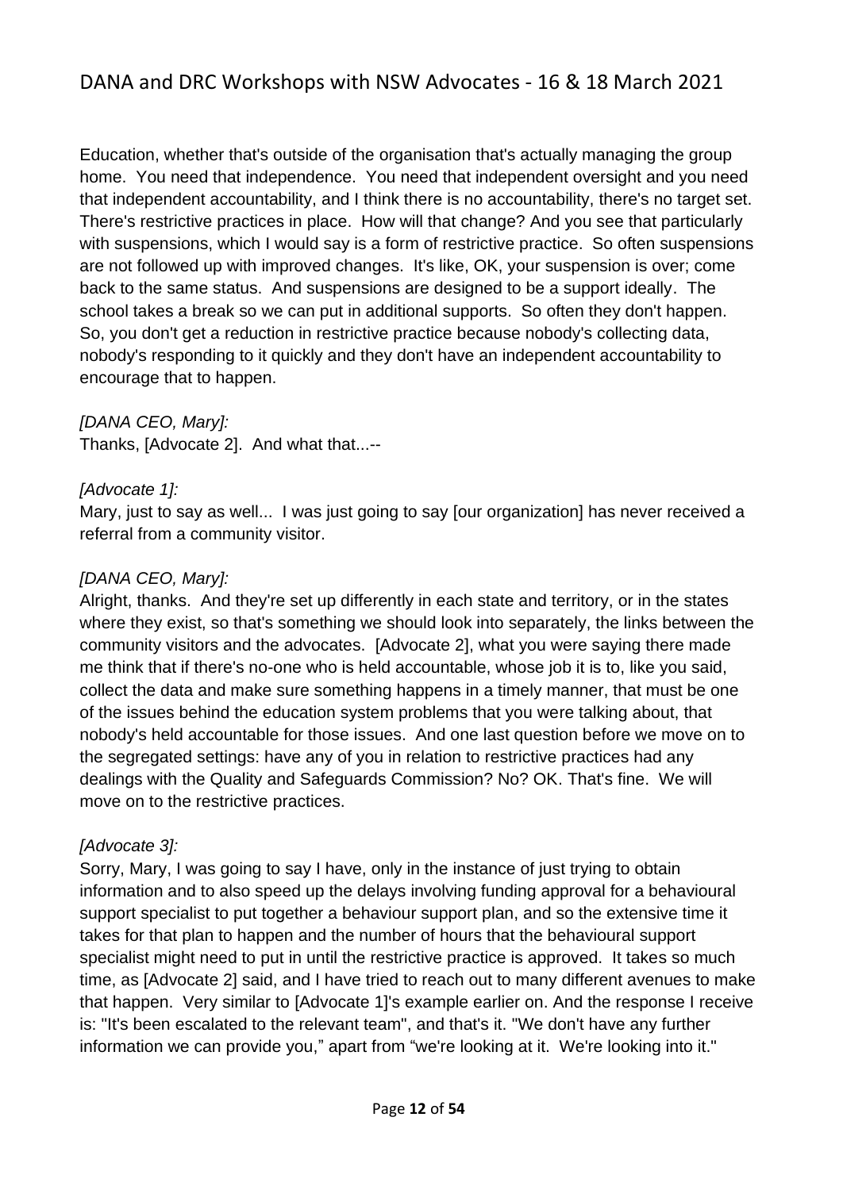Education, whether that's outside of the organisation that's actually managing the group home. You need that independence. You need that independent oversight and you need that independent accountability, and I think there is no accountability, there's no target set. There's restrictive practices in place. How will that change? And you see that particularly with suspensions, which I would say is a form of restrictive practice. So often suspensions are not followed up with improved changes. It's like, OK, your suspension is over; come back to the same status. And suspensions are designed to be a support ideally. The school takes a break so we can put in additional supports. So often they don't happen. So, you don't get a reduction in restrictive practice because nobody's collecting data, nobody's responding to it quickly and they don't have an independent accountability to encourage that to happen.

*[DANA CEO, Mary]:*
Thanks, [Advocate 2]. And what that...--

*[Advocate 1]:*
Mary, just to say as well... I was just going to say [our organization] has never received a referral from a community visitor.

*[DANA CEO, Mary]:*
Alright, thanks. And they're set up differently in each state and territory, or in the states where they exist, so that's something we should look into separately, the links between the community visitors and the advocates. [Advocate 2], what you were saying there made me think that if there's no-one who is held accountable, whose job it is to, like you said, collect the data and make sure something happens in a timely manner, that must be one of the issues behind the education system problems that you were talking about, that nobody's held accountable for those issues. And one last question before we move on to the segregated settings: have any of you in relation to restrictive practices had any dealings with the Quality and Safeguards Commission? No? OK. That's fine. We will move on to the restrictive practices.

*[Advocate 3]:*
Sorry, Mary, I was going to say I have, only in the instance of just trying to obtain information and to also speed up the delays involving funding approval for a behavioural support specialist to put together a behaviour support plan, and so the extensive time it takes for that plan to happen and the number of hours that the behavioural support specialist might need to put in until the restrictive practice is approved. It takes so much time, as [Advocate 2] said, and I have tried to reach out to many different avenues to make that happen. Very similar to [Advocate 1]'s example earlier on. And the response I receive is: "It's been escalated to the relevant team", and that's it. "We don't have any further information we can provide you," apart from "we're looking at it. We're looking into it."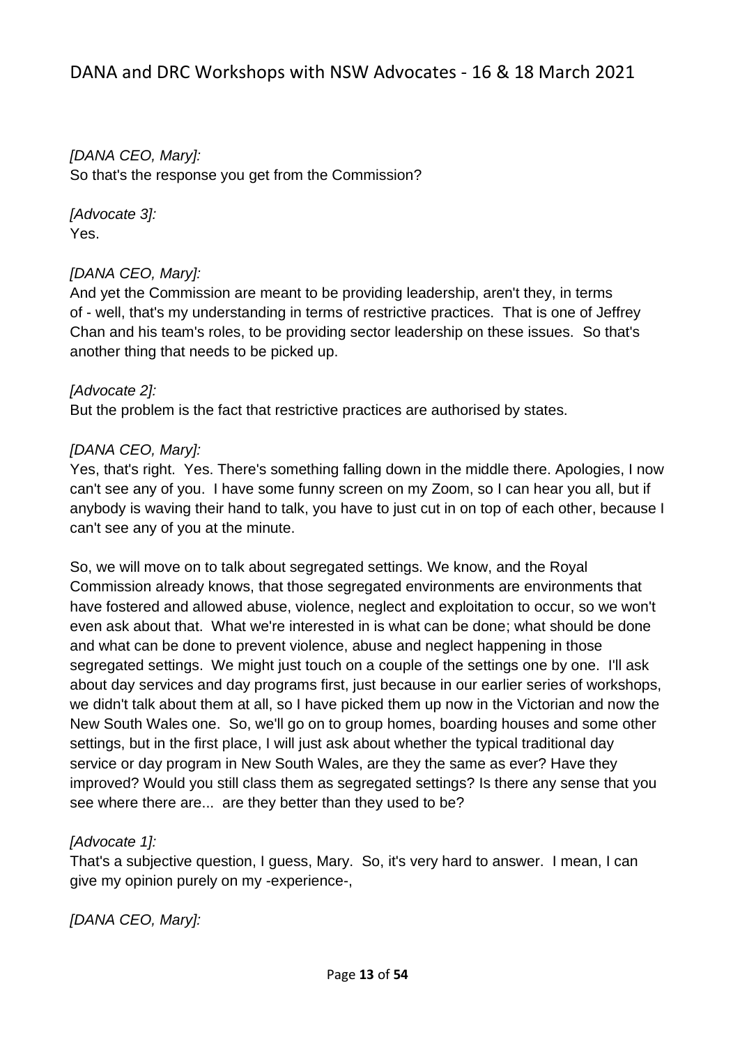*[DANA CEO, Mary]:*
So that's the response you get from the Commission?

*[Advocate 3]:*
Yes.

*[DANA CEO, Mary]:*
And yet the Commission are meant to be providing leadership, aren't they, in terms of - well, that's my understanding in terms of restrictive practices. That is one of Jeffrey Chan and his team's roles, to be providing sector leadership on these issues. So that's another thing that needs to be picked up.

*[Advocate 2]:*
But the problem is the fact that restrictive practices are authorised by states.

*[DANA CEO, Mary]:*
Yes, that's right. Yes. There's something falling down in the middle there. Apologies, I now can't see any of you. I have some funny screen on my Zoom, so I can hear you all, but if anybody is waving their hand to talk, you have to just cut in on top of each other, because I can't see any of you at the minute.

So, we will move on to talk about segregated settings. We know, and the Royal Commission already knows, that those segregated environments are environments that have fostered and allowed abuse, violence, neglect and exploitation to occur, so we won't even ask about that. What we're interested in is what can be done; what should be done and what can be done to prevent violence, abuse and neglect happening in those segregated settings. We might just touch on a couple of the settings one by one. I'll ask about day services and day programs first, just because in our earlier series of workshops, we didn't talk about them at all, so I have picked them up now in the Victorian and now the New South Wales one. So, we'll go on to group homes, boarding houses and some other settings, but in the first place, I will just ask about whether the typical traditional day service or day program in New South Wales, are they the same as ever? Have they improved? Would you still class them as segregated settings? Is there any sense that you see where there are... are they better than they used to be?

*[Advocate 1]:*
That's a subjective question, I guess, Mary. So, it's very hard to answer. I mean, I can give my opinion purely on my -experience-,

*[DANA CEO, Mary]:*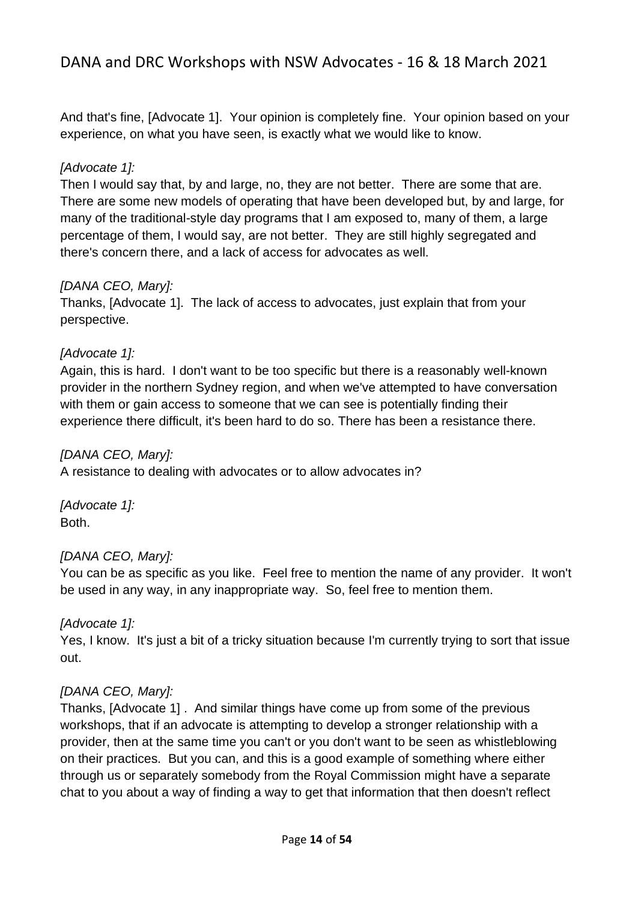And that's fine, [Advocate 1]. Your opinion is completely fine. Your opinion based on your experience, on what you have seen, is exactly what we would like to know.

*[Advocate 1]:*
Then I would say that, by and large, no, they are not better. There are some that are. There are some new models of operating that have been developed but, by and large, for many of the traditional-style day programs that I am exposed to, many of them, a large percentage of them, I would say, are not better. They are still highly segregated and there's concern there, and a lack of access for advocates as well.

*[DANA CEO, Mary]:*
Thanks, [Advocate 1]. The lack of access to advocates, just explain that from your perspective.

*[Advocate 1]:*
Again, this is hard. I don't want to be too specific but there is a reasonably well-known provider in the northern Sydney region, and when we've attempted to have conversation with them or gain access to someone that we can see is potentially finding their experience there difficult, it's been hard to do so. There has been a resistance there.

*[DANA CEO, Mary]:*
A resistance to dealing with advocates or to allow advocates in?

*[Advocate 1]:*
Both.

*[DANA CEO, Mary]:*
You can be as specific as you like. Feel free to mention the name of any provider. It won't be used in any way, in any inappropriate way. So, feel free to mention them.

*[Advocate 1]:*
Yes, I know. It's just a bit of a tricky situation because I'm currently trying to sort that issue out.

*[DANA CEO, Mary]:*
Thanks, [Advocate 1] . And similar things have come up from some of the previous workshops, that if an advocate is attempting to develop a stronger relationship with a provider, then at the same time you can't or you don't want to be seen as whistleblowing on their practices. But you can, and this is a good example of something where either through us or separately somebody from the Royal Commission might have a separate chat to you about a way of finding a way to get that information that then doesn't reflect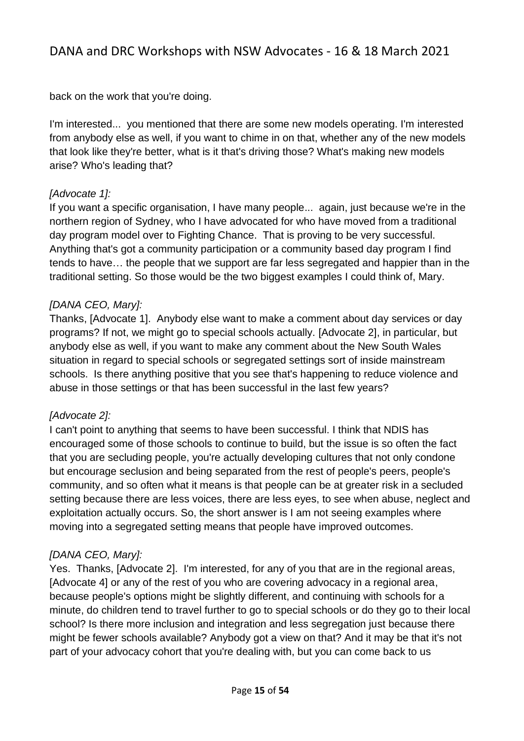back on the work that you're doing.

I'm interested... you mentioned that there are some new models operating. I'm interested from anybody else as well, if you want to chime in on that, whether any of the new models that look like they're better, what is it that's driving those? What's making new models arise? Who's leading that?

*[Advocate 1]:*
If you want a specific organisation, I have many people... again, just because we're in the northern region of Sydney, who I have advocated for who have moved from a traditional day program model over to Fighting Chance. That is proving to be very successful. Anything that's got a community participation or a community based day program I find tends to have… the people that we support are far less segregated and happier than in the traditional setting. So those would be the two biggest examples I could think of, Mary.

*[DANA CEO, Mary]:*
Thanks, [Advocate 1]. Anybody else want to make a comment about day services or day programs? If not, we might go to special schools actually. [Advocate 2], in particular, but anybody else as well, if you want to make any comment about the New South Wales situation in regard to special schools or segregated settings sort of inside mainstream schools. Is there anything positive that you see that's happening to reduce violence and abuse in those settings or that has been successful in the last few years?

*[Advocate 2]:*
I can't point to anything that seems to have been successful. I think that NDIS has encouraged some of those schools to continue to build, but the issue is so often the fact that you are secluding people, you're actually developing cultures that not only condone but encourage seclusion and being separated from the rest of people's peers, people's community, and so often what it means is that people can be at greater risk in a secluded setting because there are less voices, there are less eyes, to see when abuse, neglect and exploitation actually occurs. So, the short answer is I am not seeing examples where moving into a segregated setting means that people have improved outcomes.

*[DANA CEO, Mary]:*
Yes. Thanks, [Advocate 2]. I'm interested, for any of you that are in the regional areas, [Advocate 4] or any of the rest of you who are covering advocacy in a regional area, because people's options might be slightly different, and continuing with schools for a minute, do children tend to travel further to go to special schools or do they go to their local school? Is there more inclusion and integration and less segregation just because there might be fewer schools available? Anybody got a view on that? And it may be that it's not part of your advocacy cohort that you're dealing with, but you can come back to us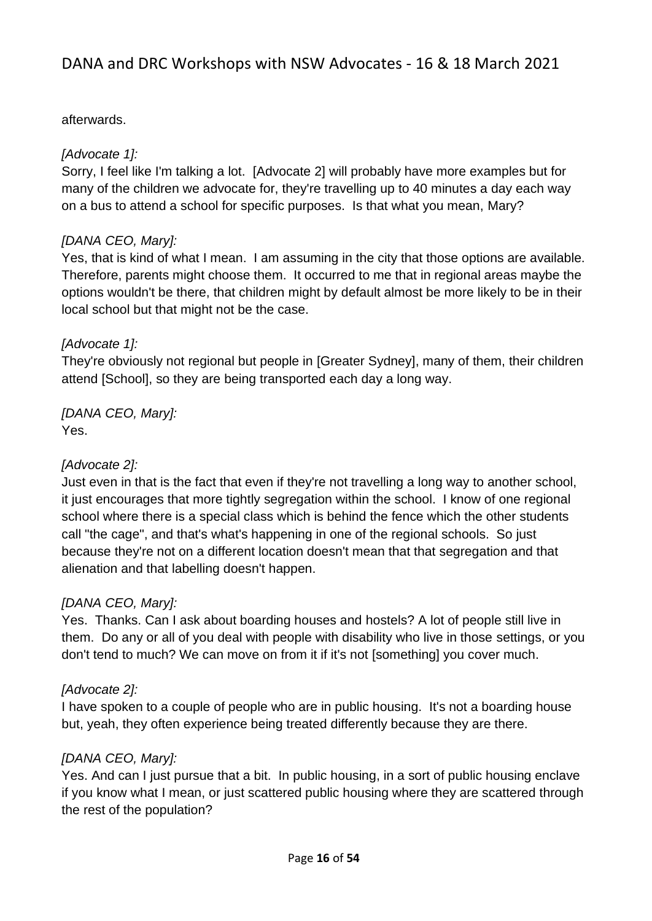afterwards.

*[Advocate 1]:*
Sorry, I feel like I'm talking a lot. [Advocate 2] will probably have more examples but for many of the children we advocate for, they're travelling up to 40 minutes a day each way on a bus to attend a school for specific purposes. Is that what you mean, Mary?

*[DANA CEO, Mary]:*
Yes, that is kind of what I mean. I am assuming in the city that those options are available. Therefore, parents might choose them. It occurred to me that in regional areas maybe the options wouldn't be there, that children might by default almost be more likely to be in their local school but that might not be the case.

*[Advocate 1]:*
They're obviously not regional but people in [Greater Sydney], many of them, their children attend [School], so they are being transported each day a long way.

*[DANA CEO, Mary]:*
Yes.

*[Advocate 2]:*
Just even in that is the fact that even if they're not travelling a long way to another school, it just encourages that more tightly segregation within the school. I know of one regional school where there is a special class which is behind the fence which the other students call "the cage", and that's what's happening in one of the regional schools. So just because they're not on a different location doesn't mean that that segregation and that alienation and that labelling doesn't happen.

*[DANA CEO, Mary]:*
Yes. Thanks. Can I ask about boarding houses and hostels? A lot of people still live in them. Do any or all of you deal with people with disability who live in those settings, or you don't tend to much? We can move on from it if it's not [something] you cover much.

*[Advocate 2]:*
I have spoken to a couple of people who are in public housing. It's not a boarding house but, yeah, they often experience being treated differently because they are there.

*[DANA CEO, Mary]:*
Yes. And can I just pursue that a bit. In public housing, in a sort of public housing enclave if you know what I mean, or just scattered public housing where they are scattered through the rest of the population?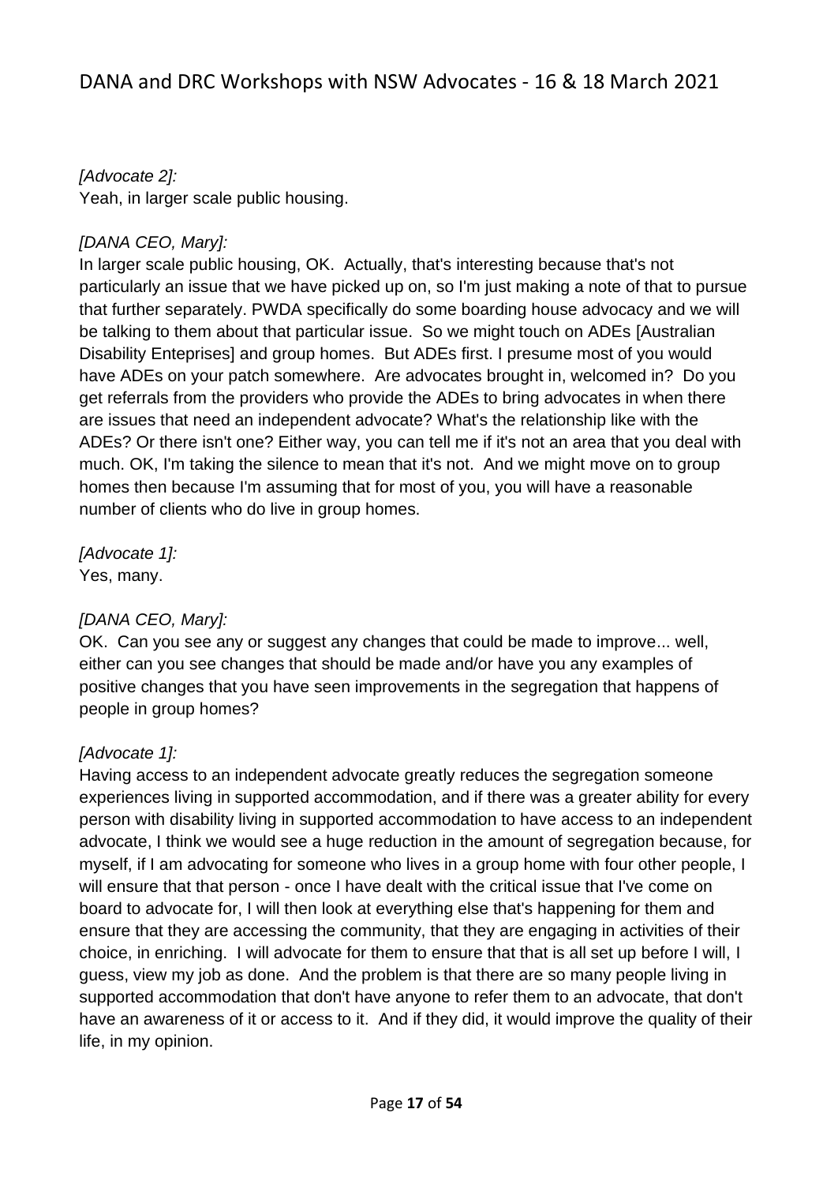*[Advocate 2]:*
Yeah, in larger scale public housing.

*[DANA CEO, Mary]:*
In larger scale public housing, OK. Actually, that's interesting because that's not particularly an issue that we have picked up on, so I'm just making a note of that to pursue that further separately. PWDA specifically do some boarding house advocacy and we will be talking to them about that particular issue. So we might touch on ADEs [Australian Disability Enteprises] and group homes. But ADEs first. I presume most of you would have ADEs on your patch somewhere. Are advocates brought in, welcomed in? Do you get referrals from the providers who provide the ADEs to bring advocates in when there are issues that need an independent advocate? What's the relationship like with the ADEs? Or there isn't one? Either way, you can tell me if it's not an area that you deal with much. OK, I'm taking the silence to mean that it's not. And we might move on to group homes then because I'm assuming that for most of you, you will have a reasonable number of clients who do live in group homes.

*[Advocate 1]:*
Yes, many.

*[DANA CEO, Mary]:*
OK. Can you see any or suggest any changes that could be made to improve... well, either can you see changes that should be made and/or have you any examples of positive changes that you have seen improvements in the segregation that happens of people in group homes?

*[Advocate 1]:*
Having access to an independent advocate greatly reduces the segregation someone experiences living in supported accommodation, and if there was a greater ability for every person with disability living in supported accommodation to have access to an independent advocate, I think we would see a huge reduction in the amount of segregation because, for myself, if I am advocating for someone who lives in a group home with four other people, I will ensure that that person - once I have dealt with the critical issue that I've come on board to advocate for, I will then look at everything else that's happening for them and ensure that they are accessing the community, that they are engaging in activities of their choice, in enriching. I will advocate for them to ensure that that is all set up before I will, I guess, view my job as done. And the problem is that there are so many people living in supported accommodation that don't have anyone to refer them to an advocate, that don't have an awareness of it or access to it. And if they did, it would improve the quality of their life, in my opinion.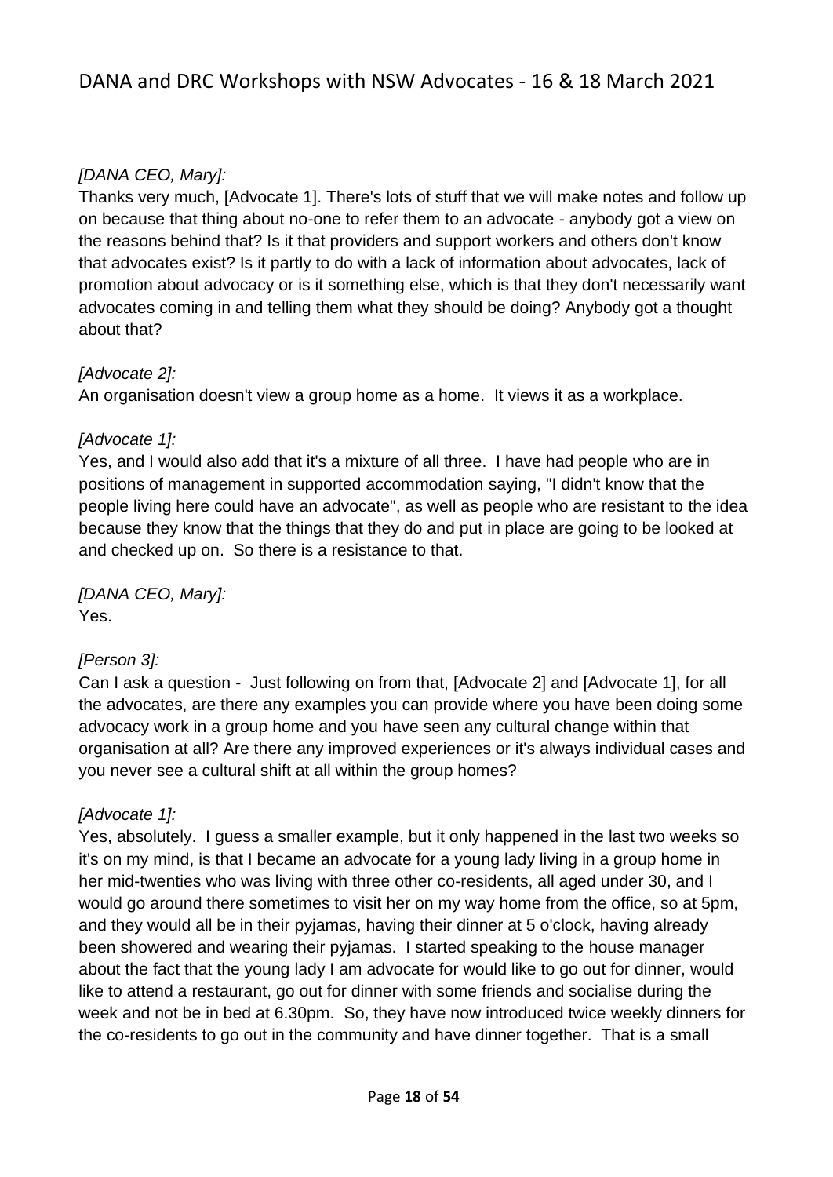*[DANA CEO, Mary]:*
Thanks very much, [Advocate 1]. There's lots of stuff that we will make notes and follow up on because that thing about no-one to refer them to an advocate - anybody got a view on the reasons behind that? Is it that providers and support workers and others don't know that advocates exist? Is it partly to do with a lack of information about advocates, lack of promotion about advocacy or is it something else, which is that they don't necessarily want advocates coming in and telling them what they should be doing? Anybody got a thought about that?

*[Advocate 2]:*
An organisation doesn't view a group home as a home. It views it as a workplace.

*[Advocate 1]:*
Yes, and I would also add that it's a mixture of all three. I have had people who are in positions of management in supported accommodation saying, "I didn't know that the people living here could have an advocate", as well as people who are resistant to the idea because they know that the things that they do and put in place are going to be looked at and checked up on. So there is a resistance to that.

*[DANA CEO, Mary]:*
Yes.

*[Person 3]:*
Can I ask a question - Just following on from that, [Advocate 2] and [Advocate 1], for all the advocates, are there any examples you can provide where you have been doing some advocacy work in a group home and you have seen any cultural change within that organisation at all? Are there any improved experiences or it's always individual cases and you never see a cultural shift at all within the group homes?

*[Advocate 1]:*
Yes, absolutely. I guess a smaller example, but it only happened in the last two weeks so it's on my mind, is that I became an advocate for a young lady living in a group home in her mid-twenties who was living with three other co-residents, all aged under 30, and I would go around there sometimes to visit her on my way home from the office, so at 5pm, and they would all be in their pyjamas, having their dinner at 5 o'clock, having already been showered and wearing their pyjamas. I started speaking to the house manager about the fact that the young lady I am advocate for would like to go out for dinner, would like to attend a restaurant, go out for dinner with some friends and socialise during the week and not be in bed at 6.30pm. So, they have now introduced twice weekly dinners for the co-residents to go out in the community and have dinner together. That is a small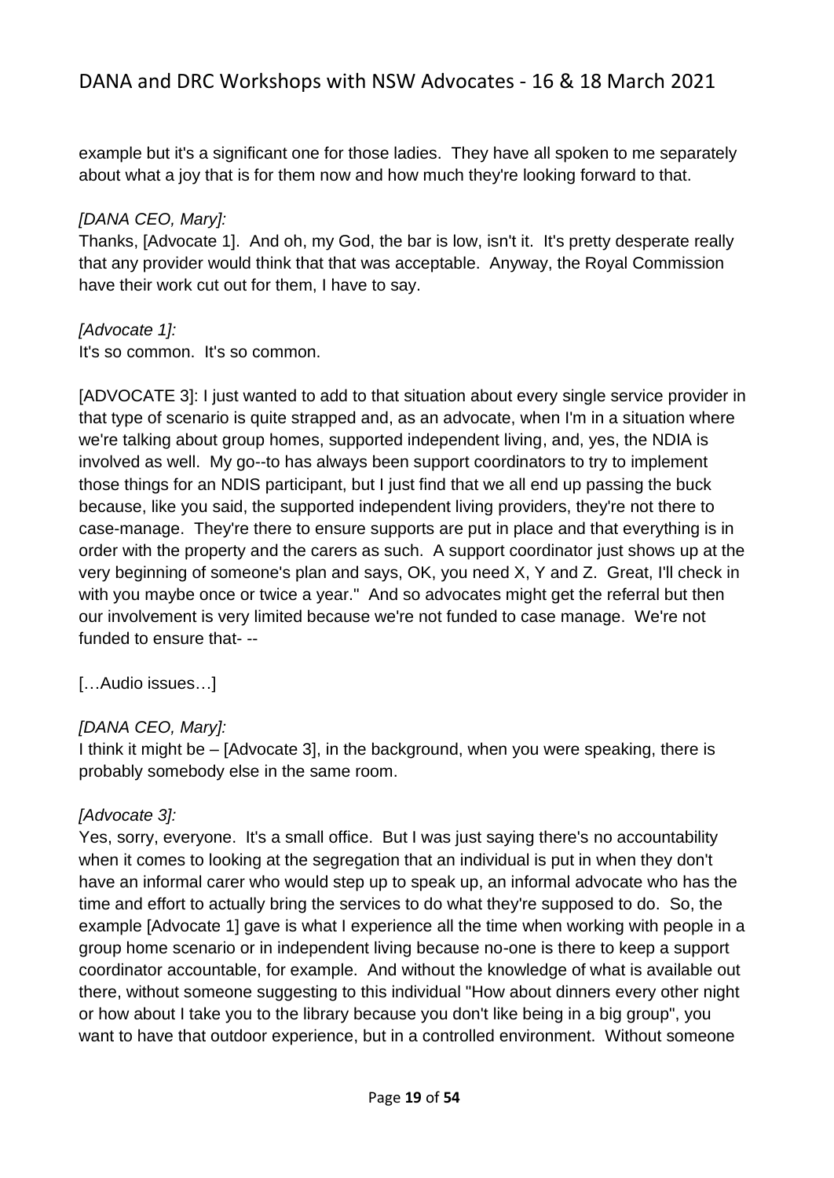example but it's a significant one for those ladies. They have all spoken to me separately about what a joy that is for them now and how much they're looking forward to that.

*[DANA CEO, Mary]:*
Thanks, [Advocate 1]. And oh, my God, the bar is low, isn't it. It's pretty desperate really that any provider would think that that was acceptable. Anyway, the Royal Commission have their work cut out for them, I have to say.

*[Advocate 1]:*
It's so common. It's so common.

[ADVOCATE 3]: I just wanted to add to that situation about every single service provider in that type of scenario is quite strapped and, as an advocate, when I'm in a situation where we're talking about group homes, supported independent living, and, yes, the NDIA is involved as well. My go--to has always been support coordinators to try to implement those things for an NDIS participant, but I just find that we all end up passing the buck because, like you said, the supported independent living providers, they're not there to case-manage. They're there to ensure supports are put in place and that everything is in order with the property and the carers as such. A support coordinator just shows up at the very beginning of someone's plan and says, OK, you need X, Y and Z. Great, I'll check in with you maybe once or twice a year." And so advocates might get the referral but then our involvement is very limited because we're not funded to case manage. We're not funded to ensure that- --

[…Audio issues…]

*[DANA CEO, Mary]:*
I think it might be – [Advocate 3], in the background, when you were speaking, there is probably somebody else in the same room.

*[Advocate 3]:*
Yes, sorry, everyone. It's a small office. But I was just saying there's no accountability when it comes to looking at the segregation that an individual is put in when they don't have an informal carer who would step up to speak up, an informal advocate who has the time and effort to actually bring the services to do what they're supposed to do. So, the example [Advocate 1] gave is what I experience all the time when working with people in a group home scenario or in independent living because no-one is there to keep a support coordinator accountable, for example. And without the knowledge of what is available out there, without someone suggesting to this individual "How about dinners every other night or how about I take you to the library because you don't like being in a big group", you want to have that outdoor experience, but in a controlled environment. Without someone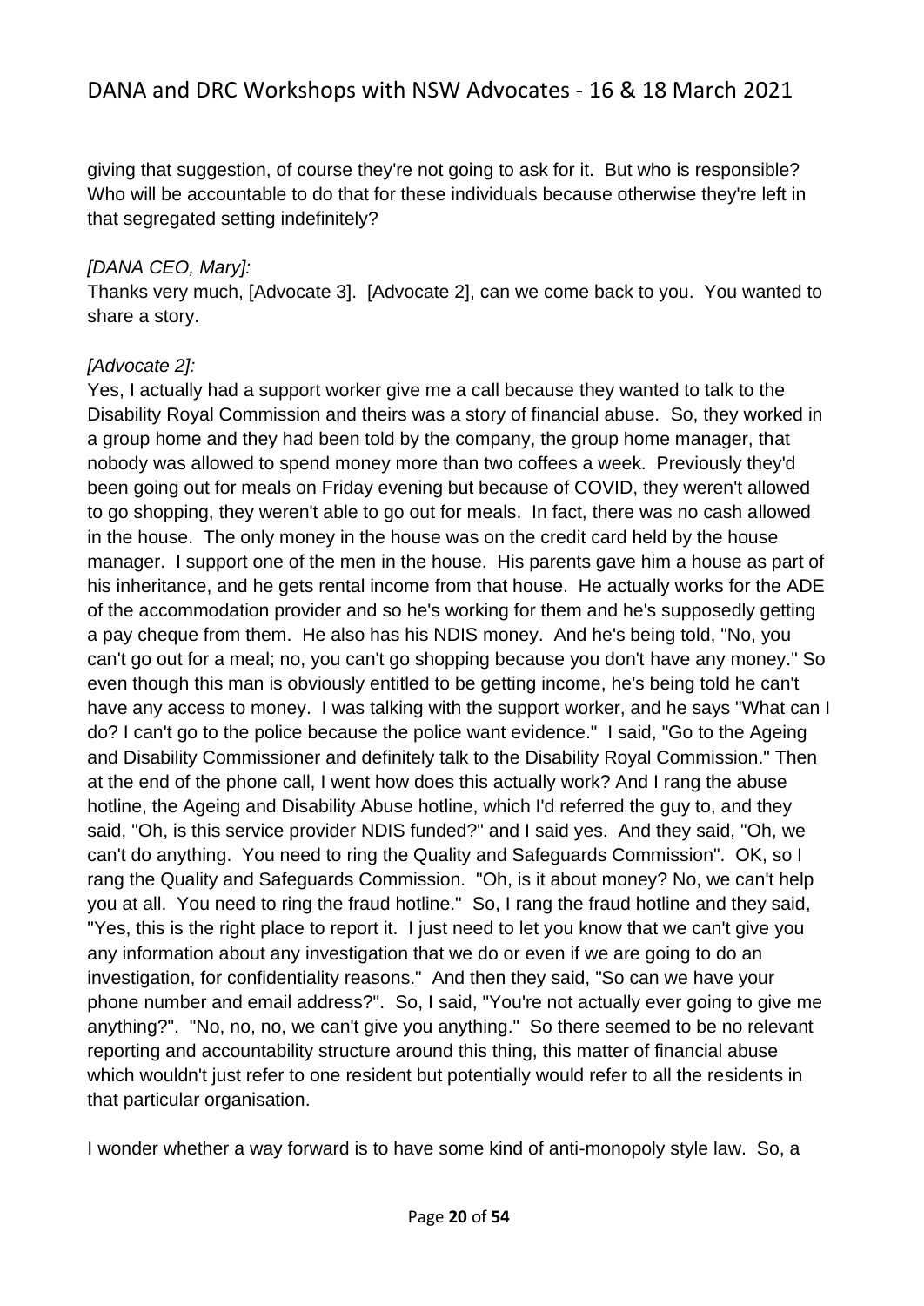giving that suggestion, of course they're not going to ask for it. But who is responsible? Who will be accountable to do that for these individuals because otherwise they're left in that segregated setting indefinitely?

*[DANA CEO, Mary]:*
Thanks very much, [Advocate 3]. [Advocate 2], can we come back to you. You wanted to share a story.

*[Advocate 2]:*
Yes, I actually had a support worker give me a call because they wanted to talk to the Disability Royal Commission and theirs was a story of financial abuse. So, they worked in a group home and they had been told by the company, the group home manager, that nobody was allowed to spend money more than two coffees a week. Previously they'd been going out for meals on Friday evening but because of COVID, they weren't allowed to go shopping, they weren't able to go out for meals. In fact, there was no cash allowed in the house. The only money in the house was on the credit card held by the house manager. I support one of the men in the house. His parents gave him a house as part of his inheritance, and he gets rental income from that house. He actually works for the ADE of the accommodation provider and so he's working for them and he's supposedly getting a pay cheque from them. He also has his NDIS money. And he's being told, "No, you can't go out for a meal; no, you can't go shopping because you don't have any money." So even though this man is obviously entitled to be getting income, he's being told he can't have any access to money. I was talking with the support worker, and he says "What can I do? I can't go to the police because the police want evidence." I said, "Go to the Ageing and Disability Commissioner and definitely talk to the Disability Royal Commission." Then at the end of the phone call, I went how does this actually work? And I rang the abuse hotline, the Ageing and Disability Abuse hotline, which I'd referred the guy to, and they said, "Oh, is this service provider NDIS funded?" and I said yes. And they said, "Oh, we can't do anything. You need to ring the Quality and Safeguards Commission". OK, so I rang the Quality and Safeguards Commission. "Oh, is it about money? No, we can't help you at all. You need to ring the fraud hotline." So, I rang the fraud hotline and they said, "Yes, this is the right place to report it. I just need to let you know that we can't give you any information about any investigation that we do or even if we are going to do an investigation, for confidentiality reasons." And then they said, "So can we have your phone number and email address?". So, I said, "You're not actually ever going to give me anything?". "No, no, no, we can't give you anything." So there seemed to be no relevant reporting and accountability structure around this thing, this matter of financial abuse which wouldn't just refer to one resident but potentially would refer to all the residents in that particular organisation.

I wonder whether a way forward is to have some kind of anti-monopoly style law. So, a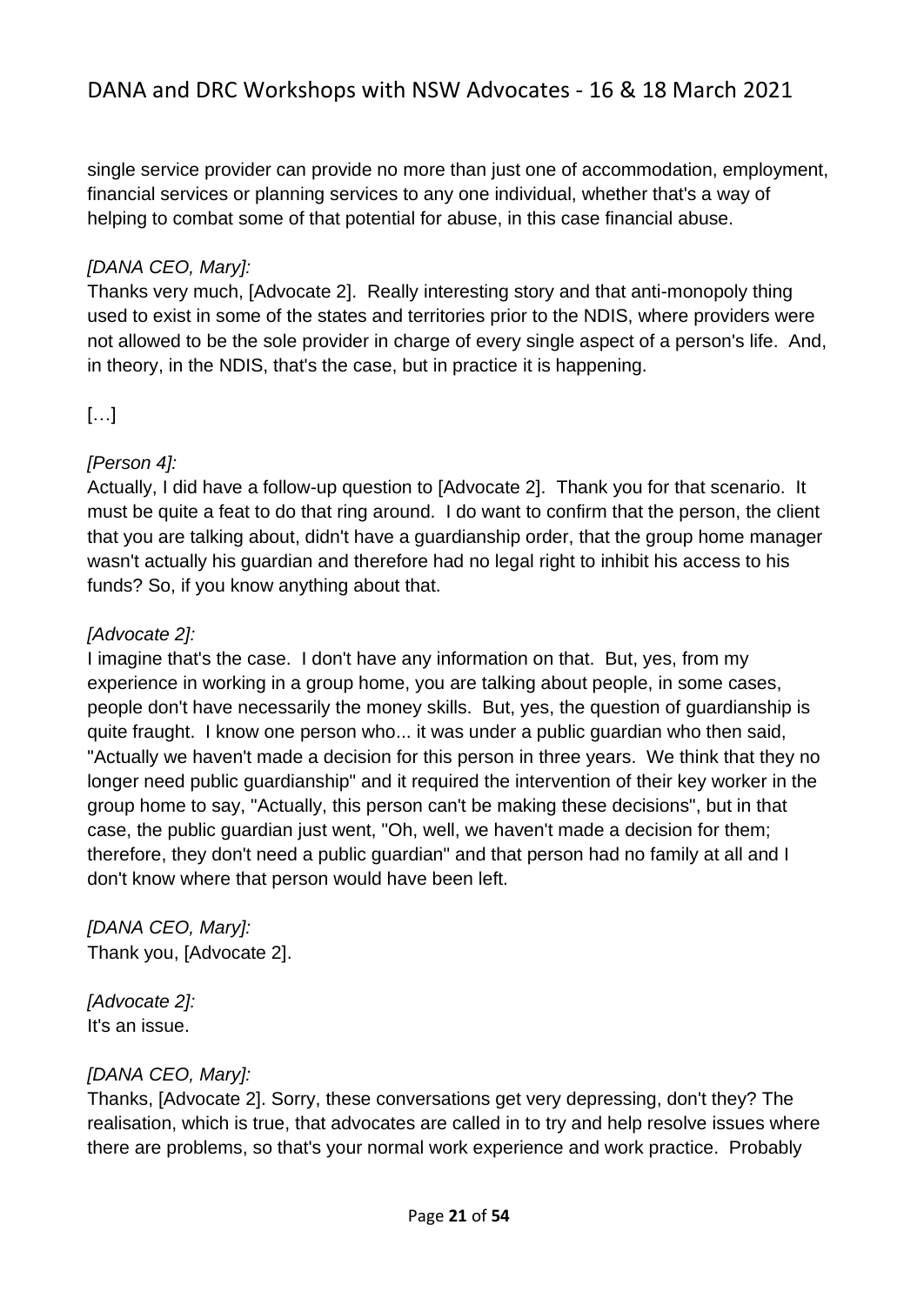single service provider can provide no more than just one of accommodation, employment, financial services or planning services to any one individual, whether that's a way of helping to combat some of that potential for abuse, in this case financial abuse.

*[DANA CEO, Mary]:*
Thanks very much, [Advocate 2]. Really interesting story and that anti-monopoly thing used to exist in some of the states and territories prior to the NDIS, where providers were not allowed to be the sole provider in charge of every single aspect of a person's life. And, in theory, in the NDIS, that's the case, but in practice it is happening.

[…]

*[Person 4]:*
Actually, I did have a follow-up question to [Advocate 2]. Thank you for that scenario. It must be quite a feat to do that ring around. I do want to confirm that the person, the client that you are talking about, didn't have a guardianship order, that the group home manager wasn't actually his guardian and therefore had no legal right to inhibit his access to his funds? So, if you know anything about that.

*[Advocate 2]:*
I imagine that's the case. I don't have any information on that. But, yes, from my experience in working in a group home, you are talking about people, in some cases, people don't have necessarily the money skills. But, yes, the question of guardianship is quite fraught. I know one person who... it was under a public guardian who then said, "Actually we haven't made a decision for this person in three years. We think that they no longer need public guardianship" and it required the intervention of their key worker in the group home to say, "Actually, this person can't be making these decisions", but in that case, the public guardian just went, "Oh, well, we haven't made a decision for them; therefore, they don't need a public guardian" and that person had no family at all and I don't know where that person would have been left.

*[DANA CEO, Mary]:*
Thank you, [Advocate 2].

*[Advocate 2]:*
It's an issue.

*[DANA CEO, Mary]:*
Thanks, [Advocate 2]. Sorry, these conversations get very depressing, don't they? The realisation, which is true, that advocates are called in to try and help resolve issues where there are problems, so that's your normal work experience and work practice. Probably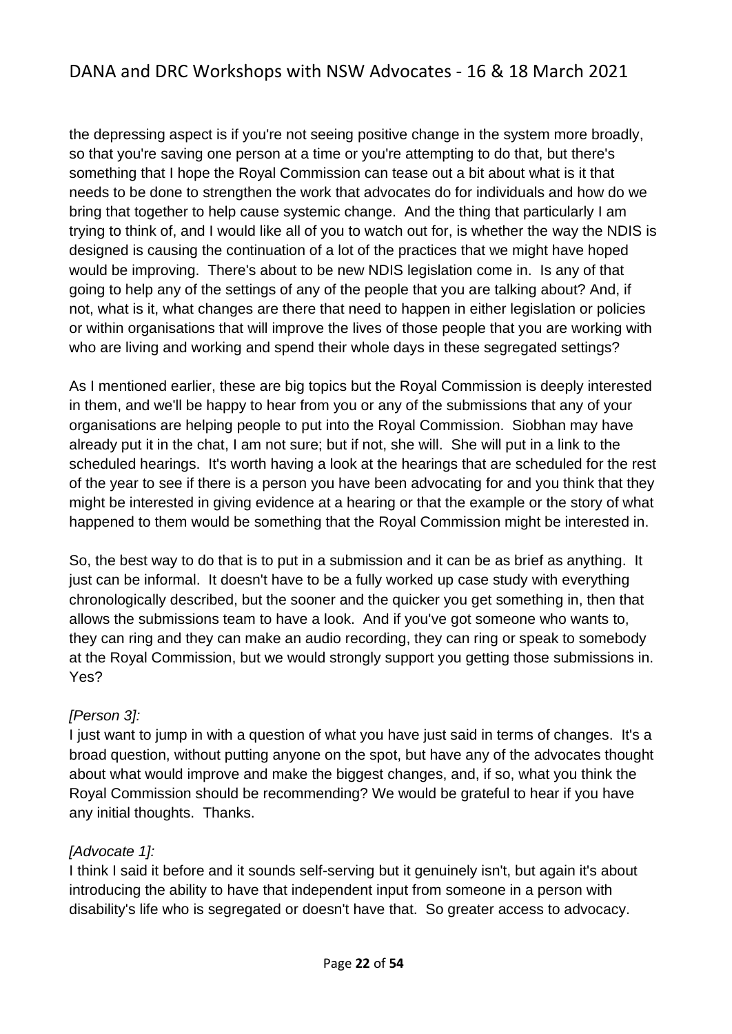the depressing aspect is if you're not seeing positive change in the system more broadly, so that you're saving one person at a time or you're attempting to do that, but there's something that I hope the Royal Commission can tease out a bit about what is it that needs to be done to strengthen the work that advocates do for individuals and how do we bring that together to help cause systemic change. And the thing that particularly I am trying to think of, and I would like all of you to watch out for, is whether the way the NDIS is designed is causing the continuation of a lot of the practices that we might have hoped would be improving. There's about to be new NDIS legislation come in. Is any of that going to help any of the settings of any of the people that you are talking about? And, if not, what is it, what changes are there that need to happen in either legislation or policies or within organisations that will improve the lives of those people that you are working with who are living and working and spend their whole days in these segregated settings?

As I mentioned earlier, these are big topics but the Royal Commission is deeply interested in them, and we'll be happy to hear from you or any of the submissions that any of your organisations are helping people to put into the Royal Commission. Siobhan may have already put it in the chat, I am not sure; but if not, she will. She will put in a link to the scheduled hearings. It's worth having a look at the hearings that are scheduled for the rest of the year to see if there is a person you have been advocating for and you think that they might be interested in giving evidence at a hearing or that the example or the story of what happened to them would be something that the Royal Commission might be interested in.

So, the best way to do that is to put in a submission and it can be as brief as anything. It just can be informal. It doesn't have to be a fully worked up case study with everything chronologically described, but the sooner and the quicker you get something in, then that allows the submissions team to have a look. And if you've got someone who wants to, they can ring and they can make an audio recording, they can ring or speak to somebody at the Royal Commission, but we would strongly support you getting those submissions in. Yes?

*[Person 3]:*
I just want to jump in with a question of what you have just said in terms of changes. It's a broad question, without putting anyone on the spot, but have any of the advocates thought about what would improve and make the biggest changes, and, if so, what you think the Royal Commission should be recommending? We would be grateful to hear if you have any initial thoughts. Thanks.

*[Advocate 1]:*
I think I said it before and it sounds self-serving but it genuinely isn't, but again it's about introducing the ability to have that independent input from someone in a person with disability's life who is segregated or doesn't have that. So greater access to advocacy.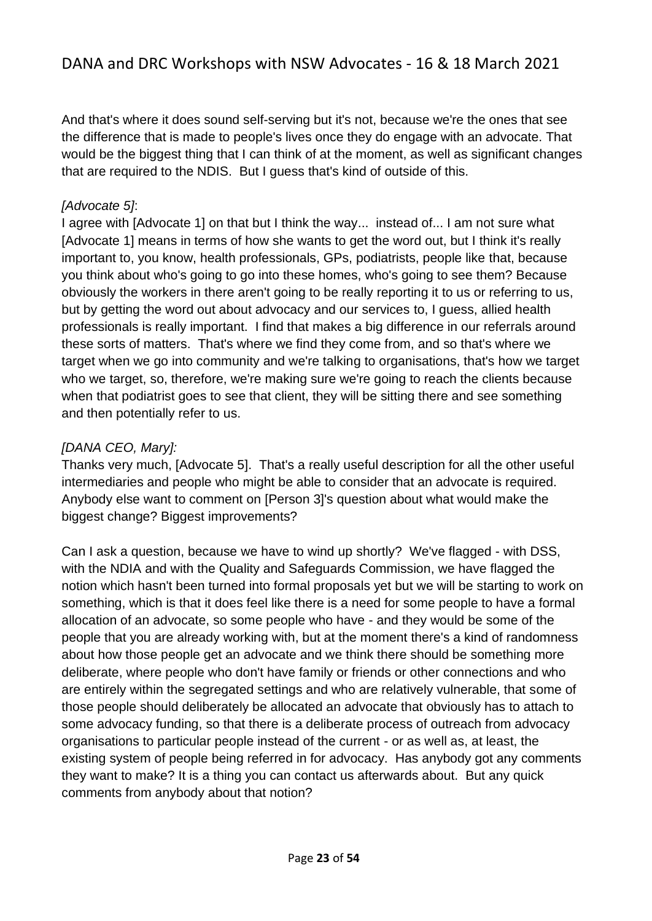And that's where it does sound self-serving but it's not, because we're the ones that see the difference that is made to people's lives once they do engage with an advocate. That would be the biggest thing that I can think of at the moment, as well as significant changes that are required to the NDIS. But I guess that's kind of outside of this.

*[Advocate 5]*:
I agree with [Advocate 1] on that but I think the way... instead of... I am not sure what [Advocate 1] means in terms of how she wants to get the word out, but I think it's really important to, you know, health professionals, GPs, podiatrists, people like that, because you think about who's going to go into these homes, who's going to see them? Because obviously the workers in there aren't going to be really reporting it to us or referring to us, but by getting the word out about advocacy and our services to, I guess, allied health professionals is really important. I find that makes a big difference in our referrals around these sorts of matters. That's where we find they come from, and so that's where we target when we go into community and we're talking to organisations, that's how we target who we target, so, therefore, we're making sure we're going to reach the clients because when that podiatrist goes to see that client, they will be sitting there and see something and then potentially refer to us.

*[DANA CEO, Mary]:*
Thanks very much, [Advocate 5]. That's a really useful description for all the other useful intermediaries and people who might be able to consider that an advocate is required. Anybody else want to comment on [Person 3]'s question about what would make the biggest change? Biggest improvements?

Can I ask a question, because we have to wind up shortly? We've flagged - with DSS, with the NDIA and with the Quality and Safeguards Commission, we have flagged the notion which hasn't been turned into formal proposals yet but we will be starting to work on something, which is that it does feel like there is a need for some people to have a formal allocation of an advocate, so some people who have - and they would be some of the people that you are already working with, but at the moment there's a kind of randomness about how those people get an advocate and we think there should be something more deliberate, where people who don't have family or friends or other connections and who are entirely within the segregated settings and who are relatively vulnerable, that some of those people should deliberately be allocated an advocate that obviously has to attach to some advocacy funding, so that there is a deliberate process of outreach from advocacy organisations to particular people instead of the current - or as well as, at least, the existing system of people being referred in for advocacy. Has anybody got any comments they want to make? It is a thing you can contact us afterwards about. But any quick comments from anybody about that notion?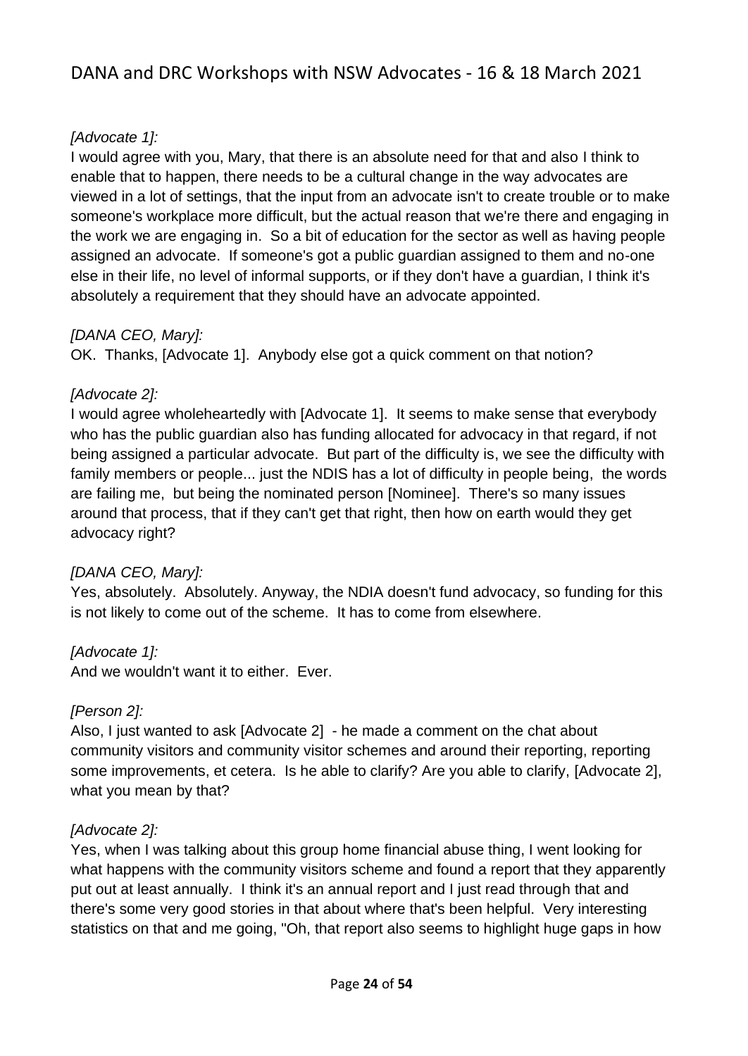*[Advocate 1]:*
I would agree with you, Mary, that there is an absolute need for that and also I think to enable that to happen, there needs to be a cultural change in the way advocates are viewed in a lot of settings, that the input from an advocate isn't to create trouble or to make someone's workplace more difficult, but the actual reason that we're there and engaging in the work we are engaging in. So a bit of education for the sector as well as having people assigned an advocate. If someone's got a public guardian assigned to them and no-one else in their life, no level of informal supports, or if they don't have a guardian, I think it's absolutely a requirement that they should have an advocate appointed.

*[DANA CEO, Mary]:*
OK. Thanks, [Advocate 1]. Anybody else got a quick comment on that notion?

*[Advocate 2]:*
I would agree wholeheartedly with [Advocate 1]. It seems to make sense that everybody who has the public guardian also has funding allocated for advocacy in that regard, if not being assigned a particular advocate. But part of the difficulty is, we see the difficulty with family members or people... just the NDIS has a lot of difficulty in people being, the words are failing me, but being the nominated person [Nominee]. There's so many issues around that process, that if they can't get that right, then how on earth would they get advocacy right?

*[DANA CEO, Mary]:*
Yes, absolutely. Absolutely. Anyway, the NDIA doesn't fund advocacy, so funding for this is not likely to come out of the scheme. It has to come from elsewhere.

*[Advocate 1]:*
And we wouldn't want it to either. Ever.

*[Person 2]:*
Also, I just wanted to ask [Advocate 2] - he made a comment on the chat about community visitors and community visitor schemes and around their reporting, reporting some improvements, et cetera. Is he able to clarify? Are you able to clarify, [Advocate 2], what you mean by that?

*[Advocate 2]:*
Yes, when I was talking about this group home financial abuse thing, I went looking for what happens with the community visitors scheme and found a report that they apparently put out at least annually. I think it's an annual report and I just read through that and there's some very good stories in that about where that's been helpful. Very interesting statistics on that and me going, "Oh, that report also seems to highlight huge gaps in how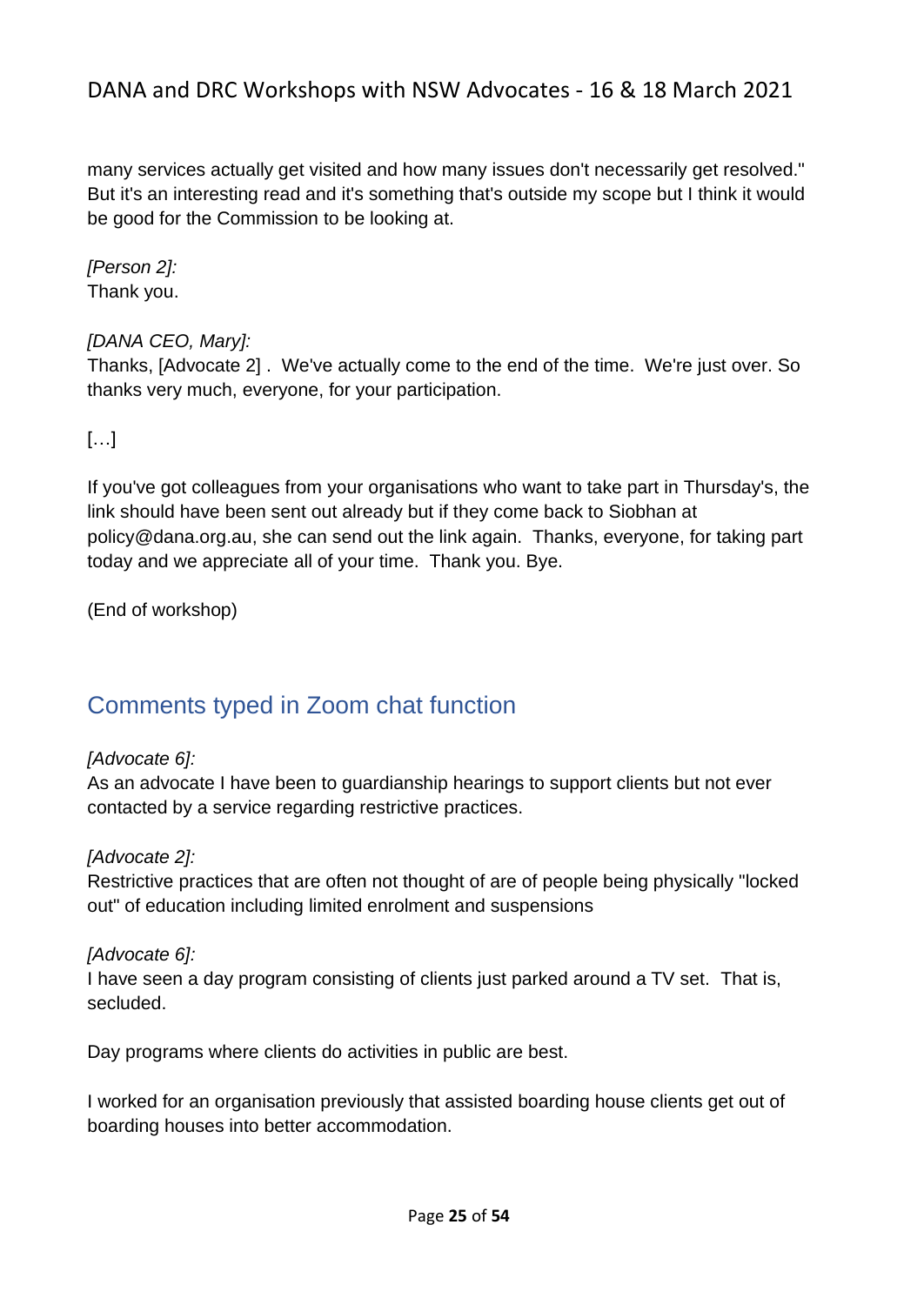many services actually get visited and how many issues don't necessarily get resolved." But it's an interesting read and it's something that's outside my scope but I think it would be good for the Commission to be looking at.

*[Person 2]:*
Thank you.

*[DANA CEO, Mary]:*
Thanks, [Advocate 2] . We've actually come to the end of the time. We're just over. So thanks very much, everyone, for your participation.

[…]

If you've got colleagues from your organisations who want to take part in Thursday's, the link should have been sent out already but if they come back to Siobhan at policy@dana.org.au, she can send out the link again. Thanks, everyone, for taking part today and we appreciate all of your time. Thank you. Bye.

(End of workshop)

## Comments typed in Zoom chat function

*[Advocate 6]:*
As an advocate I have been to guardianship hearings to support clients but not ever contacted by a service regarding restrictive practices.

*[Advocate 2]:*
Restrictive practices that are often not thought of are of people being physically "locked out" of education including limited enrolment and suspensions

*[Advocate 6]:*
I have seen a day program consisting of clients just parked around a TV set. That is, secluded.

Day programs where clients do activities in public are best.

I worked for an organisation previously that assisted boarding house clients get out of boarding houses into better accommodation.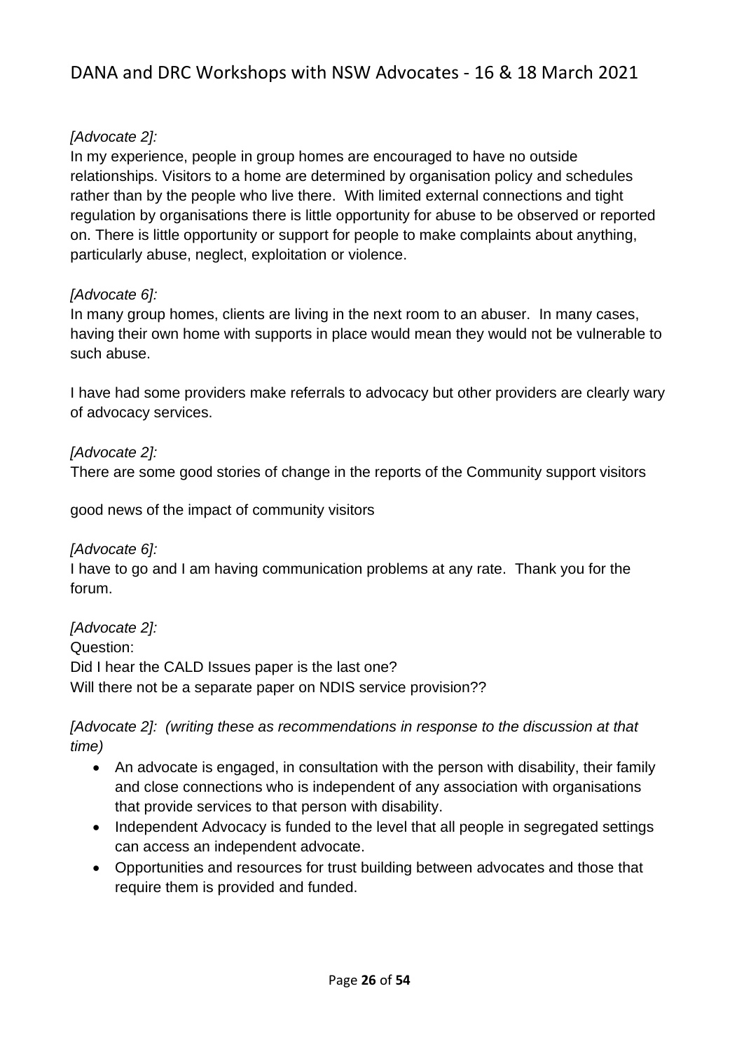*[Advocate 2]:*

In my experience, people in group homes are encouraged to have no outside relationships. Visitors to a home are determined by organisation policy and schedules rather than by the people who live there. With limited external connections and tight regulation by organisations there is little opportunity for abuse to be observed or reported on. There is little opportunity or support for people to make complaints about anything, particularly abuse, neglect, exploitation or violence.

*[Advocate 6]:*

In many group homes, clients are living in the next room to an abuser. In many cases, having their own home with supports in place would mean they would not be vulnerable to such abuse.

I have had some providers make referrals to advocacy but other providers are clearly wary of advocacy services.

*[Advocate 2]:*

There are some good stories of change in the reports of the Community support visitors

good news of the impact of community visitors

*[Advocate 6]:*

I have to go and I am having communication problems at any rate. Thank you for the forum.

*[Advocate 2]:*

Question:

Did I hear the CALD Issues paper is the last one?

Will there not be a separate paper on NDIS service provision??

*[Advocate 2]: (writing these as recommendations in response to the discussion at that time)*

- An advocate is engaged, in consultation with the person with disability, their family and close connections who is independent of any association with organisations that provide services to that person with disability.
- Independent Advocacy is funded to the level that all people in segregated settings can access an independent advocate.
- Opportunities and resources for trust building between advocates and those that require them is provided and funded.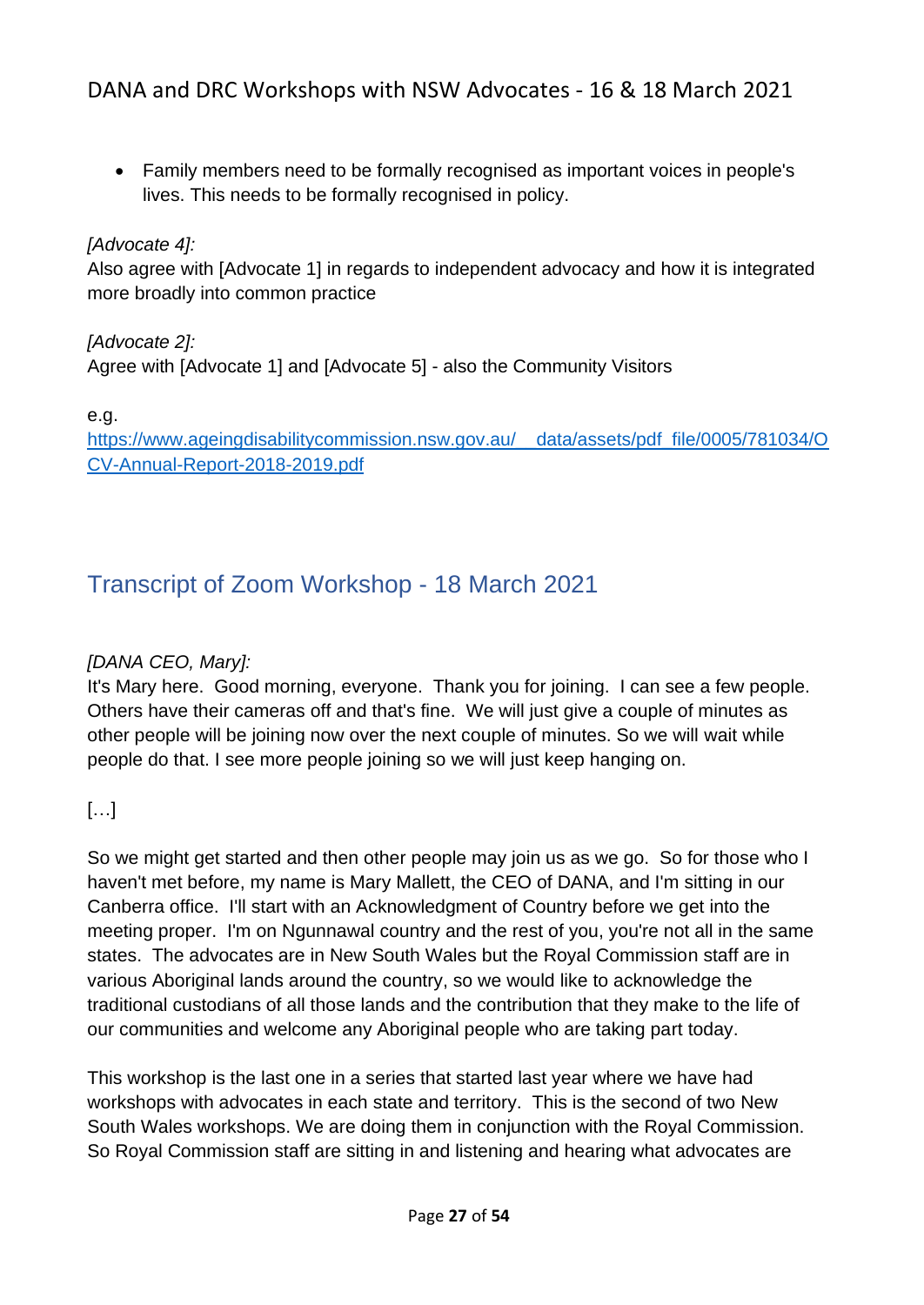- Family members need to be formally recognised as important voices in people's lives. This needs to be formally recognised in policy.

*[Advocate 4]:*
Also agree with [Advocate 1] in regards to independent advocacy and how it is integrated more broadly into common practice

*[Advocate 2]:*
Agree with [Advocate 1] and [Advocate 5] - also the Community Visitors

e.g.
https://www.ageingdisabilitycommission.nsw.gov.au/__data/assets/pdf_file/0005/781034/OCV-Annual-Report-2018-2019.pdf

## Transcript of Zoom Workshop - 18 March 2021

*[DANA CEO, Mary]:*
It's Mary here. Good morning, everyone. Thank you for joining. I can see a few people. Others have their cameras off and that's fine. We will just give a couple of minutes as other people will be joining now over the next couple of minutes. So we will wait while people do that. I see more people joining so we will just keep hanging on.

[…]

So we might get started and then other people may join us as we go. So for those who I haven't met before, my name is Mary Mallett, the CEO of DANA, and I'm sitting in our Canberra office. I'll start with an Acknowledgment of Country before we get into the meeting proper. I'm on Ngunnawal country and the rest of you, you're not all in the same states. The advocates are in New South Wales but the Royal Commission staff are in various Aboriginal lands around the country, so we would like to acknowledge the traditional custodians of all those lands and the contribution that they make to the life of our communities and welcome any Aboriginal people who are taking part today.

This workshop is the last one in a series that started last year where we have had workshops with advocates in each state and territory. This is the second of two New South Wales workshops. We are doing them in conjunction with the Royal Commission. So Royal Commission staff are sitting in and listening and hearing what advocates are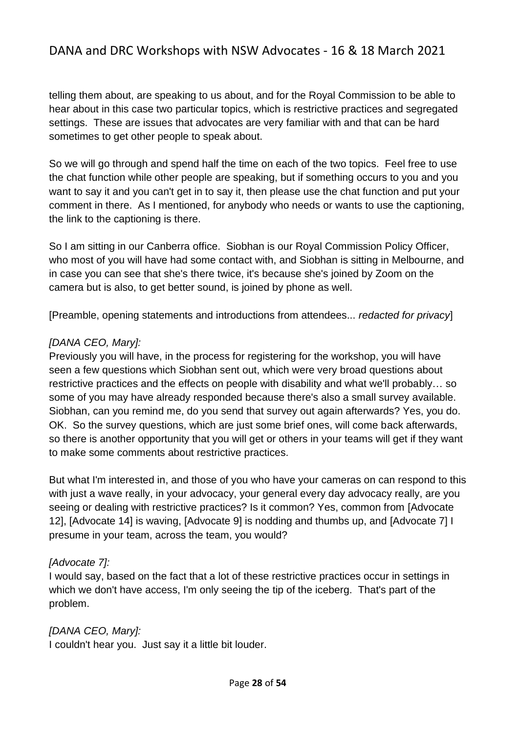telling them about, are speaking to us about, and for the Royal Commission to be able to hear about in this case two particular topics, which is restrictive practices and segregated settings. These are issues that advocates are very familiar with and that can be hard sometimes to get other people to speak about.

So we will go through and spend half the time on each of the two topics. Feel free to use the chat function while other people are speaking, but if something occurs to you and you want to say it and you can't get in to say it, then please use the chat function and put your comment in there. As I mentioned, for anybody who needs or wants to use the captioning, the link to the captioning is there.

So I am sitting in our Canberra office. Siobhan is our Royal Commission Policy Officer, who most of you will have had some contact with, and Siobhan is sitting in Melbourne, and in case you can see that she's there twice, it's because she's joined by Zoom on the camera but is also, to get better sound, is joined by phone as well.

[Preamble, opening statements and introductions from attendees... *redacted for privacy*]

*[DANA CEO, Mary]:*
Previously you will have, in the process for registering for the workshop, you will have seen a few questions which Siobhan sent out, which were very broad questions about restrictive practices and the effects on people with disability and what we'll probably… so some of you may have already responded because there's also a small survey available. Siobhan, can you remind me, do you send that survey out again afterwards? Yes, you do. OK. So the survey questions, which are just some brief ones, will come back afterwards, so there is another opportunity that you will get or others in your teams will get if they want to make some comments about restrictive practices.

But what I'm interested in, and those of you who have your cameras on can respond to this with just a wave really, in your advocacy, your general every day advocacy really, are you seeing or dealing with restrictive practices? Is it common? Yes, common from [Advocate 12], [Advocate 14] is waving, [Advocate 9] is nodding and thumbs up, and [Advocate 7] I presume in your team, across the team, you would?

*[Advocate 7]:*
I would say, based on the fact that a lot of these restrictive practices occur in settings in which we don't have access, I'm only seeing the tip of the iceberg. That's part of the problem.

*[DANA CEO, Mary]:*
I couldn't hear you. Just say it a little bit louder.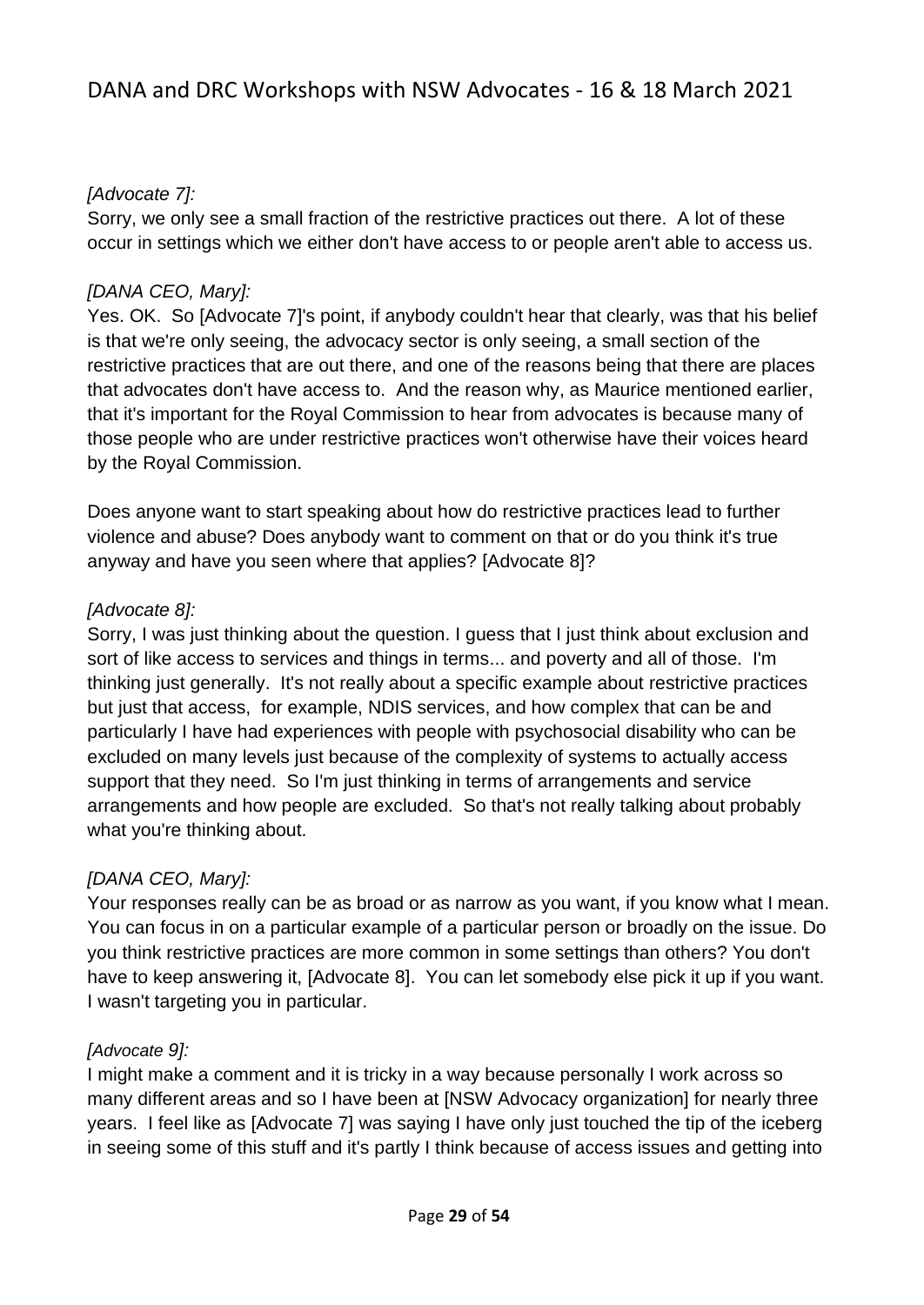*[Advocate 7]:*
Sorry, we only see a small fraction of the restrictive practices out there. A lot of these occur in settings which we either don't have access to or people aren't able to access us.

*[DANA CEO, Mary]:*
Yes. OK. So [Advocate 7]'s point, if anybody couldn't hear that clearly, was that his belief is that we're only seeing, the advocacy sector is only seeing, a small section of the restrictive practices that are out there, and one of the reasons being that there are places that advocates don't have access to. And the reason why, as Maurice mentioned earlier, that it's important for the Royal Commission to hear from advocates is because many of those people who are under restrictive practices won't otherwise have their voices heard by the Royal Commission.

Does anyone want to start speaking about how do restrictive practices lead to further violence and abuse? Does anybody want to comment on that or do you think it's true anyway and have you seen where that applies? [Advocate 8]?

*[Advocate 8]:*
Sorry, I was just thinking about the question. I guess that I just think about exclusion and sort of like access to services and things in terms... and poverty and all of those. I'm thinking just generally. It's not really about a specific example about restrictive practices but just that access, for example, NDIS services, and how complex that can be and particularly I have had experiences with people with psychosocial disability who can be excluded on many levels just because of the complexity of systems to actually access support that they need. So I'm just thinking in terms of arrangements and service arrangements and how people are excluded. So that's not really talking about probably what you're thinking about.

*[DANA CEO, Mary]:*
Your responses really can be as broad or as narrow as you want, if you know what I mean. You can focus in on a particular example of a particular person or broadly on the issue. Do you think restrictive practices are more common in some settings than others? You don't have to keep answering it, [Advocate 8]. You can let somebody else pick it up if you want. I wasn't targeting you in particular.

*[Advocate 9]:*
I might make a comment and it is tricky in a way because personally I work across so many different areas and so I have been at [NSW Advocacy organization] for nearly three years. I feel like as [Advocate 7] was saying I have only just touched the tip of the iceberg in seeing some of this stuff and it's partly I think because of access issues and getting into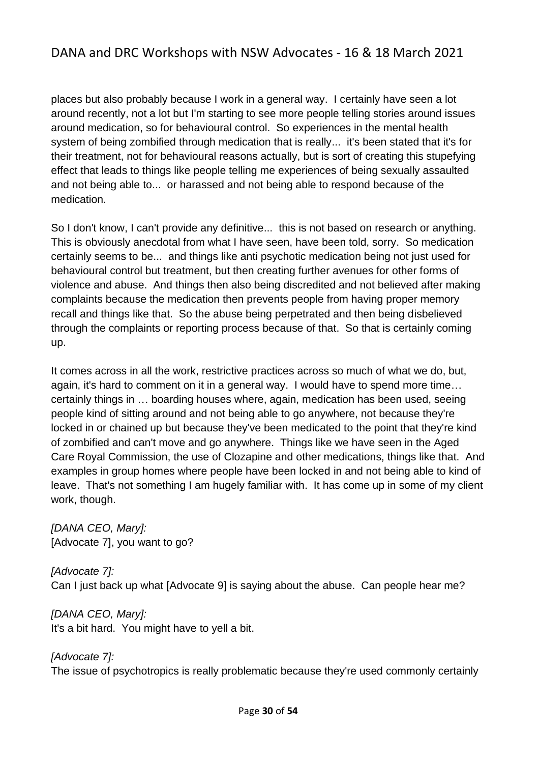places but also probably because I work in a general way. I certainly have seen a lot around recently, not a lot but I'm starting to see more people telling stories around issues around medication, so for behavioural control. So experiences in the mental health system of being zombified through medication that is really... it's been stated that it's for their treatment, not for behavioural reasons actually, but is sort of creating this stupefying effect that leads to things like people telling me experiences of being sexually assaulted and not being able to... or harassed and not being able to respond because of the medication.

So I don't know, I can't provide any definitive... this is not based on research or anything. This is obviously anecdotal from what I have seen, have been told, sorry. So medication certainly seems to be... and things like anti psychotic medication being not just used for behavioural control but treatment, but then creating further avenues for other forms of violence and abuse. And things then also being discredited and not believed after making complaints because the medication then prevents people from having proper memory recall and things like that. So the abuse being perpetrated and then being disbelieved through the complaints or reporting process because of that. So that is certainly coming up.

It comes across in all the work, restrictive practices across so much of what we do, but, again, it's hard to comment on it in a general way. I would have to spend more time… certainly things in … boarding houses where, again, medication has been used, seeing people kind of sitting around and not being able to go anywhere, not because they're locked in or chained up but because they've been medicated to the point that they're kind of zombified and can't move and go anywhere. Things like we have seen in the Aged Care Royal Commission, the use of Clozapine and other medications, things like that. And examples in group homes where people have been locked in and not being able to kind of leave. That's not something I am hugely familiar with. It has come up in some of my client work, though.

*[DANA CEO, Mary]:*
[Advocate 7], you want to go?

*[Advocate 7]:*
Can I just back up what [Advocate 9] is saying about the abuse. Can people hear me?

*[DANA CEO, Mary]:*
It's a bit hard. You might have to yell a bit.

*[Advocate 7]:*
The issue of psychotropics is really problematic because they're used commonly certainly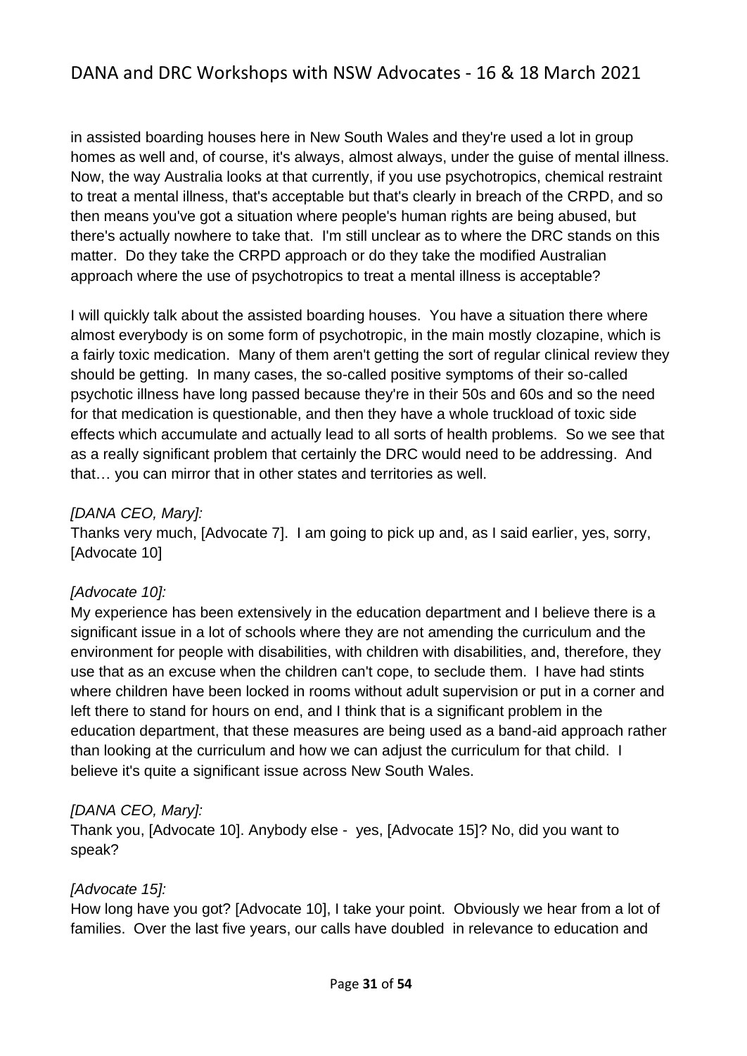in assisted boarding houses here in New South Wales and they're used a lot in group homes as well and, of course, it's always, almost always, under the guise of mental illness. Now, the way Australia looks at that currently, if you use psychotropics, chemical restraint to treat a mental illness, that's acceptable but that's clearly in breach of the CRPD, and so then means you've got a situation where people's human rights are being abused, but there's actually nowhere to take that. I'm still unclear as to where the DRC stands on this matter. Do they take the CRPD approach or do they take the modified Australian approach where the use of psychotropics to treat a mental illness is acceptable?

I will quickly talk about the assisted boarding houses. You have a situation there where almost everybody is on some form of psychotropic, in the main mostly clozapine, which is a fairly toxic medication. Many of them aren't getting the sort of regular clinical review they should be getting. In many cases, the so-called positive symptoms of their so-called psychotic illness have long passed because they're in their 50s and 60s and so the need for that medication is questionable, and then they have a whole truckload of toxic side effects which accumulate and actually lead to all sorts of health problems. So we see that as a really significant problem that certainly the DRC would need to be addressing. And that… you can mirror that in other states and territories as well.

*[DANA CEO, Mary]:*
Thanks very much, [Advocate 7]. I am going to pick up and, as I said earlier, yes, sorry, [Advocate 10]

*[Advocate 10]:*
My experience has been extensively in the education department and I believe there is a significant issue in a lot of schools where they are not amending the curriculum and the environment for people with disabilities, with children with disabilities, and, therefore, they use that as an excuse when the children can't cope, to seclude them. I have had stints where children have been locked in rooms without adult supervision or put in a corner and left there to stand for hours on end, and I think that is a significant problem in the education department, that these measures are being used as a band-aid approach rather than looking at the curriculum and how we can adjust the curriculum for that child. I believe it's quite a significant issue across New South Wales.

*[DANA CEO, Mary]:*
Thank you, [Advocate 10]. Anybody else - yes, [Advocate 15]? No, did you want to speak?

*[Advocate 15]:*
How long have you got? [Advocate 10], I take your point. Obviously we hear from a lot of families. Over the last five years, our calls have doubled in relevance to education and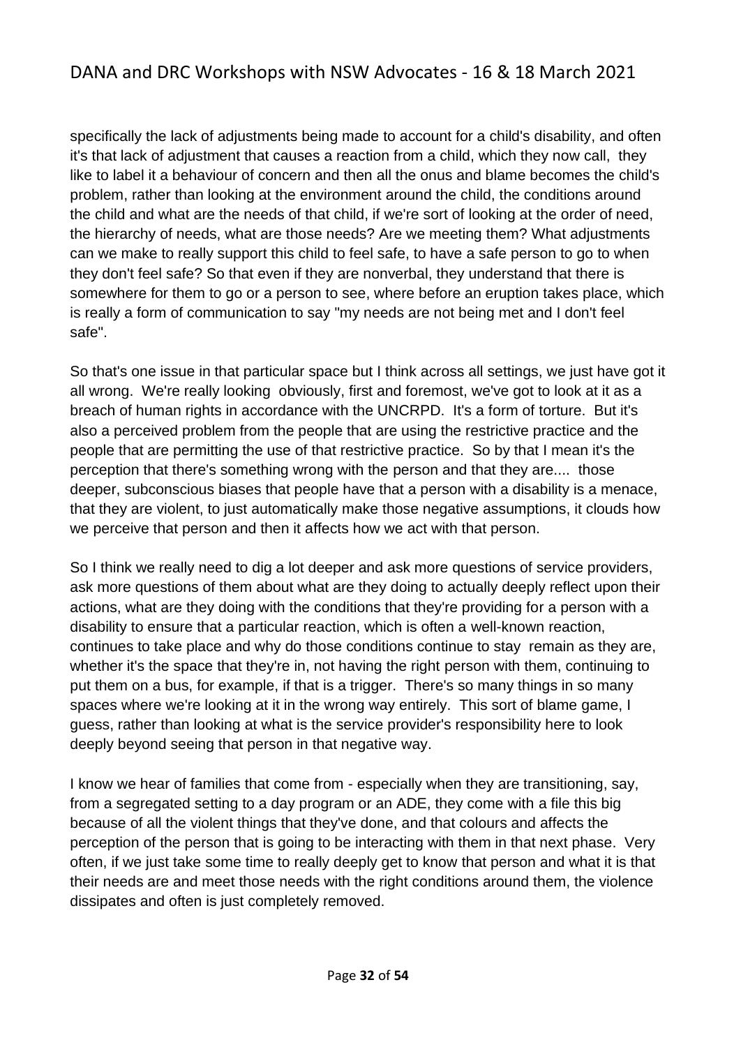specifically the lack of adjustments being made to account for a child's disability, and often it's that lack of adjustment that causes a reaction from a child, which they now call, they like to label it a behaviour of concern and then all the onus and blame becomes the child's problem, rather than looking at the environment around the child, the conditions around the child and what are the needs of that child, if we're sort of looking at the order of need, the hierarchy of needs, what are those needs? Are we meeting them? What adjustments can we make to really support this child to feel safe, to have a safe person to go to when they don't feel safe? So that even if they are nonverbal, they understand that there is somewhere for them to go or a person to see, where before an eruption takes place, which is really a form of communication to say "my needs are not being met and I don't feel safe".

So that's one issue in that particular space but I think across all settings, we just have got it all wrong. We're really looking obviously, first and foremost, we've got to look at it as a breach of human rights in accordance with the UNCRPD. It's a form of torture. But it's also a perceived problem from the people that are using the restrictive practice and the people that are permitting the use of that restrictive practice. So by that I mean it's the perception that there's something wrong with the person and that they are.... those deeper, subconscious biases that people have that a person with a disability is a menace, that they are violent, to just automatically make those negative assumptions, it clouds how we perceive that person and then it affects how we act with that person.

So I think we really need to dig a lot deeper and ask more questions of service providers, ask more questions of them about what are they doing to actually deeply reflect upon their actions, what are they doing with the conditions that they're providing for a person with a disability to ensure that a particular reaction, which is often a well-known reaction, continues to take place and why do those conditions continue to stay remain as they are, whether it's the space that they're in, not having the right person with them, continuing to put them on a bus, for example, if that is a trigger. There's so many things in so many spaces where we're looking at it in the wrong way entirely. This sort of blame game, I guess, rather than looking at what is the service provider's responsibility here to look deeply beyond seeing that person in that negative way.

I know we hear of families that come from - especially when they are transitioning, say, from a segregated setting to a day program or an ADE, they come with a file this big because of all the violent things that they've done, and that colours and affects the perception of the person that is going to be interacting with them in that next phase. Very often, if we just take some time to really deeply get to know that person and what it is that their needs are and meet those needs with the right conditions around them, the violence dissipates and often is just completely removed.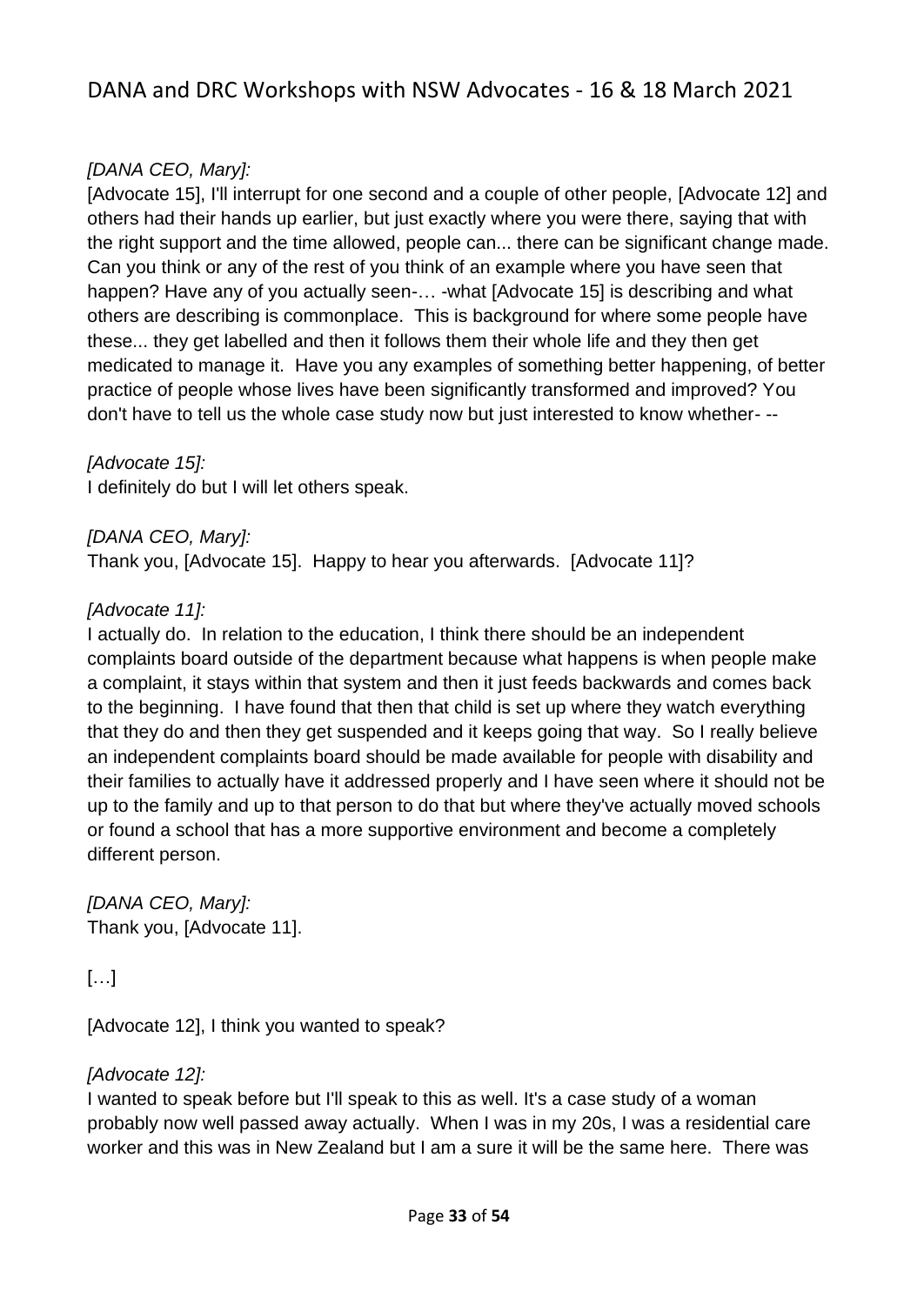*[DANA CEO, Mary]:*
[Advocate 15], I'll interrupt for one second and a couple of other people, [Advocate 12] and others had their hands up earlier, but just exactly where you were there, saying that with the right support and the time allowed, people can... there can be significant change made. Can you think or any of the rest of you think of an example where you have seen that happen? Have any of you actually seen-… -what [Advocate 15] is describing and what others are describing is commonplace. This is background for where some people have these... they get labelled and then it follows them their whole life and they then get medicated to manage it. Have you any examples of something better happening, of better practice of people whose lives have been significantly transformed and improved? You don't have to tell us the whole case study now but just interested to know whether- --

*[Advocate 15]:*
I definitely do but I will let others speak.

*[DANA CEO, Mary]:*
Thank you, [Advocate 15]. Happy to hear you afterwards. [Advocate 11]?

*[Advocate 11]:*
I actually do. In relation to the education, I think there should be an independent complaints board outside of the department because what happens is when people make a complaint, it stays within that system and then it just feeds backwards and comes back to the beginning. I have found that then that child is set up where they watch everything that they do and then they get suspended and it keeps going that way. So I really believe an independent complaints board should be made available for people with disability and their families to actually have it addressed properly and I have seen where it should not be up to the family and up to that person to do that but where they've actually moved schools or found a school that has a more supportive environment and become a completely different person.

*[DANA CEO, Mary]:*
Thank you, [Advocate 11].

[…]

[Advocate 12], I think you wanted to speak?

*[Advocate 12]:*
I wanted to speak before but I'll speak to this as well. It's a case study of a woman probably now well passed away actually. When I was in my 20s, I was a residential care worker and this was in New Zealand but I am a sure it will be the same here. There was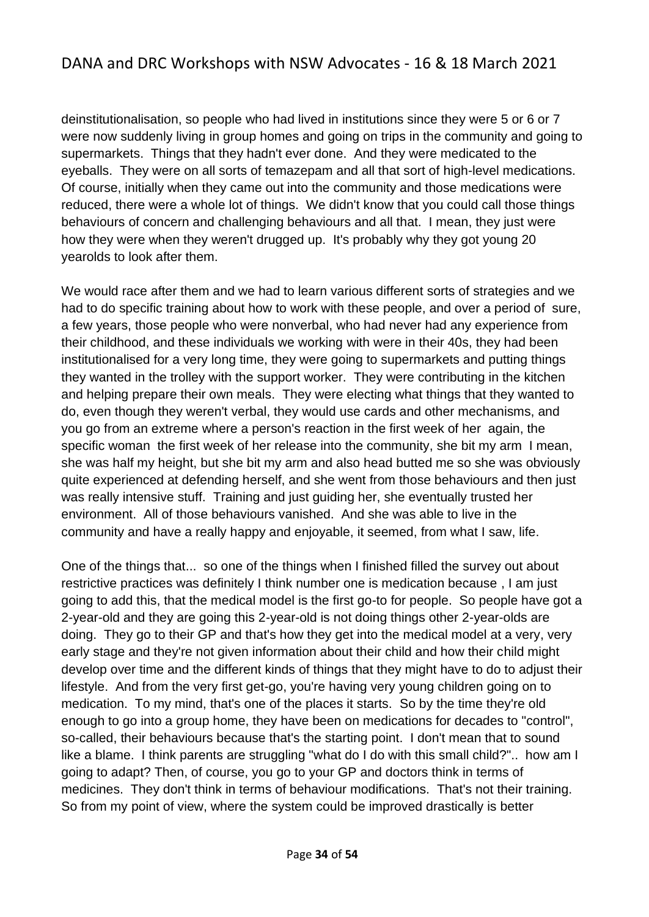deinstitutionalisation, so people who had lived in institutions since they were 5 or 6 or 7 were now suddenly living in group homes and going on trips in the community and going to supermarkets. Things that they hadn't ever done. And they were medicated to the eyeballs. They were on all sorts of temazepam and all that sort of high-level medications. Of course, initially when they came out into the community and those medications were reduced, there were a whole lot of things. We didn't know that you could call those things behaviours of concern and challenging behaviours and all that. I mean, they just were how they were when they weren't drugged up. It's probably why they got young 20 yearolds to look after them.

We would race after them and we had to learn various different sorts of strategies and we had to do specific training about how to work with these people, and over a period of sure, a few years, those people who were nonverbal, who had never had any experience from their childhood, and these individuals we working with were in their 40s, they had been institutionalised for a very long time, they were going to supermarkets and putting things they wanted in the trolley with the support worker. They were contributing in the kitchen and helping prepare their own meals. They were electing what things that they wanted to do, even though they weren't verbal, they would use cards and other mechanisms, and you go from an extreme where a person's reaction in the first week of her again, the specific woman the first week of her release into the community, she bit my arm I mean, she was half my height, but she bit my arm and also head butted me so she was obviously quite experienced at defending herself, and she went from those behaviours and then just was really intensive stuff. Training and just guiding her, she eventually trusted her environment. All of those behaviours vanished. And she was able to live in the community and have a really happy and enjoyable, it seemed, from what I saw, life.

One of the things that... so one of the things when I finished filled the survey out about restrictive practices was definitely I think number one is medication because , I am just going to add this, that the medical model is the first go-to for people. So people have got a 2-year-old and they are going this 2-year-old is not doing things other 2-year-olds are doing. They go to their GP and that's how they get into the medical model at a very, very early stage and they're not given information about their child and how their child might develop over time and the different kinds of things that they might have to do to adjust their lifestyle. And from the very first get-go, you're having very young children going on to medication. To my mind, that's one of the places it starts. So by the time they're old enough to go into a group home, they have been on medications for decades to "control", so-called, their behaviours because that's the starting point. I don't mean that to sound like a blame. I think parents are struggling "what do I do with this small child?".. how am I going to adapt? Then, of course, you go to your GP and doctors think in terms of medicines. They don't think in terms of behaviour modifications. That's not their training. So from my point of view, where the system could be improved drastically is better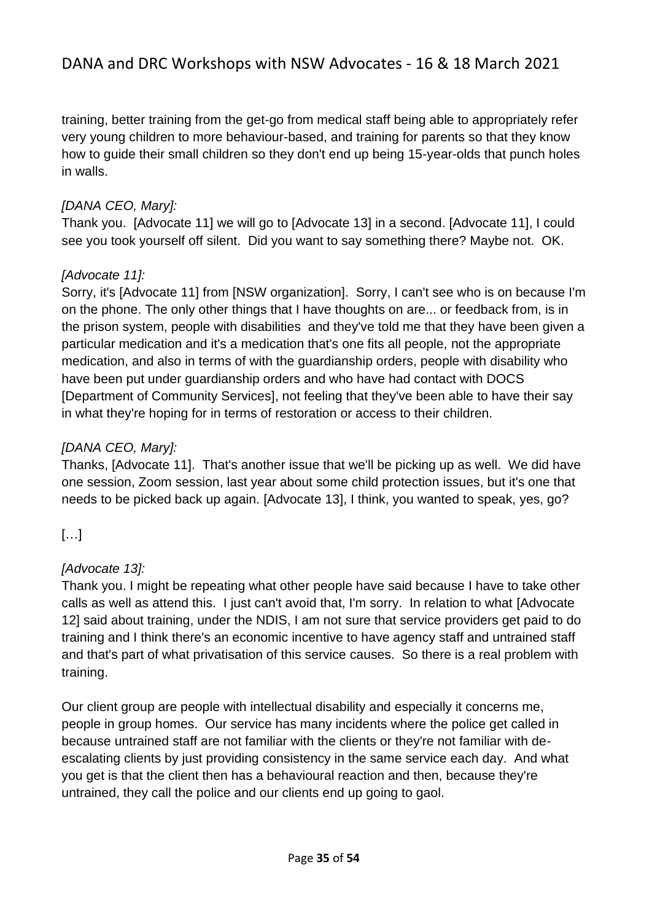training, better training from the get-go from medical staff being able to appropriately refer very young children to more behaviour-based, and training for parents so that they know how to guide their small children so they don't end up being 15-year-olds that punch holes in walls.

*[DANA CEO, Mary]:*
Thank you. [Advocate 11] we will go to [Advocate 13] in a second. [Advocate 11], I could see you took yourself off silent. Did you want to say something there? Maybe not. OK.

*[Advocate 11]:*
Sorry, it's [Advocate 11] from [NSW organization]. Sorry, I can't see who is on because I'm on the phone. The only other things that I have thoughts on are... or feedback from, is in the prison system, people with disabilities and they've told me that they have been given a particular medication and it's a medication that's one fits all people, not the appropriate medication, and also in terms of with the guardianship orders, people with disability who have been put under guardianship orders and who have had contact with DOCS [Department of Community Services], not feeling that they've been able to have their say in what they're hoping for in terms of restoration or access to their children.

*[DANA CEO, Mary]:*
Thanks, [Advocate 11]. That's another issue that we'll be picking up as well. We did have one session, Zoom session, last year about some child protection issues, but it's one that needs to be picked back up again. [Advocate 13], I think, you wanted to speak, yes, go?

[…]

*[Advocate 13]:*
Thank you. I might be repeating what other people have said because I have to take other calls as well as attend this. I just can't avoid that, I'm sorry. In relation to what [Advocate 12] said about training, under the NDIS, I am not sure that service providers get paid to do training and I think there's an economic incentive to have agency staff and untrained staff and that's part of what privatisation of this service causes. So there is a real problem with training.

Our client group are people with intellectual disability and especially it concerns me, people in group homes. Our service has many incidents where the police get called in because untrained staff are not familiar with the clients or they're not familiar with de-escalating clients by just providing consistency in the same service each day. And what you get is that the client then has a behavioural reaction and then, because they're untrained, they call the police and our clients end up going to gaol.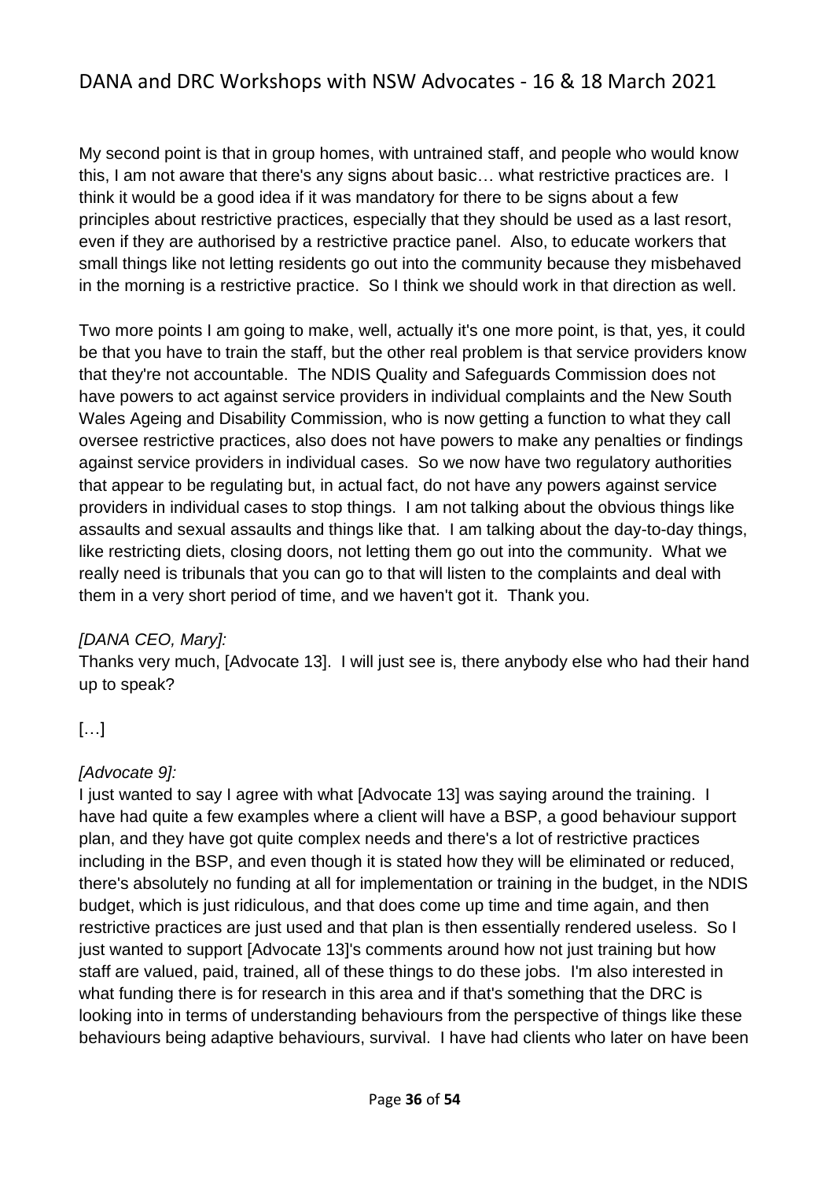My second point is that in group homes, with untrained staff, and people who would know this, I am not aware that there's any signs about basic… what restrictive practices are. I think it would be a good idea if it was mandatory for there to be signs about a few principles about restrictive practices, especially that they should be used as a last resort, even if they are authorised by a restrictive practice panel. Also, to educate workers that small things like not letting residents go out into the community because they misbehaved in the morning is a restrictive practice. So I think we should work in that direction as well.

Two more points I am going to make, well, actually it's one more point, is that, yes, it could be that you have to train the staff, but the other real problem is that service providers know that they're not accountable. The NDIS Quality and Safeguards Commission does not have powers to act against service providers in individual complaints and the New South Wales Ageing and Disability Commission, who is now getting a function to what they call oversee restrictive practices, also does not have powers to make any penalties or findings against service providers in individual cases. So we now have two regulatory authorities that appear to be regulating but, in actual fact, do not have any powers against service providers in individual cases to stop things. I am not talking about the obvious things like assaults and sexual assaults and things like that. I am talking about the day-to-day things, like restricting diets, closing doors, not letting them go out into the community. What we really need is tribunals that you can go to that will listen to the complaints and deal with them in a very short period of time, and we haven't got it. Thank you.

*[DANA CEO, Mary]:*
Thanks very much, [Advocate 13]. I will just see is, there anybody else who had their hand up to speak?

[…]

*[Advocate 9]:*
I just wanted to say I agree with what [Advocate 13] was saying around the training. I have had quite a few examples where a client will have a BSP, a good behaviour support plan, and they have got quite complex needs and there's a lot of restrictive practices including in the BSP, and even though it is stated how they will be eliminated or reduced, there's absolutely no funding at all for implementation or training in the budget, in the NDIS budget, which is just ridiculous, and that does come up time and time again, and then restrictive practices are just used and that plan is then essentially rendered useless. So I just wanted to support [Advocate 13]'s comments around how not just training but how staff are valued, paid, trained, all of these things to do these jobs. I'm also interested in what funding there is for research in this area and if that's something that the DRC is looking into in terms of understanding behaviours from the perspective of things like these behaviours being adaptive behaviours, survival. I have had clients who later on have been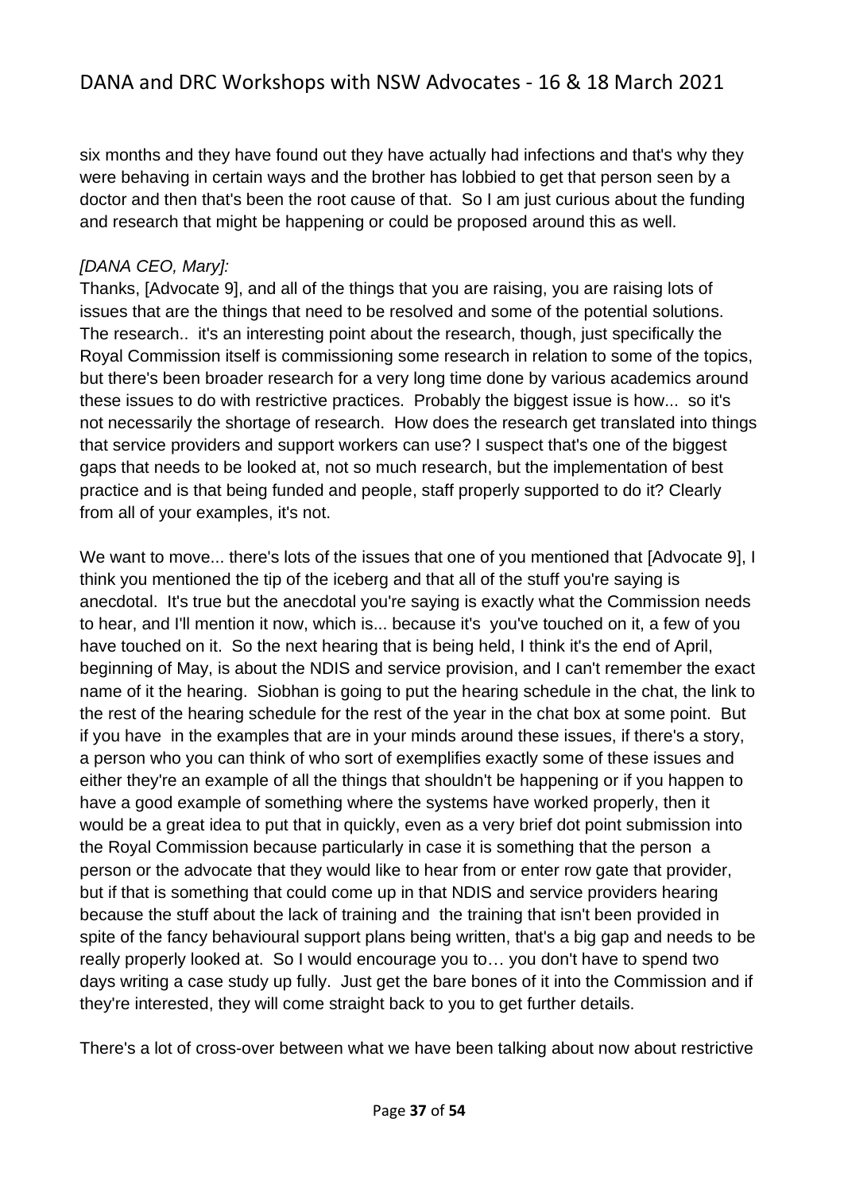six months and they have found out they have actually had infections and that's why they were behaving in certain ways and the brother has lobbied to get that person seen by a doctor and then that's been the root cause of that. So I am just curious about the funding and research that might be happening or could be proposed around this as well.

*[DANA CEO, Mary]:*

Thanks, [Advocate 9], and all of the things that you are raising, you are raising lots of issues that are the things that need to be resolved and some of the potential solutions. The research.. it's an interesting point about the research, though, just specifically the Royal Commission itself is commissioning some research in relation to some of the topics, but there's been broader research for a very long time done by various academics around these issues to do with restrictive practices. Probably the biggest issue is how... so it's not necessarily the shortage of research. How does the research get translated into things that service providers and support workers can use? I suspect that's one of the biggest gaps that needs to be looked at, not so much research, but the implementation of best practice and is that being funded and people, staff properly supported to do it? Clearly from all of your examples, it's not.

We want to move... there's lots of the issues that one of you mentioned that [Advocate 9], I think you mentioned the tip of the iceberg and that all of the stuff you're saying is anecdotal. It's true but the anecdotal you're saying is exactly what the Commission needs to hear, and I'll mention it now, which is... because it's you've touched on it, a few of you have touched on it. So the next hearing that is being held, I think it's the end of April, beginning of May, is about the NDIS and service provision, and I can't remember the exact name of it the hearing. Siobhan is going to put the hearing schedule in the chat, the link to the rest of the hearing schedule for the rest of the year in the chat box at some point. But if you have in the examples that are in your minds around these issues, if there's a story, a person who you can think of who sort of exemplifies exactly some of these issues and either they're an example of all the things that shouldn't be happening or if you happen to have a good example of something where the systems have worked properly, then it would be a great idea to put that in quickly, even as a very brief dot point submission into the Royal Commission because particularly in case it is something that the person a person or the advocate that they would like to hear from or enter row gate that provider, but if that is something that could come up in that NDIS and service providers hearing because the stuff about the lack of training and the training that isn't been provided in spite of the fancy behavioural support plans being written, that's a big gap and needs to be really properly looked at. So I would encourage you to… you don't have to spend two days writing a case study up fully. Just get the bare bones of it into the Commission and if they're interested, they will come straight back to you to get further details.

There's a lot of cross-over between what we have been talking about now about restrictive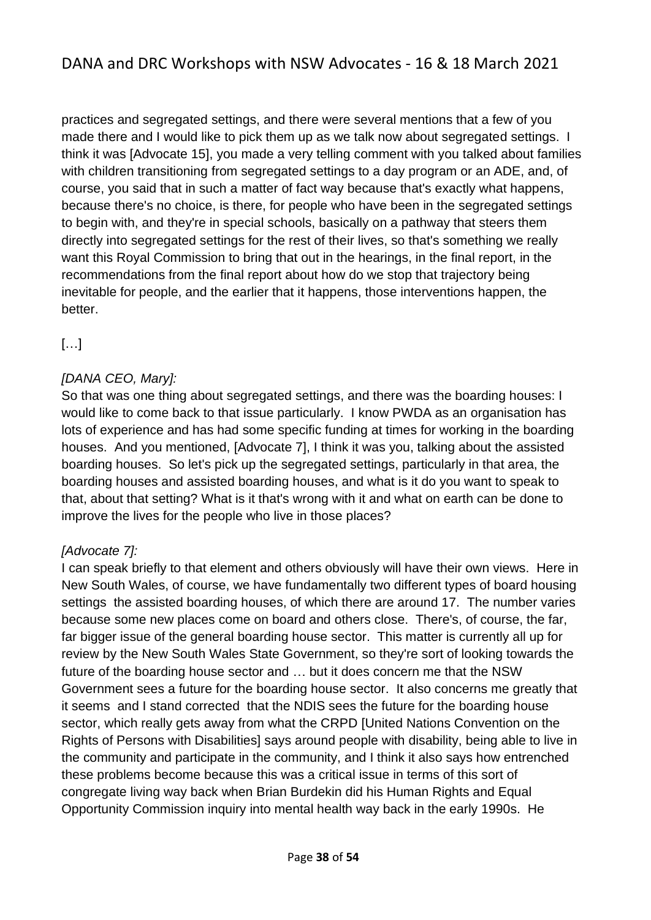practices and segregated settings, and there were several mentions that a few of you made there and I would like to pick them up as we talk now about segregated settings. I think it was [Advocate 15], you made a very telling comment with you talked about families with children transitioning from segregated settings to a day program or an ADE, and, of course, you said that in such a matter of fact way because that's exactly what happens, because there's no choice, is there, for people who have been in the segregated settings to begin with, and they're in special schools, basically on a pathway that steers them directly into segregated settings for the rest of their lives, so that's something we really want this Royal Commission to bring that out in the hearings, in the final report, in the recommendations from the final report about how do we stop that trajectory being inevitable for people, and the earlier that it happens, those interventions happen, the better.

[…]

*[DANA CEO, Mary]:*
So that was one thing about segregated settings, and there was the boarding houses: I would like to come back to that issue particularly. I know PWDA as an organisation has lots of experience and has had some specific funding at times for working in the boarding houses. And you mentioned, [Advocate 7], I think it was you, talking about the assisted boarding houses. So let's pick up the segregated settings, particularly in that area, the boarding houses and assisted boarding houses, and what is it do you want to speak to that, about that setting? What is it that's wrong with it and what on earth can be done to improve the lives for the people who live in those places?

*[Advocate 7]:*
I can speak briefly to that element and others obviously will have their own views. Here in New South Wales, of course, we have fundamentally two different types of board housing settings the assisted boarding houses, of which there are around 17. The number varies because some new places come on board and others close. There's, of course, the far, far bigger issue of the general boarding house sector. This matter is currently all up for review by the New South Wales State Government, so they're sort of looking towards the future of the boarding house sector and … but it does concern me that the NSW Government sees a future for the boarding house sector. It also concerns me greatly that it seems and I stand corrected that the NDIS sees the future for the boarding house sector, which really gets away from what the CRPD [United Nations Convention on the Rights of Persons with Disabilities] says around people with disability, being able to live in the community and participate in the community, and I think it also says how entrenched these problems become because this was a critical issue in terms of this sort of congregate living way back when Brian Burdekin did his Human Rights and Equal Opportunity Commission inquiry into mental health way back in the early 1990s. He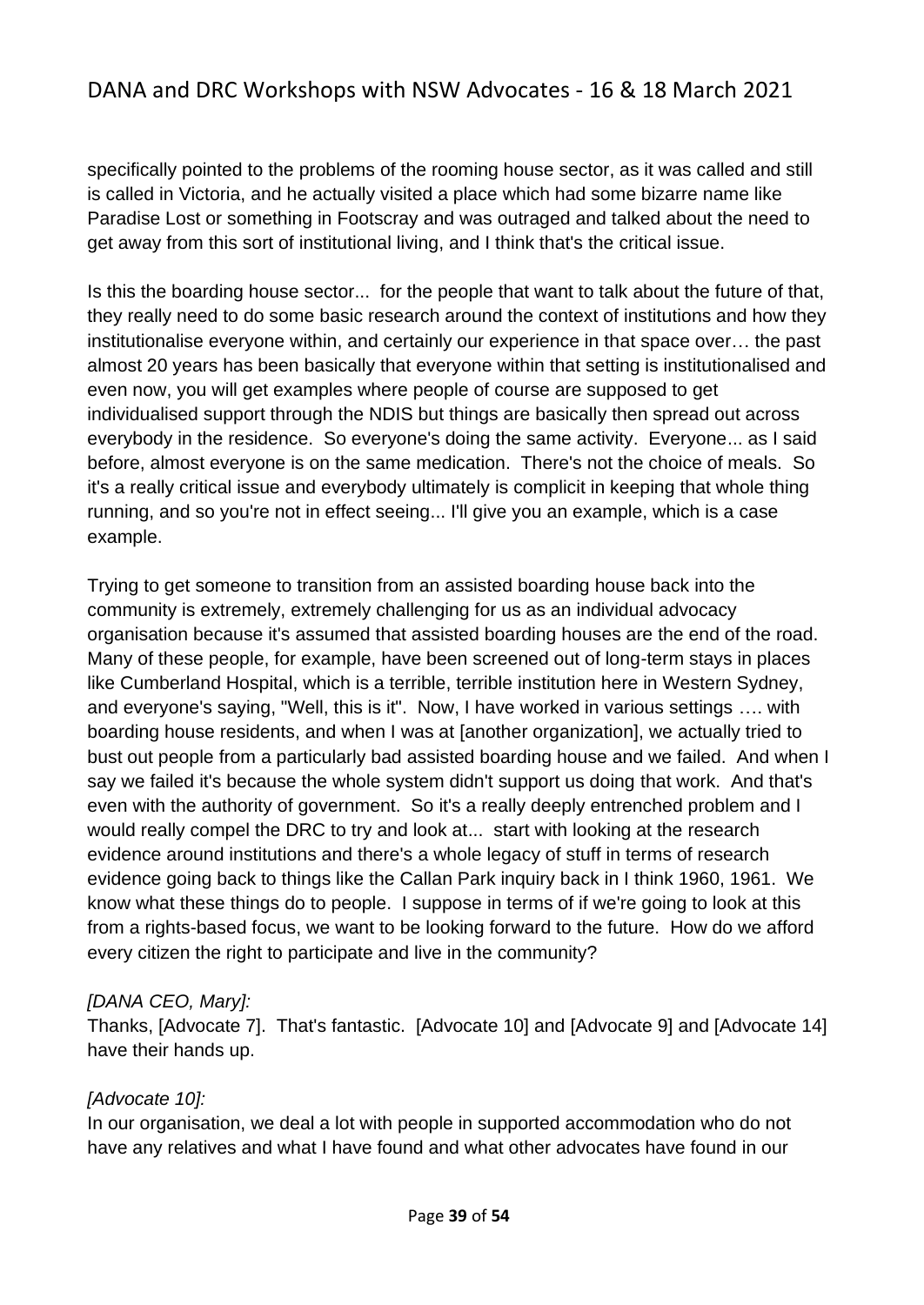specifically pointed to the problems of the rooming house sector, as it was called and still is called in Victoria, and he actually visited a place which had some bizarre name like Paradise Lost or something in Footscray and was outraged and talked about the need to get away from this sort of institutional living, and I think that's the critical issue.

Is this the boarding house sector... for the people that want to talk about the future of that, they really need to do some basic research around the context of institutions and how they institutionalise everyone within, and certainly our experience in that space over… the past almost 20 years has been basically that everyone within that setting is institutionalised and even now, you will get examples where people of course are supposed to get individualised support through the NDIS but things are basically then spread out across everybody in the residence. So everyone's doing the same activity. Everyone... as I said before, almost everyone is on the same medication. There's not the choice of meals. So it's a really critical issue and everybody ultimately is complicit in keeping that whole thing running, and so you're not in effect seeing... I'll give you an example, which is a case example.

Trying to get someone to transition from an assisted boarding house back into the community is extremely, extremely challenging for us as an individual advocacy organisation because it's assumed that assisted boarding houses are the end of the road. Many of these people, for example, have been screened out of long-term stays in places like Cumberland Hospital, which is a terrible, terrible institution here in Western Sydney, and everyone's saying, "Well, this is it". Now, I have worked in various settings …. with boarding house residents, and when I was at [another organization], we actually tried to bust out people from a particularly bad assisted boarding house and we failed. And when I say we failed it's because the whole system didn't support us doing that work. And that's even with the authority of government. So it's a really deeply entrenched problem and I would really compel the DRC to try and look at... start with looking at the research evidence around institutions and there's a whole legacy of stuff in terms of research evidence going back to things like the Callan Park inquiry back in I think 1960, 1961. We know what these things do to people. I suppose in terms of if we're going to look at this from a rights-based focus, we want to be looking forward to the future. How do we afford every citizen the right to participate and live in the community?

*[DANA CEO, Mary]:*
Thanks, [Advocate 7]. That's fantastic. [Advocate 10] and [Advocate 9] and [Advocate 14] have their hands up.

*[Advocate 10]:*
In our organisation, we deal a lot with people in supported accommodation who do not have any relatives and what I have found and what other advocates have found in our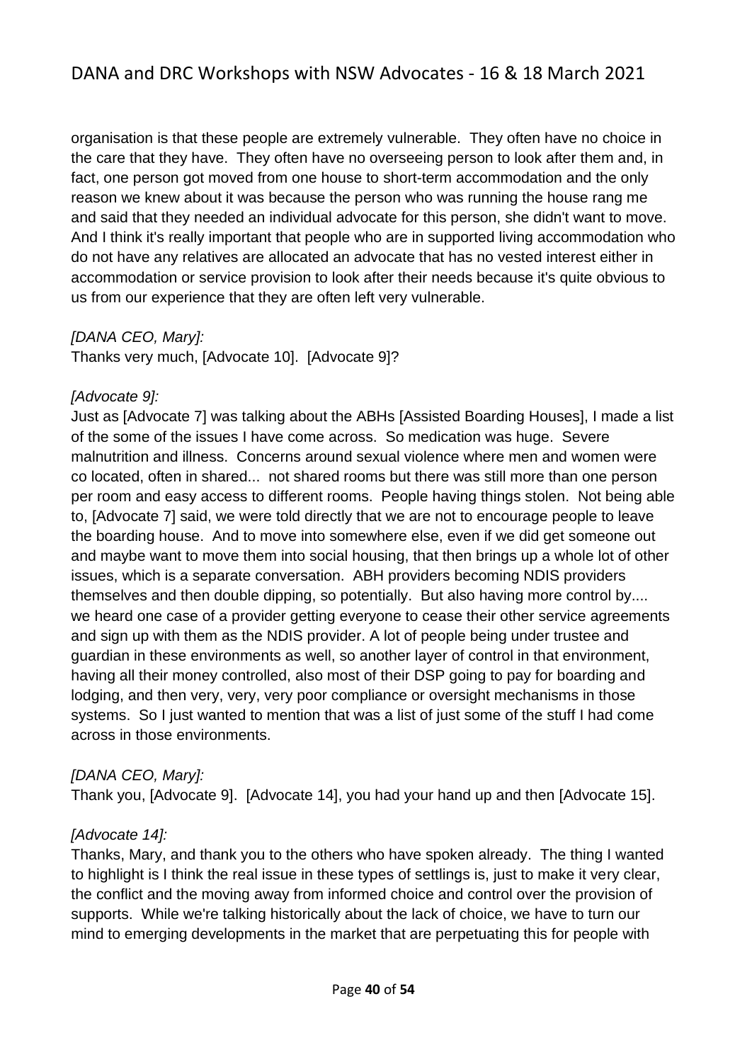organisation is that these people are extremely vulnerable. They often have no choice in the care that they have. They often have no overseeing person to look after them and, in fact, one person got moved from one house to short-term accommodation and the only reason we knew about it was because the person who was running the house rang me and said that they needed an individual advocate for this person, she didn't want to move. And I think it's really important that people who are in supported living accommodation who do not have any relatives are allocated an advocate that has no vested interest either in accommodation or service provision to look after their needs because it's quite obvious to us from our experience that they are often left very vulnerable.

*[DANA CEO, Mary]:*
Thanks very much, [Advocate 10]. [Advocate 9]?

*[Advocate 9]:*
Just as [Advocate 7] was talking about the ABHs [Assisted Boarding Houses], I made a list of the some of the issues I have come across. So medication was huge. Severe malnutrition and illness. Concerns around sexual violence where men and women were co located, often in shared... not shared rooms but there was still more than one person per room and easy access to different rooms. People having things stolen. Not being able to, [Advocate 7] said, we were told directly that we are not to encourage people to leave the boarding house. And to move into somewhere else, even if we did get someone out and maybe want to move them into social housing, that then brings up a whole lot of other issues, which is a separate conversation. ABH providers becoming NDIS providers themselves and then double dipping, so potentially. But also having more control by.... we heard one case of a provider getting everyone to cease their other service agreements and sign up with them as the NDIS provider. A lot of people being under trustee and guardian in these environments as well, so another layer of control in that environment, having all their money controlled, also most of their DSP going to pay for boarding and lodging, and then very, very, very poor compliance or oversight mechanisms in those systems. So I just wanted to mention that was a list of just some of the stuff I had come across in those environments.

*[DANA CEO, Mary]:*
Thank you, [Advocate 9]. [Advocate 14], you had your hand up and then [Advocate 15].

*[Advocate 14]:*
Thanks, Mary, and thank you to the others who have spoken already. The thing I wanted to highlight is I think the real issue in these types of settlings is, just to make it very clear, the conflict and the moving away from informed choice and control over the provision of supports. While we're talking historically about the lack of choice, we have to turn our mind to emerging developments in the market that are perpetuating this for people with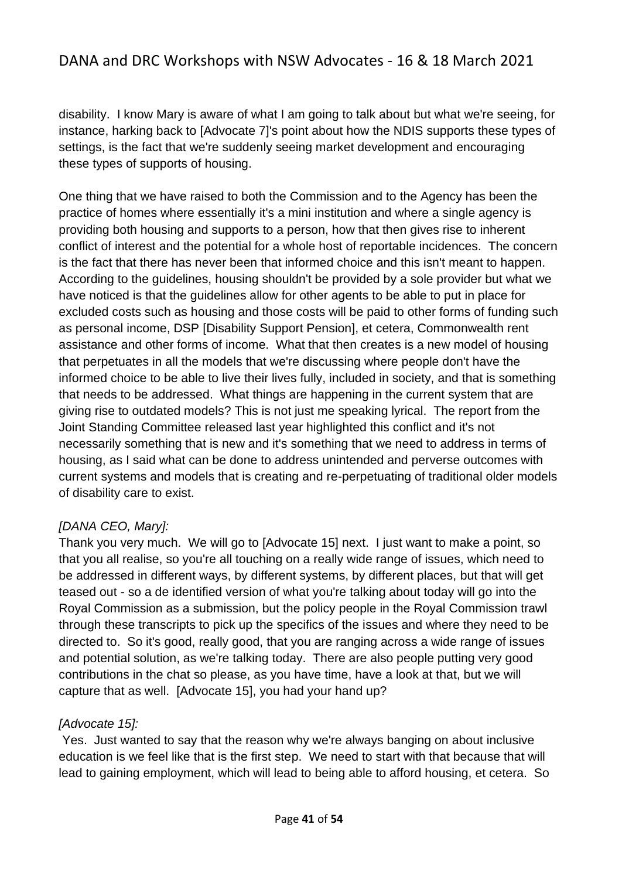disability. I know Mary is aware of what I am going to talk about but what we're seeing, for instance, harking back to [Advocate 7]'s point about how the NDIS supports these types of settings, is the fact that we're suddenly seeing market development and encouraging these types of supports of housing.

One thing that we have raised to both the Commission and to the Agency has been the practice of homes where essentially it's a mini institution and where a single agency is providing both housing and supports to a person, how that then gives rise to inherent conflict of interest and the potential for a whole host of reportable incidences. The concern is the fact that there has never been that informed choice and this isn't meant to happen. According to the guidelines, housing shouldn't be provided by a sole provider but what we have noticed is that the guidelines allow for other agents to be able to put in place for excluded costs such as housing and those costs will be paid to other forms of funding such as personal income, DSP [Disability Support Pension], et cetera, Commonwealth rent assistance and other forms of income. What that then creates is a new model of housing that perpetuates in all the models that we're discussing where people don't have the informed choice to be able to live their lives fully, included in society, and that is something that needs to be addressed. What things are happening in the current system that are giving rise to outdated models? This is not just me speaking lyrical. The report from the Joint Standing Committee released last year highlighted this conflict and it's not necessarily something that is new and it's something that we need to address in terms of housing, as I said what can be done to address unintended and perverse outcomes with current systems and models that is creating and re-perpetuating of traditional older models of disability care to exist.

*[DANA CEO, Mary]:*
Thank you very much. We will go to [Advocate 15] next. I just want to make a point, so that you all realise, so you're all touching on a really wide range of issues, which need to be addressed in different ways, by different systems, by different places, but that will get teased out - so a de identified version of what you're talking about today will go into the Royal Commission as a submission, but the policy people in the Royal Commission trawl through these transcripts to pick up the specifics of the issues and where they need to be directed to. So it's good, really good, that you are ranging across a wide range of issues and potential solution, as we're talking today. There are also people putting very good contributions in the chat so please, as you have time, have a look at that, but we will capture that as well. [Advocate 15], you had your hand up?

*[Advocate 15]:*
Yes. Just wanted to say that the reason why we're always banging on about inclusive education is we feel like that is the first step. We need to start with that because that will lead to gaining employment, which will lead to being able to afford housing, et cetera. So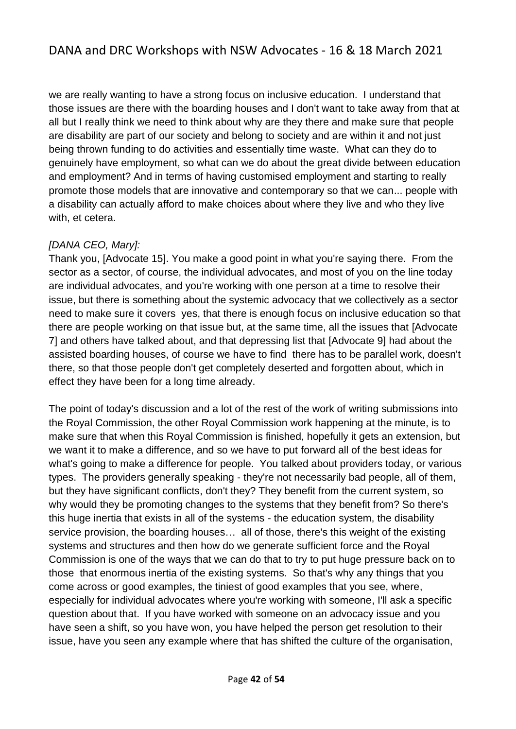we are really wanting to have a strong focus on inclusive education. I understand that those issues are there with the boarding houses and I don't want to take away from that at all but I really think we need to think about why are they there and make sure that people are disability are part of our society and belong to society and are within it and not just being thrown funding to do activities and essentially time waste. What can they do to genuinely have employment, so what can we do about the great divide between education and employment? And in terms of having customised employment and starting to really promote those models that are innovative and contemporary so that we can... people with a disability can actually afford to make choices about where they live and who they live with, et cetera.

*[DANA CEO, Mary]:*

Thank you, [Advocate 15]. You make a good point in what you're saying there. From the sector as a sector, of course, the individual advocates, and most of you on the line today are individual advocates, and you're working with one person at a time to resolve their issue, but there is something about the systemic advocacy that we collectively as a sector need to make sure it covers  yes, that there is enough focus on inclusive education so that there are people working on that issue but, at the same time, all the issues that [Advocate 7] and others have talked about, and that depressing list that [Advocate 9] had about the assisted boarding houses, of course we have to find  there has to be parallel work, doesn't there, so that those people don't get completely deserted and forgotten about, which in effect they have been for a long time already.

The point of today's discussion and a lot of the rest of the work of writing submissions into the Royal Commission, the other Royal Commission work happening at the minute, is to make sure that when this Royal Commission is finished, hopefully it gets an extension, but we want it to make a difference, and so we have to put forward all of the best ideas for what's going to make a difference for people. You talked about providers today, or various types. The providers generally speaking - they're not necessarily bad people, all of them, but they have significant conflicts, don't they? They benefit from the current system, so why would they be promoting changes to the systems that they benefit from? So there's this huge inertia that exists in all of the systems - the education system, the disability service provision, the boarding houses… all of those, there's this weight of the existing systems and structures and then how do we generate sufficient force and the Royal Commission is one of the ways that we can do that to try to put huge pressure back on to those  that enormous inertia of the existing systems. So that's why any things that you come across or good examples, the tiniest of good examples that you see, where, especially for individual advocates where you're working with someone, I'll ask a specific question about that. If you have worked with someone on an advocacy issue and you have seen a shift, so you have won, you have helped the person get resolution to their issue, have you seen any example where that has shifted the culture of the organisation,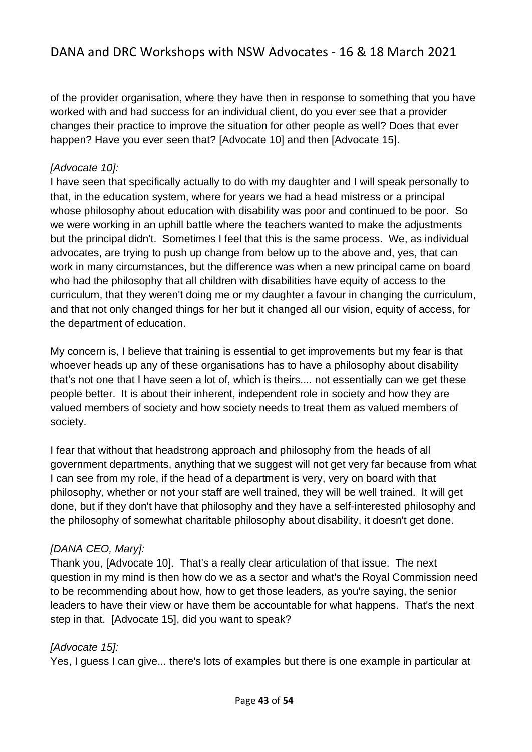of the provider organisation, where they have then in response to something that you have worked with and had success for an individual client, do you ever see that a provider changes their practice to improve the situation for other people as well? Does that ever happen? Have you ever seen that? [Advocate 10] and then [Advocate 15].

*[Advocate 10]:*
I have seen that specifically actually to do with my daughter and I will speak personally to that, in the education system, where for years we had a head mistress or a principal whose philosophy about education with disability was poor and continued to be poor. So we were working in an uphill battle where the teachers wanted to make the adjustments but the principal didn't. Sometimes I feel that this is the same process. We, as individual advocates, are trying to push up change from below up to the above and, yes, that can work in many circumstances, but the difference was when a new principal came on board who had the philosophy that all children with disabilities have equity of access to the curriculum, that they weren't doing me or my daughter a favour in changing the curriculum, and that not only changed things for her but it changed all our vision, equity of access, for the department of education.

My concern is, I believe that training is essential to get improvements but my fear is that whoever heads up any of these organisations has to have a philosophy about disability that's not one that I have seen a lot of, which is theirs.... not essentially can we get these people better. It is about their inherent, independent role in society and how they are valued members of society and how society needs to treat them as valued members of society.

I fear that without that headstrong approach and philosophy from the heads of all government departments, anything that we suggest will not get very far because from what I can see from my role, if the head of a department is very, very on board with that philosophy, whether or not your staff are well trained, they will be well trained. It will get done, but if they don't have that philosophy and they have a self-interested philosophy and the philosophy of somewhat charitable philosophy about disability, it doesn't get done.

*[DANA CEO, Mary]:*
Thank you, [Advocate 10]. That's a really clear articulation of that issue. The next question in my mind is then how do we as a sector and what's the Royal Commission need to be recommending about how, how to get those leaders, as you're saying, the senior leaders to have their view or have them be accountable for what happens. That's the next step in that. [Advocate 15], did you want to speak?

*[Advocate 15]:*
Yes, I guess I can give... there's lots of examples but there is one example in particular at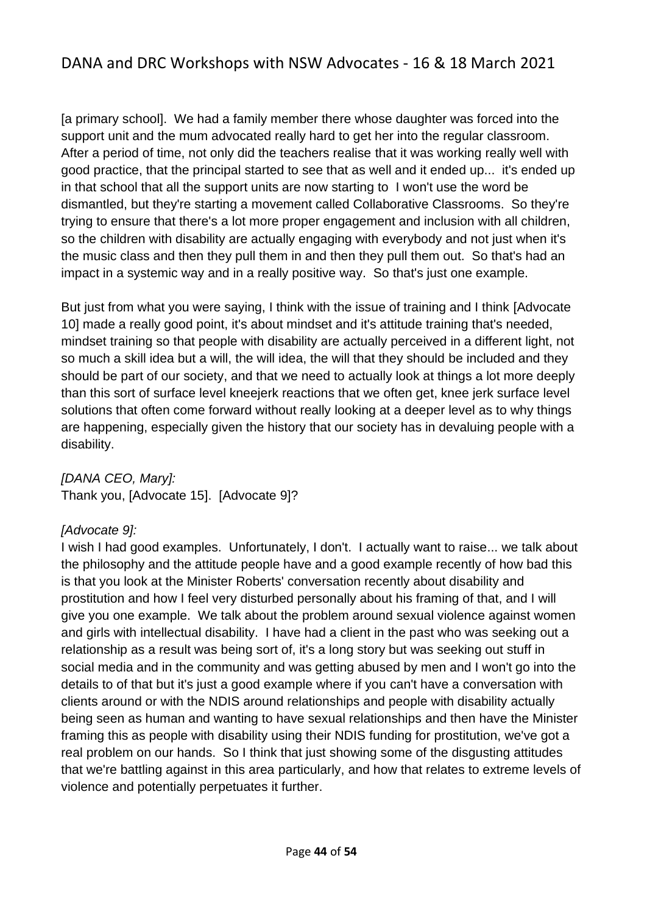[a primary school]. We had a family member there whose daughter was forced into the support unit and the mum advocated really hard to get her into the regular classroom. After a period of time, not only did the teachers realise that it was working really well with good practice, that the principal started to see that as well and it ended up... it's ended up in that school that all the support units are now starting to I won't use the word be dismantled, but they're starting a movement called Collaborative Classrooms. So they're trying to ensure that there's a lot more proper engagement and inclusion with all children, so the children with disability are actually engaging with everybody and not just when it's the music class and then they pull them in and then they pull them out. So that's had an impact in a systemic way and in a really positive way. So that's just one example.

But just from what you were saying, I think with the issue of training and I think [Advocate 10] made a really good point, it's about mindset and it's attitude training that's needed, mindset training so that people with disability are actually perceived in a different light, not so much a skill idea but a will, the will idea, the will that they should be included and they should be part of our society, and that we need to actually look at things a lot more deeply than this sort of surface level kneejerk reactions that we often get, knee jerk surface level solutions that often come forward without really looking at a deeper level as to why things are happening, especially given the history that our society has in devaluing people with a disability.

*[DANA CEO, Mary]:*
Thank you, [Advocate 15]. [Advocate 9]?

*[Advocate 9]:*
I wish I had good examples. Unfortunately, I don't. I actually want to raise... we talk about the philosophy and the attitude people have and a good example recently of how bad this is that you look at the Minister Roberts' conversation recently about disability and prostitution and how I feel very disturbed personally about his framing of that, and I will give you one example. We talk about the problem around sexual violence against women and girls with intellectual disability. I have had a client in the past who was seeking out a relationship as a result was being sort of, it's a long story but was seeking out stuff in social media and in the community and was getting abused by men and I won't go into the details to of that but it's just a good example where if you can't have a conversation with clients around or with the NDIS around relationships and people with disability actually being seen as human and wanting to have sexual relationships and then have the Minister framing this as people with disability using their NDIS funding for prostitution, we've got a real problem on our hands. So I think that just showing some of the disgusting attitudes that we're battling against in this area particularly, and how that relates to extreme levels of violence and potentially perpetuates it further.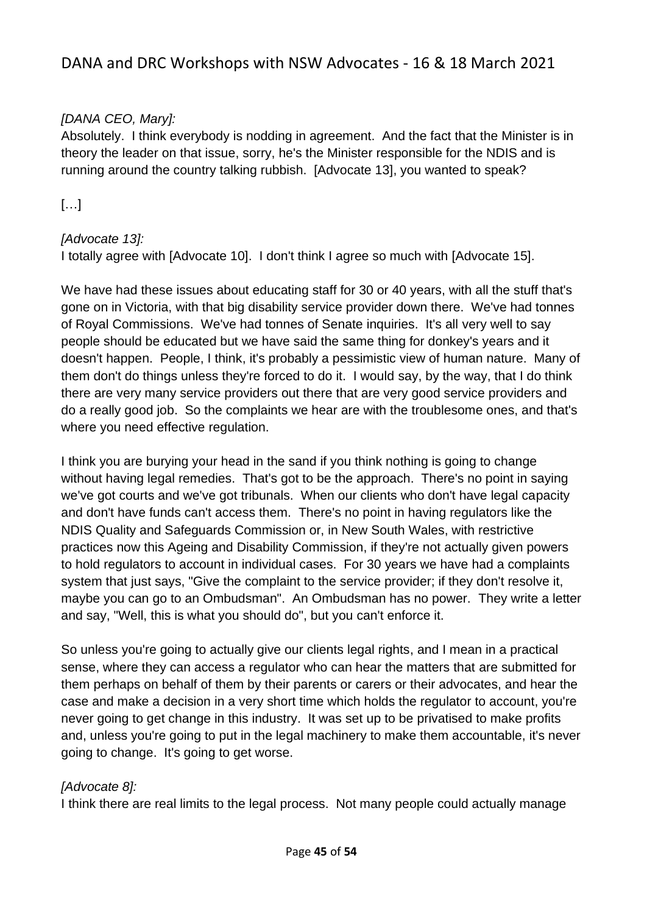*[DANA CEO, Mary]:*

Absolutely. I think everybody is nodding in agreement. And the fact that the Minister is in theory the leader on that issue, sorry, he's the Minister responsible for the NDIS and is running around the country talking rubbish. [Advocate 13], you wanted to speak?

[…]

*[Advocate 13]:*

I totally agree with [Advocate 10]. I don't think I agree so much with [Advocate 15].

We have had these issues about educating staff for 30 or 40 years, with all the stuff that's gone on in Victoria, with that big disability service provider down there. We've had tonnes of Royal Commissions. We've had tonnes of Senate inquiries. It's all very well to say people should be educated but we have said the same thing for donkey's years and it doesn't happen. People, I think, it's probably a pessimistic view of human nature. Many of them don't do things unless they're forced to do it. I would say, by the way, that I do think there are very many service providers out there that are very good service providers and do a really good job. So the complaints we hear are with the troublesome ones, and that's where you need effective regulation.

I think you are burying your head in the sand if you think nothing is going to change without having legal remedies. That's got to be the approach. There's no point in saying we've got courts and we've got tribunals. When our clients who don't have legal capacity and don't have funds can't access them. There's no point in having regulators like the NDIS Quality and Safeguards Commission or, in New South Wales, with restrictive practices now this Ageing and Disability Commission, if they're not actually given powers to hold regulators to account in individual cases. For 30 years we have had a complaints system that just says, "Give the complaint to the service provider; if they don't resolve it, maybe you can go to an Ombudsman". An Ombudsman has no power. They write a letter and say, "Well, this is what you should do", but you can't enforce it.

So unless you're going to actually give our clients legal rights, and I mean in a practical sense, where they can access a regulator who can hear the matters that are submitted for them perhaps on behalf of them by their parents or carers or their advocates, and hear the case and make a decision in a very short time which holds the regulator to account, you're never going to get change in this industry. It was set up to be privatised to make profits and, unless you're going to put in the legal machinery to make them accountable, it's never going to change. It's going to get worse.

*[Advocate 8]:*

I think there are real limits to the legal process. Not many people could actually manage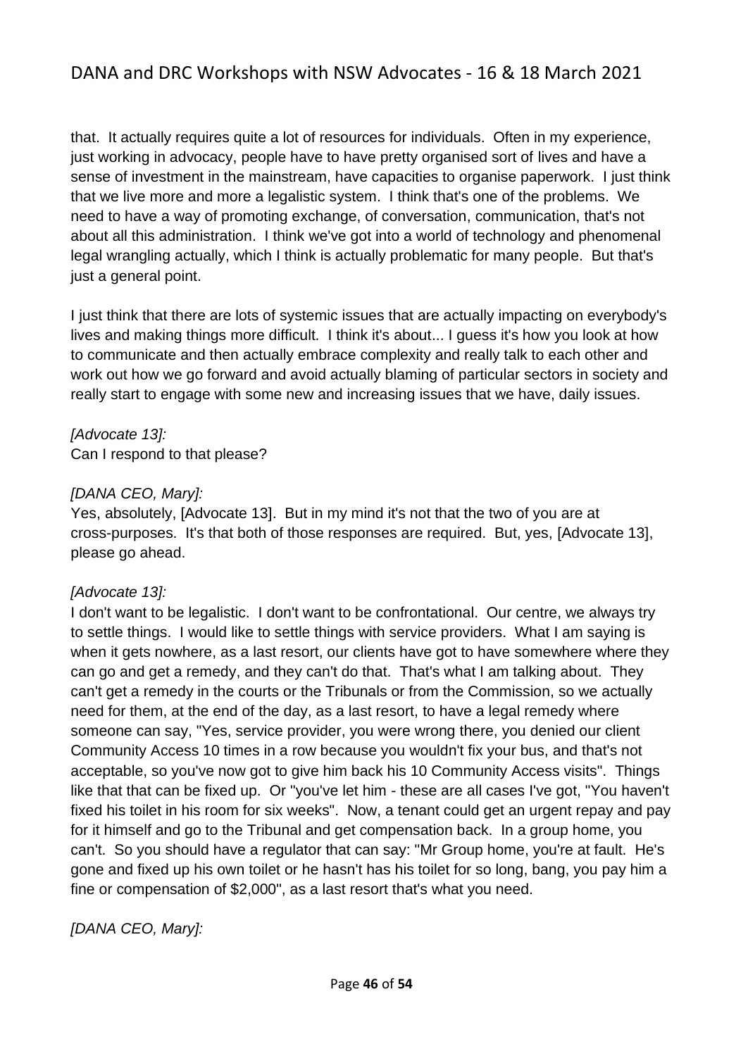that. It actually requires quite a lot of resources for individuals. Often in my experience, just working in advocacy, people have to have pretty organised sort of lives and have a sense of investment in the mainstream, have capacities to organise paperwork. I just think that we live more and more a legalistic system. I think that's one of the problems. We need to have a way of promoting exchange, of conversation, communication, that's not about all this administration. I think we've got into a world of technology and phenomenal legal wrangling actually, which I think is actually problematic for many people. But that's just a general point.

I just think that there are lots of systemic issues that are actually impacting on everybody's lives and making things more difficult. I think it's about... I guess it's how you look at how to communicate and then actually embrace complexity and really talk to each other and work out how we go forward and avoid actually blaming of particular sectors in society and really start to engage with some new and increasing issues that we have, daily issues.

*[Advocate 13]:*
Can I respond to that please?

*[DANA CEO, Mary]:*
Yes, absolutely, [Advocate 13]. But in my mind it's not that the two of you are at cross-purposes. It's that both of those responses are required. But, yes, [Advocate 13], please go ahead.

*[Advocate 13]:*
I don't want to be legalistic. I don't want to be confrontational. Our centre, we always try to settle things. I would like to settle things with service providers. What I am saying is when it gets nowhere, as a last resort, our clients have got to have somewhere where they can go and get a remedy, and they can't do that. That's what I am talking about. They can't get a remedy in the courts or the Tribunals or from the Commission, so we actually need for them, at the end of the day, as a last resort, to have a legal remedy where someone can say, "Yes, service provider, you were wrong there, you denied our client Community Access 10 times in a row because you wouldn't fix your bus, and that's not acceptable, so you've now got to give him back his 10 Community Access visits". Things like that that can be fixed up. Or "you've let him - these are all cases I've got, "You haven't fixed his toilet in his room for six weeks". Now, a tenant could get an urgent repay and pay for it himself and go to the Tribunal and get compensation back. In a group home, you can't. So you should have a regulator that can say: "Mr Group home, you're at fault. He's gone and fixed up his own toilet or he hasn't has his toilet for so long, bang, you pay him a fine or compensation of $2,000", as a last resort that's what you need.

*[DANA CEO, Mary]:*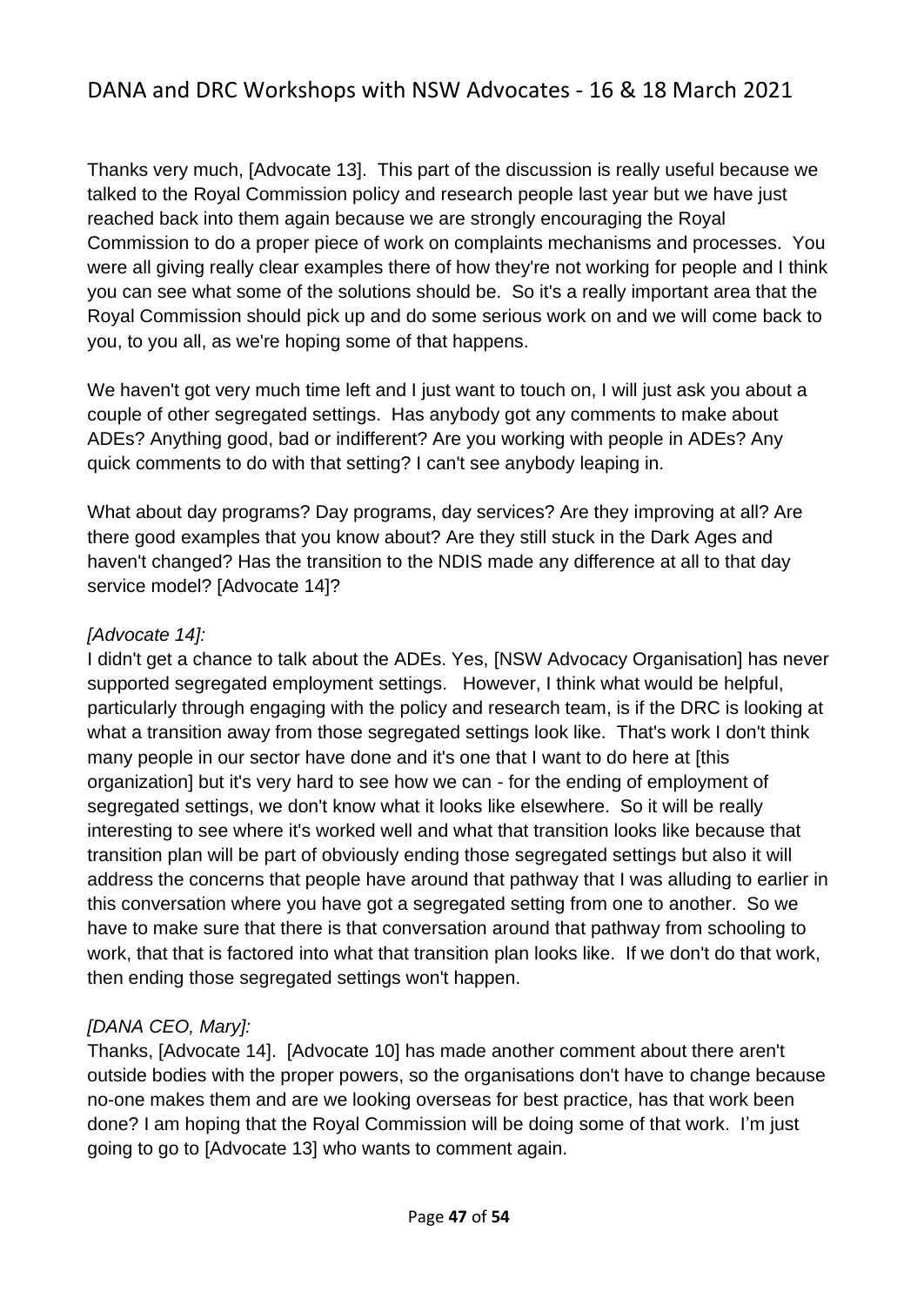Thanks very much, [Advocate 13]. This part of the discussion is really useful because we talked to the Royal Commission policy and research people last year but we have just reached back into them again because we are strongly encouraging the Royal Commission to do a proper piece of work on complaints mechanisms and processes. You were all giving really clear examples there of how they're not working for people and I think you can see what some of the solutions should be. So it's a really important area that the Royal Commission should pick up and do some serious work on and we will come back to you, to you all, as we're hoping some of that happens.

We haven't got very much time left and I just want to touch on, I will just ask you about a couple of other segregated settings. Has anybody got any comments to make about ADEs? Anything good, bad or indifferent? Are you working with people in ADEs? Any quick comments to do with that setting? I can't see anybody leaping in.

What about day programs? Day programs, day services? Are they improving at all? Are there good examples that you know about? Are they still stuck in the Dark Ages and haven't changed? Has the transition to the NDIS made any difference at all to that day service model? [Advocate 14]?

*[Advocate 14]:*
I didn't get a chance to talk about the ADEs. Yes, [NSW Advocacy Organisation] has never supported segregated employment settings. However, I think what would be helpful, particularly through engaging with the policy and research team, is if the DRC is looking at what a transition away from those segregated settings look like. That's work I don't think many people in our sector have done and it's one that I want to do here at [this organization] but it's very hard to see how we can - for the ending of employment of segregated settings, we don't know what it looks like elsewhere. So it will be really interesting to see where it's worked well and what that transition looks like because that transition plan will be part of obviously ending those segregated settings but also it will address the concerns that people have around that pathway that I was alluding to earlier in this conversation where you have got a segregated setting from one to another. So we have to make sure that there is that conversation around that pathway from schooling to work, that that is factored into what that transition plan looks like. If we don't do that work, then ending those segregated settings won't happen.

*[DANA CEO, Mary]:*
Thanks, [Advocate 14]. [Advocate 10] has made another comment about there aren't outside bodies with the proper powers, so the organisations don't have to change because no-one makes them and are we looking overseas for best practice, has that work been done? I am hoping that the Royal Commission will be doing some of that work. I'm just going to go to [Advocate 13] who wants to comment again.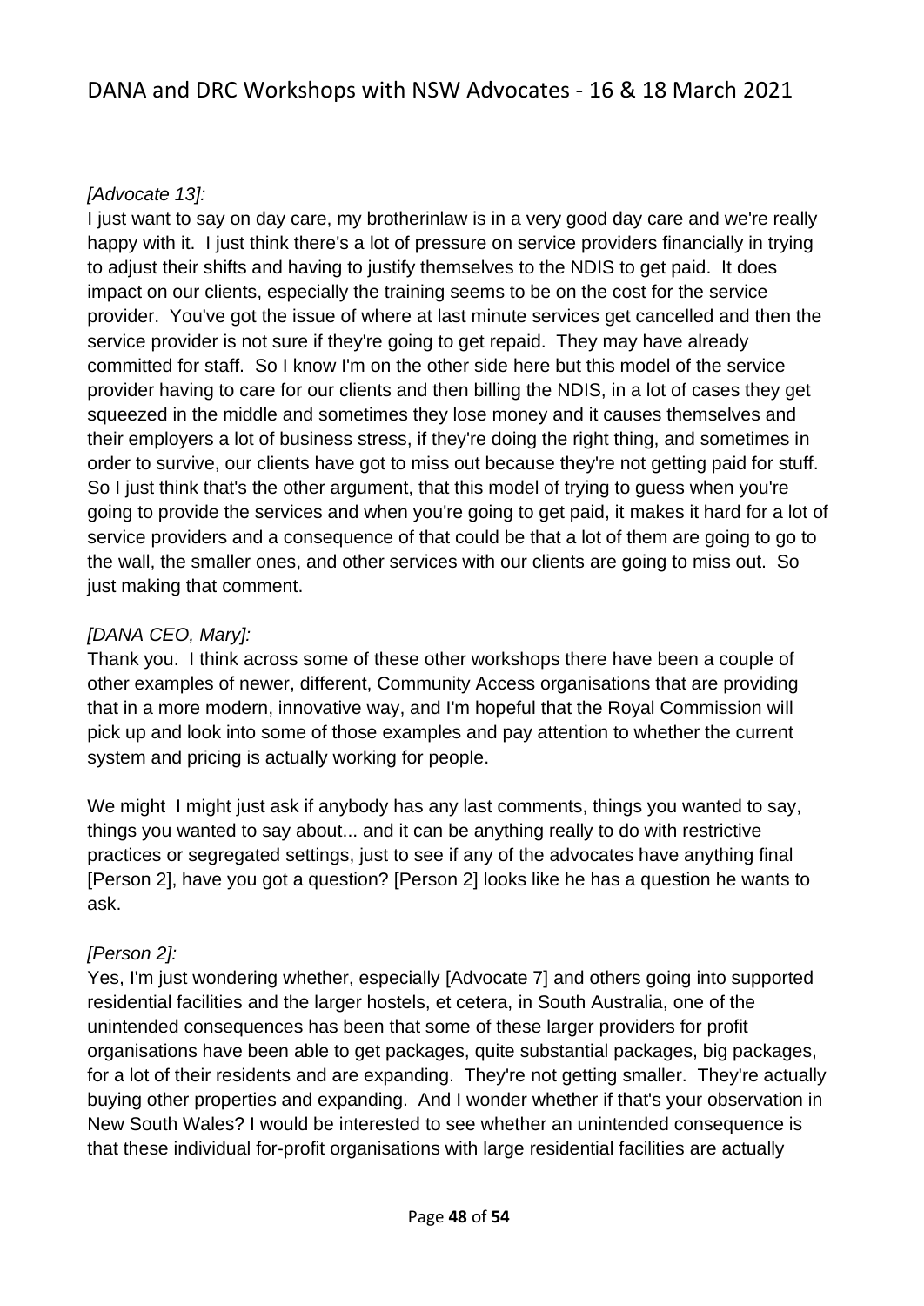*[Advocate 13]:*
I just want to say on day care, my brotherinlaw is in a very good day care and we're really happy with it. I just think there's a lot of pressure on service providers financially in trying to adjust their shifts and having to justify themselves to the NDIS to get paid. It does impact on our clients, especially the training seems to be on the cost for the service provider. You've got the issue of where at last minute services get cancelled and then the service provider is not sure if they're going to get repaid. They may have already committed for staff. So I know I'm on the other side here but this model of the service provider having to care for our clients and then billing the NDIS, in a lot of cases they get squeezed in the middle and sometimes they lose money and it causes themselves and their employers a lot of business stress, if they're doing the right thing, and sometimes in order to survive, our clients have got to miss out because they're not getting paid for stuff. So I just think that's the other argument, that this model of trying to guess when you're going to provide the services and when you're going to get paid, it makes it hard for a lot of service providers and a consequence of that could be that a lot of them are going to go to the wall, the smaller ones, and other services with our clients are going to miss out. So just making that comment.

*[DANA CEO, Mary]:*
Thank you. I think across some of these other workshops there have been a couple of other examples of newer, different, Community Access organisations that are providing that in a more modern, innovative way, and I'm hopeful that the Royal Commission will pick up and look into some of those examples and pay attention to whether the current system and pricing is actually working for people.

We might I might just ask if anybody has any last comments, things you wanted to say, things you wanted to say about... and it can be anything really to do with restrictive practices or segregated settings, just to see if any of the advocates have anything final [Person 2], have you got a question? [Person 2] looks like he has a question he wants to ask.

*[Person 2]:*
Yes, I'm just wondering whether, especially [Advocate 7] and others going into supported residential facilities and the larger hostels, et cetera, in South Australia, one of the unintended consequences has been that some of these larger providers for profit organisations have been able to get packages, quite substantial packages, big packages, for a lot of their residents and are expanding. They're not getting smaller. They're actually buying other properties and expanding. And I wonder whether if that's your observation in New South Wales? I would be interested to see whether an unintended consequence is that these individual for-profit organisations with large residential facilities are actually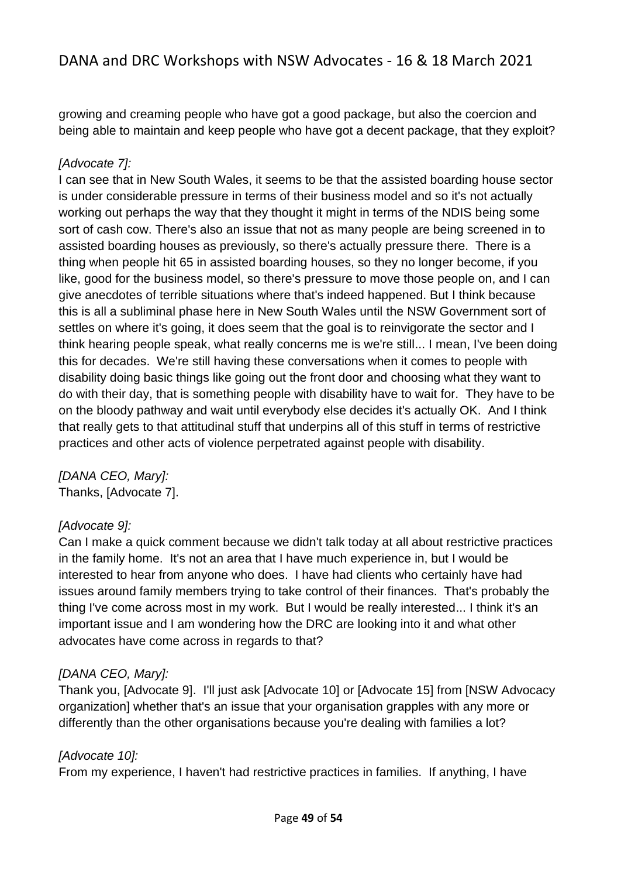growing and creaming people who have got a good package, but also the coercion and being able to maintain and keep people who have got a decent package, that they exploit?

*[Advocate 7]:*
I can see that in New South Wales, it seems to be that the assisted boarding house sector is under considerable pressure in terms of their business model and so it's not actually working out perhaps the way that they thought it might in terms of the NDIS being some sort of cash cow. There's also an issue that not as many people are being screened in to assisted boarding houses as previously, so there's actually pressure there. There is a thing when people hit 65 in assisted boarding houses, so they no longer become, if you like, good for the business model, so there's pressure to move those people on, and I can give anecdotes of terrible situations where that's indeed happened. But I think because this is all a subliminal phase here in New South Wales until the NSW Government sort of settles on where it's going, it does seem that the goal is to reinvigorate the sector and I think hearing people speak, what really concerns me is we're still... I mean, I've been doing this for decades. We're still having these conversations when it comes to people with disability doing basic things like going out the front door and choosing what they want to do with their day, that is something people with disability have to wait for. They have to be on the bloody pathway and wait until everybody else decides it's actually OK. And I think that really gets to that attitudinal stuff that underpins all of this stuff in terms of restrictive practices and other acts of violence perpetrated against people with disability.

*[DANA CEO, Mary]:*
Thanks, [Advocate 7].

*[Advocate 9]:*
Can I make a quick comment because we didn't talk today at all about restrictive practices in the family home. It's not an area that I have much experience in, but I would be interested to hear from anyone who does. I have had clients who certainly have had issues around family members trying to take control of their finances. That's probably the thing I've come across most in my work. But I would be really interested... I think it's an important issue and I am wondering how the DRC are looking into it and what other advocates have come across in regards to that?

*[DANA CEO, Mary]:*
Thank you, [Advocate 9]. I'll just ask [Advocate 10] or [Advocate 15] from [NSW Advocacy organization] whether that's an issue that your organisation grapples with any more or differently than the other organisations because you're dealing with families a lot?

*[Advocate 10]:*
From my experience, I haven't had restrictive practices in families. If anything, I have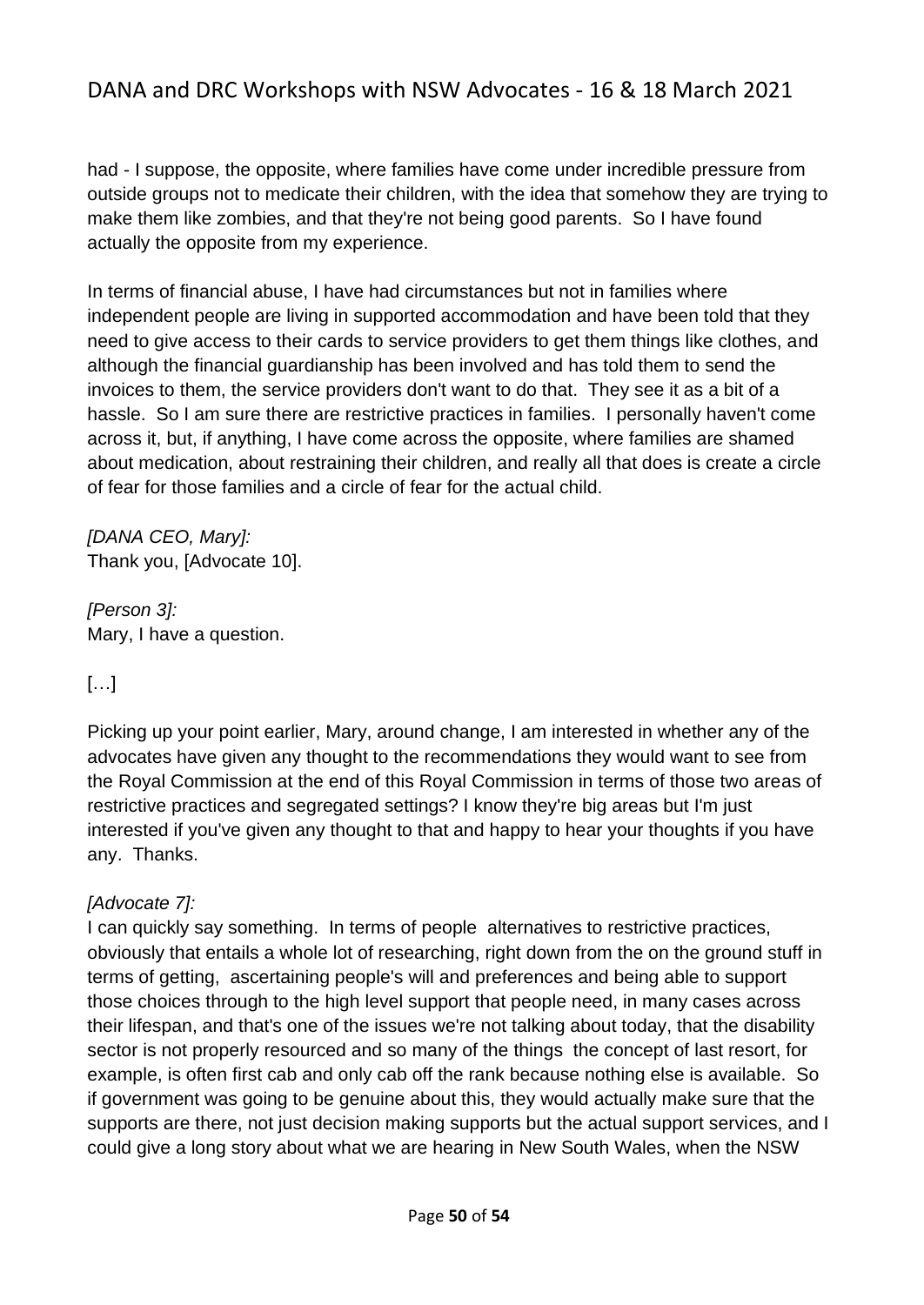had - I suppose, the opposite, where families have come under incredible pressure from outside groups not to medicate their children, with the idea that somehow they are trying to make them like zombies, and that they're not being good parents. So I have found actually the opposite from my experience.

In terms of financial abuse, I have had circumstances but not in families where independent people are living in supported accommodation and have been told that they need to give access to their cards to service providers to get them things like clothes, and although the financial guardianship has been involved and has told them to send the invoices to them, the service providers don't want to do that. They see it as a bit of a hassle. So I am sure there are restrictive practices in families. I personally haven't come across it, but, if anything, I have come across the opposite, where families are shamed about medication, about restraining their children, and really all that does is create a circle of fear for those families and a circle of fear for the actual child.

*[DANA CEO, Mary]:*
Thank you, [Advocate 10].

*[Person 3]:*
Mary, I have a question.

[…]

Picking up your point earlier, Mary, around change, I am interested in whether any of the advocates have given any thought to the recommendations they would want to see from the Royal Commission at the end of this Royal Commission in terms of those two areas of restrictive practices and segregated settings? I know they're big areas but I'm just interested if you've given any thought to that and happy to hear your thoughts if you have any. Thanks.

*[Advocate 7]:*
I can quickly say something. In terms of people alternatives to restrictive practices, obviously that entails a whole lot of researching, right down from the on the ground stuff in terms of getting, ascertaining people's will and preferences and being able to support those choices through to the high level support that people need, in many cases across their lifespan, and that's one of the issues we're not talking about today, that the disability sector is not properly resourced and so many of the things the concept of last resort, for example, is often first cab and only cab off the rank because nothing else is available. So if government was going to be genuine about this, they would actually make sure that the supports are there, not just decision making supports but the actual support services, and I could give a long story about what we are hearing in New South Wales, when the NSW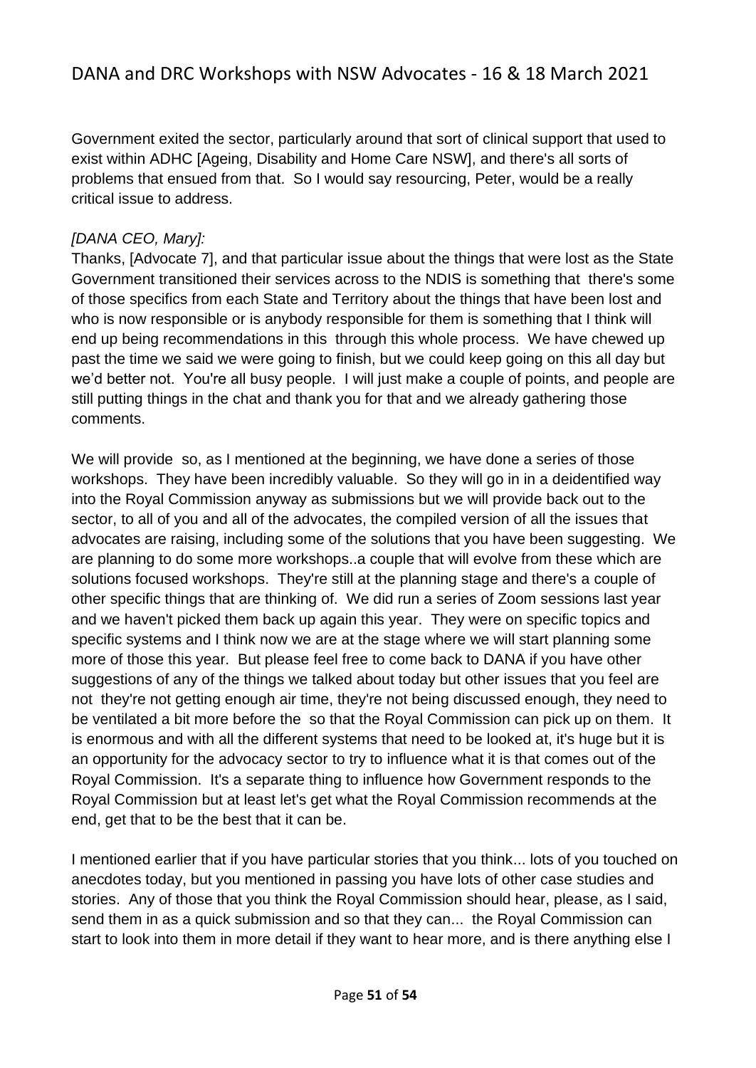Government exited the sector, particularly around that sort of clinical support that used to exist within ADHC [Ageing, Disability and Home Care NSW], and there's all sorts of problems that ensued from that. So I would say resourcing, Peter, would be a really critical issue to address.

*[DANA CEO, Mary]:*

Thanks, [Advocate 7], and that particular issue about the things that were lost as the State Government transitioned their services across to the NDIS is something that there's some of those specifics from each State and Territory about the things that have been lost and who is now responsible or is anybody responsible for them is something that I think will end up being recommendations in this through this whole process. We have chewed up past the time we said we were going to finish, but we could keep going on this all day but we'd better not. You're all busy people. I will just make a couple of points, and people are still putting things in the chat and thank you for that and we already gathering those comments.

We will provide so, as I mentioned at the beginning, we have done a series of those workshops. They have been incredibly valuable. So they will go in in a deidentified way into the Royal Commission anyway as submissions but we will provide back out to the sector, to all of you and all of the advocates, the compiled version of all the issues that advocates are raising, including some of the solutions that you have been suggesting. We are planning to do some more workshops..a couple that will evolve from these which are solutions focused workshops. They're still at the planning stage and there's a couple of other specific things that are thinking of. We did run a series of Zoom sessions last year and we haven't picked them back up again this year. They were on specific topics and specific systems and I think now we are at the stage where we will start planning some more of those this year. But please feel free to come back to DANA if you have other suggestions of any of the things we talked about today but other issues that you feel are not they're not getting enough air time, they're not being discussed enough, they need to be ventilated a bit more before the so that the Royal Commission can pick up on them. It is enormous and with all the different systems that need to be looked at, it's huge but it is an opportunity for the advocacy sector to try to influence what it is that comes out of the Royal Commission. It's a separate thing to influence how Government responds to the Royal Commission but at least let's get what the Royal Commission recommends at the end, get that to be the best that it can be.

I mentioned earlier that if you have particular stories that you think... lots of you touched on anecdotes today, but you mentioned in passing you have lots of other case studies and stories. Any of those that you think the Royal Commission should hear, please, as I said, send them in as a quick submission and so that they can... the Royal Commission can start to look into them in more detail if they want to hear more, and is there anything else I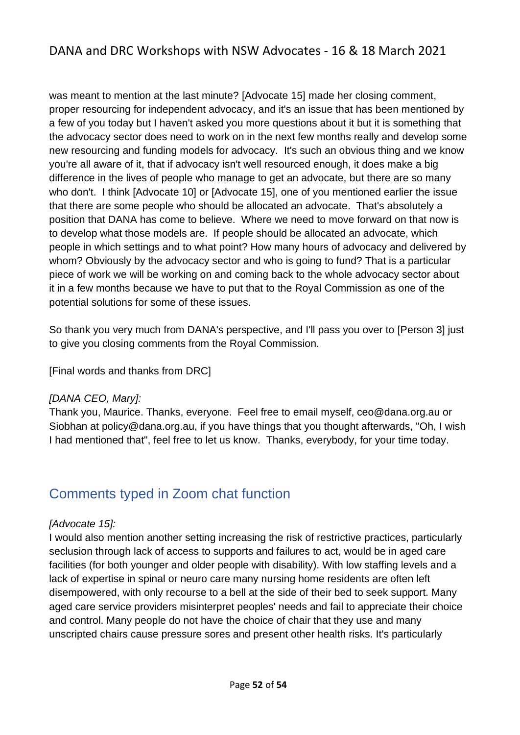was meant to mention at the last minute? [Advocate 15] made her closing comment, proper resourcing for independent advocacy, and it's an issue that has been mentioned by a few of you today but I haven't asked you more questions about it but it is something that the advocacy sector does need to work on in the next few months really and develop some new resourcing and funding models for advocacy. It's such an obvious thing and we know you're all aware of it, that if advocacy isn't well resourced enough, it does make a big difference in the lives of people who manage to get an advocate, but there are so many who don't. I think [Advocate 10] or [Advocate 15], one of you mentioned earlier the issue that there are some people who should be allocated an advocate. That's absolutely a position that DANA has come to believe. Where we need to move forward on that now is to develop what those models are. If people should be allocated an advocate, which people in which settings and to what point? How many hours of advocacy and delivered by whom? Obviously by the advocacy sector and who is going to fund? That is a particular piece of work we will be working on and coming back to the whole advocacy sector about it in a few months because we have to put that to the Royal Commission as one of the potential solutions for some of these issues.

So thank you very much from DANA's perspective, and I'll pass you over to [Person 3] just to give you closing comments from the Royal Commission.

[Final words and thanks from DRC]

*[DANA CEO, Mary]:*
Thank you, Maurice. Thanks, everyone. Feel free to email myself, ceo@dana.org.au or Siobhan at policy@dana.org.au, if you have things that you thought afterwards, "Oh, I wish I had mentioned that", feel free to let us know. Thanks, everybody, for your time today.

## Comments typed in Zoom chat function

*[Advocate 15]:*
I would also mention another setting increasing the risk of restrictive practices, particularly seclusion through lack of access to supports and failures to act, would be in aged care facilities (for both younger and older people with disability). With low staffing levels and a lack of expertise in spinal or neuro care many nursing home residents are often left disempowered, with only recourse to a bell at the side of their bed to seek support. Many aged care service providers misinterpret peoples' needs and fail to appreciate their choice and control. Many people do not have the choice of chair that they use and many unscripted chairs cause pressure sores and present other health risks. It's particularly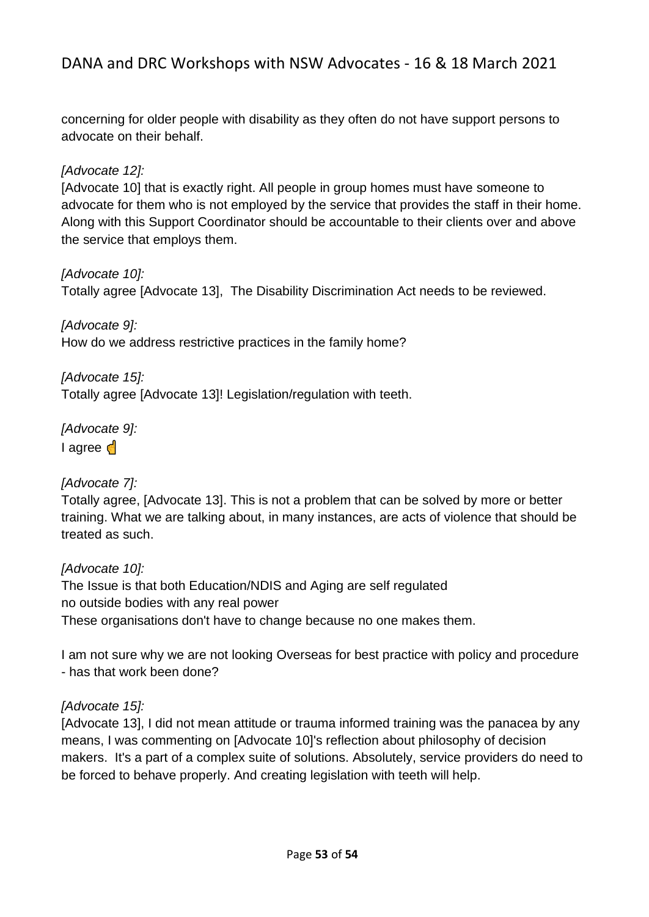concerning for older people with disability as they often do not have support persons to advocate on their behalf.

*[Advocate 12]:*
[Advocate 10] that is exactly right. All people in group homes must have someone to advocate for them who is not employed by the service that provides the staff in their home. Along with this Support Coordinator should be accountable to their clients over and above the service that employs them.

*[Advocate 10]:*
Totally agree [Advocate 13], The Disability Discrimination Act needs to be reviewed.

*[Advocate 9]:*
How do we address restrictive practices in the family home?

*[Advocate 15]:*
Totally agree [Advocate 13]! Legislation/regulation with teeth.

*[Advocate 9]:*
I agree ☝

*[Advocate 7]:*
Totally agree, [Advocate 13]. This is not a problem that can be solved by more or better training. What we are talking about, in many instances, are acts of violence that should be treated as such.

*[Advocate 10]:*
The Issue is that both Education/NDIS and Aging are self regulated
no outside bodies with any real power
These organisations don't have to change because no one makes them.

I am not sure why we are not looking Overseas for best practice with policy and procedure - has that work been done?

*[Advocate 15]:*
[Advocate 13], I did not mean attitude or trauma informed training was the panacea by any means, I was commenting on [Advocate 10]'s reflection about philosophy of decision makers. It's a part of a complex suite of solutions. Absolutely, service providers do need to be forced to behave properly. And creating legislation with teeth will help.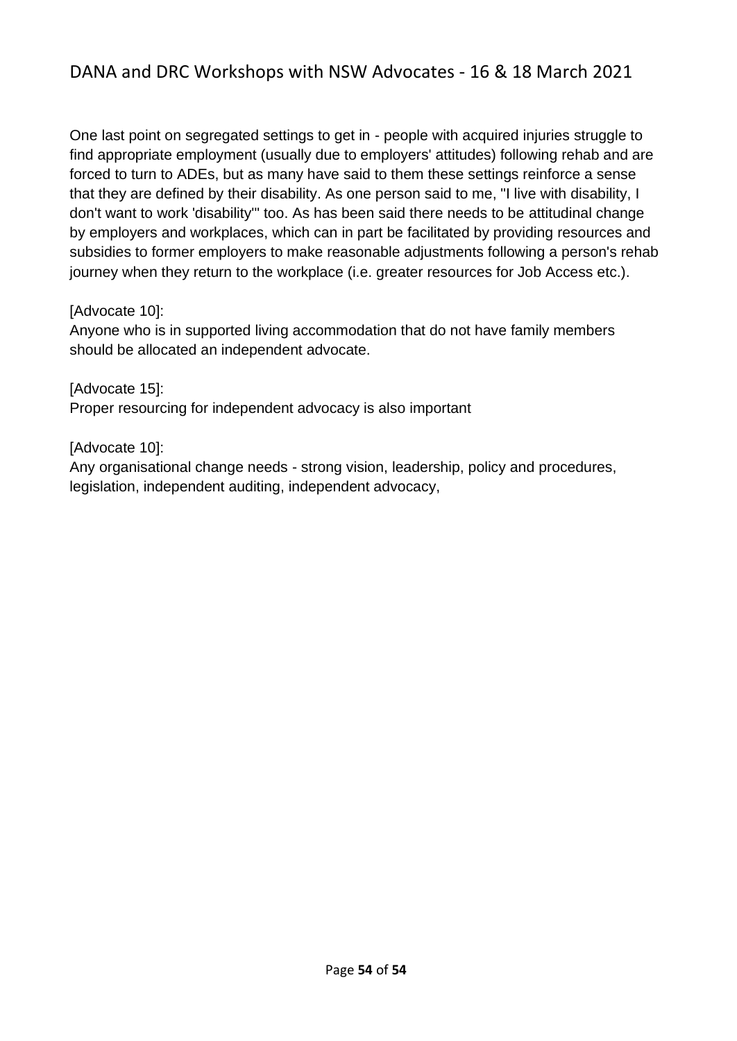One last point on segregated settings to get in - people with acquired injuries struggle to find appropriate employment (usually due to employers' attitudes) following rehab and are forced to turn to ADEs, but as many have said to them these settings reinforce a sense that they are defined by their disability. As one person said to me, "I live with disability, I don't want to work 'disability'" too. As has been said there needs to be attitudinal change by employers and workplaces, which can in part be facilitated by providing resources and subsidies to former employers to make reasonable adjustments following a person's rehab journey when they return to the workplace (i.e. greater resources for Job Access etc.).

[Advocate 10]:
Anyone who is in supported living accommodation that do not have family members should be allocated an independent advocate.

[Advocate 15]:
Proper resourcing for independent advocacy is also important

[Advocate 10]:
Any organisational change needs - strong vision, leadership, policy and procedures, legislation, independent auditing, independent advocacy,